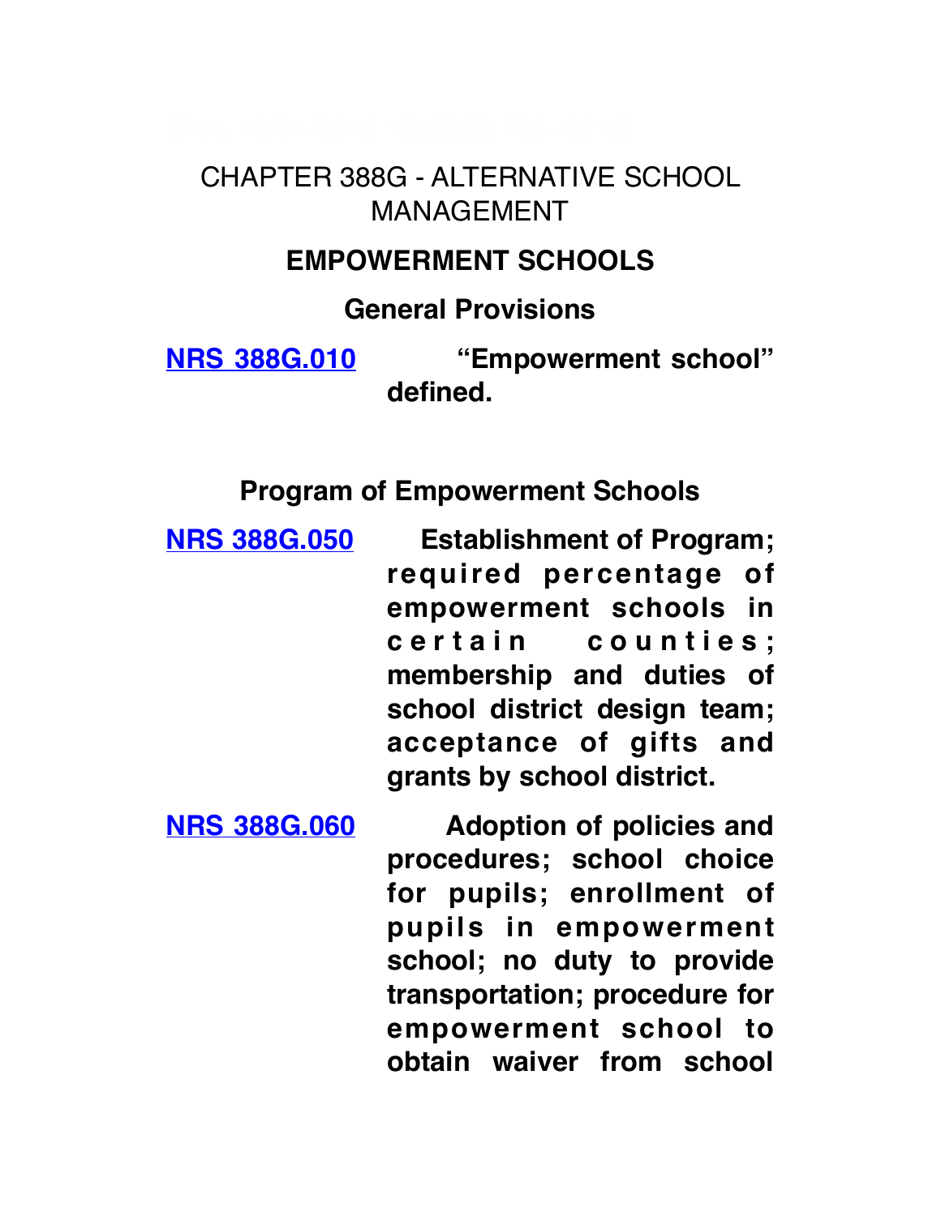# CHAPTER 388G - ALTERNATIVE SCHOOL MANAGEMENT

## EMPOWERMENT SCHOOLS

### General Provisions

**NRS 388G.010** **"Empowerment school" defined.**

### Program of Empowerment Schools

**NRS 388G.050** **Establishment of Program; required percentage of empowerment schools in certain counties; membership and duties of school district design team; acceptance of gifts and grants by school district.**

**NRS 388G.060** **Adoption of policies and procedures; school choice for pupils; enrollment of pupils in empowerment school; no duty to provide transportation; procedure for empowerment school to obtain waiver from school**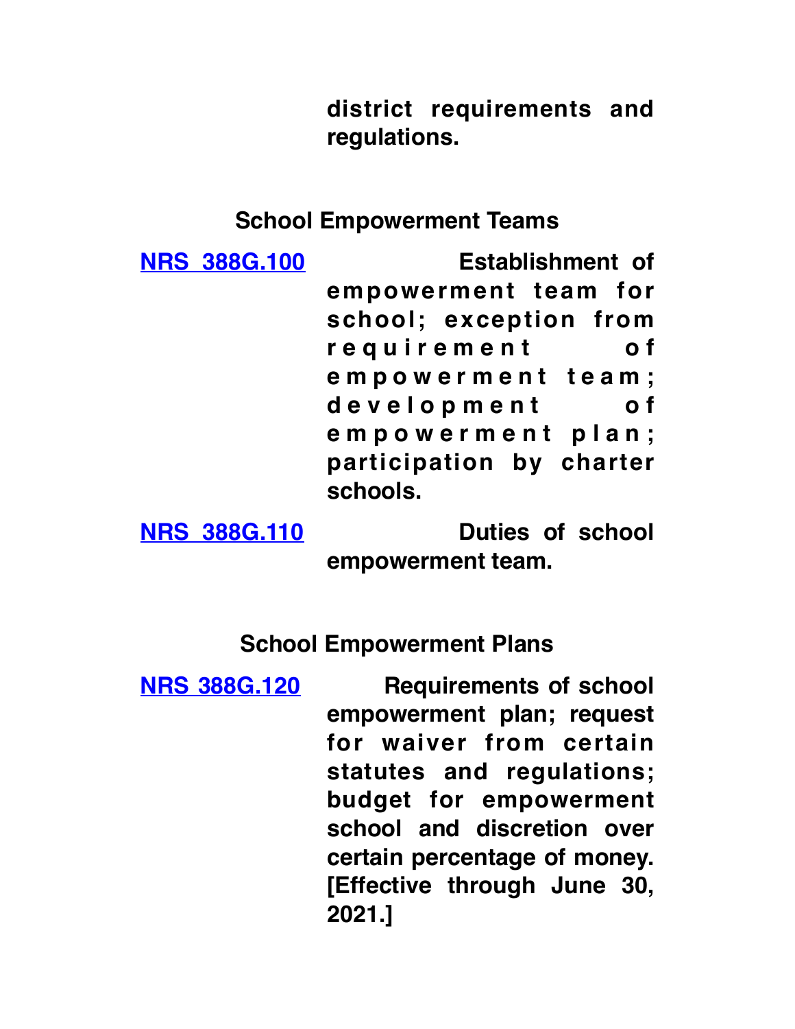district requirements and regulations.

## School Empowerment Teams

| | |
|---|---|
| NRS 388G.100 | Establishment of empowerment team for school; exception from requirement of empowerment team; development of empowerment plan; participation by charter schools. |
| NRS 388G.110 | Duties of school empowerment team. |

## School Empowerment Plans

| | |
|---|---|
| NRS 388G.120 | Requirements of school empowerment plan; request for waiver from certain statutes and regulations; budget for empowerment school and discretion over certain percentage of money. [Effective through June 30, 2021.] |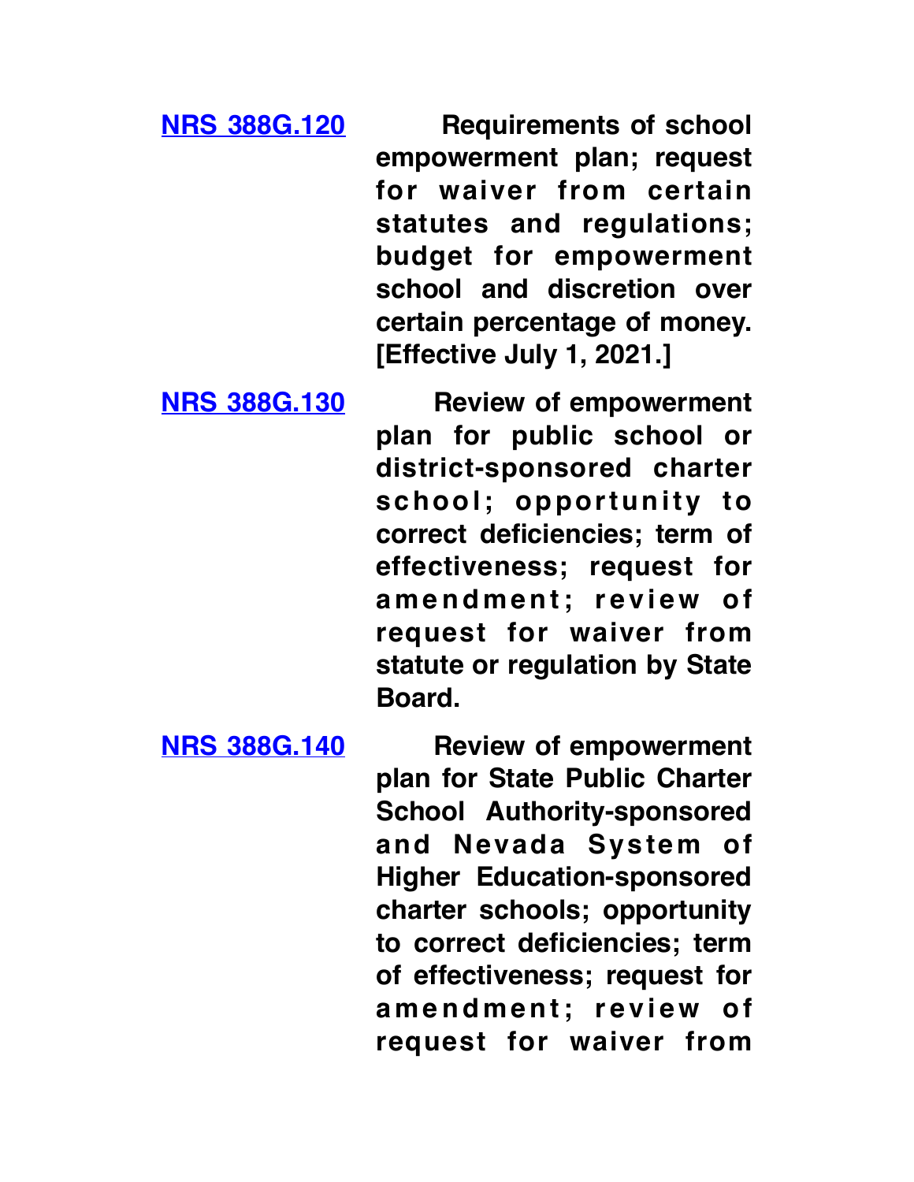**NRS 388G.120** **Requirements of school empowerment plan; request for waiver from certain statutes and regulations; budget for empowerment school and discretion over certain percentage of money. [Effective July 1, 2021.]**

**NRS 388G.130** **Review of empowerment plan for public school or district-sponsored charter school; opportunity to correct deficiencies; term of effectiveness; request for amendment; review of request for waiver from statute or regulation by State Board.**

**NRS 388G.140** **Review of empowerment plan for State Public Charter School Authority-sponsored and Nevada System of Higher Education-sponsored charter schools; opportunity to correct deficiencies; term of effectiveness; request for amendment; review of request for waiver from**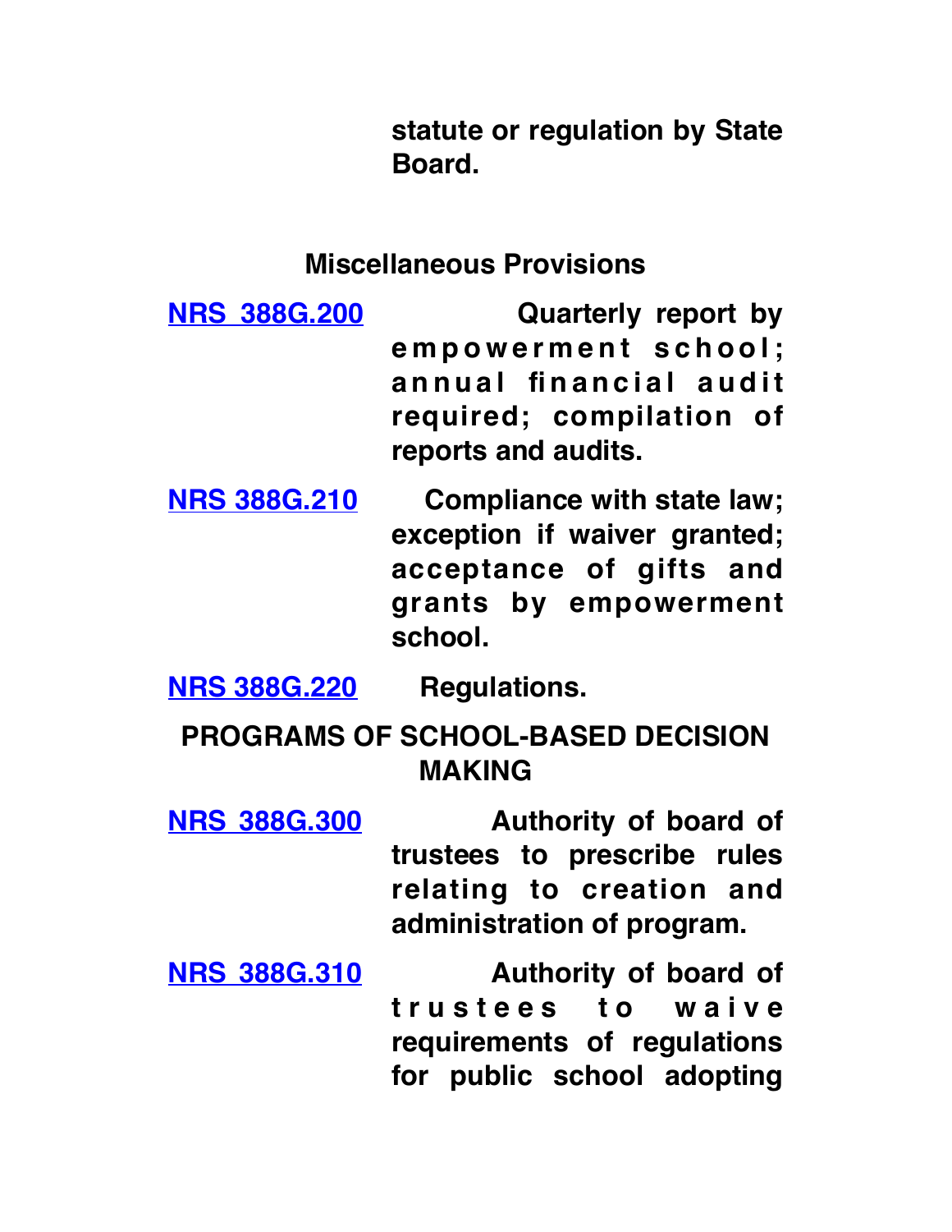statute or regulation by State Board.

**Miscellaneous Provisions**

**NRS 388G.200** Quarterly report by empowerment school; annual financial audit required; compilation of reports and audits.

**NRS 388G.210** Compliance with state law; exception if waiver granted; acceptance of gifts and grants by empowerment school.

**NRS 388G.220** Regulations.

**PROGRAMS OF SCHOOL-BASED DECISION MAKING**

**NRS 388G.300** Authority of board of trustees to prescribe rules relating to creation and administration of program.

**NRS 388G.310** Authority of board of trustees to waive requirements of regulations for public school adopting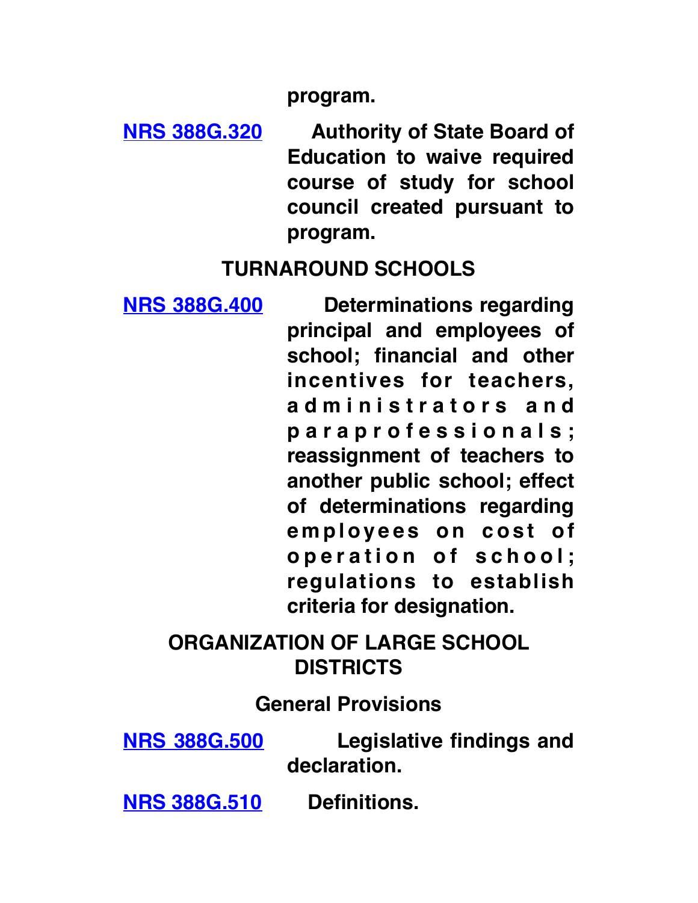program.

**NRS 388G.320** **Authority of State Board of Education to waive required course of study for school council created pursuant to program.**

## TURNAROUND SCHOOLS

**NRS 388G.400** **Determinations regarding principal and employees of school; financial and other incentives for teachers, administrators and paraprofessionals; reassignment of teachers to another public school; effect of determinations regarding employees on cost of operation of school; regulations to establish criteria for designation.**

## ORGANIZATION OF LARGE SCHOOL DISTRICTS

### General Provisions

**NRS 388G.500** **Legislative findings and declaration.**

**NRS 388G.510** **Definitions.**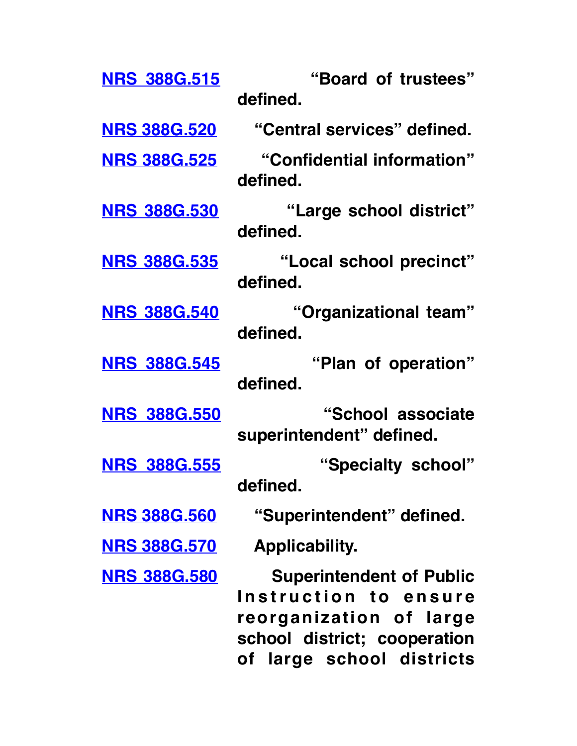**NRS 388G.515** **"Board of trustees" defined.**

**NRS 388G.520** **"Central services" defined.**

**NRS 388G.525** **"Confidential information" defined.**

**NRS 388G.530** **"Large school district" defined.**

**NRS 388G.535** **"Local school precinct" defined.**

**NRS 388G.540** **"Organizational team" defined.**

**NRS 388G.545** **"Plan of operation" defined.**

**NRS 388G.550** **"School associate superintendent" defined.**

**NRS 388G.555** **"Specialty school" defined.**

**NRS 388G.560** **"Superintendent" defined.**

**NRS 388G.570** **Applicability.**

**NRS 388G.580** **Superintendent of Public Instruction to ensure reorganization of large school district; cooperation of large school districts**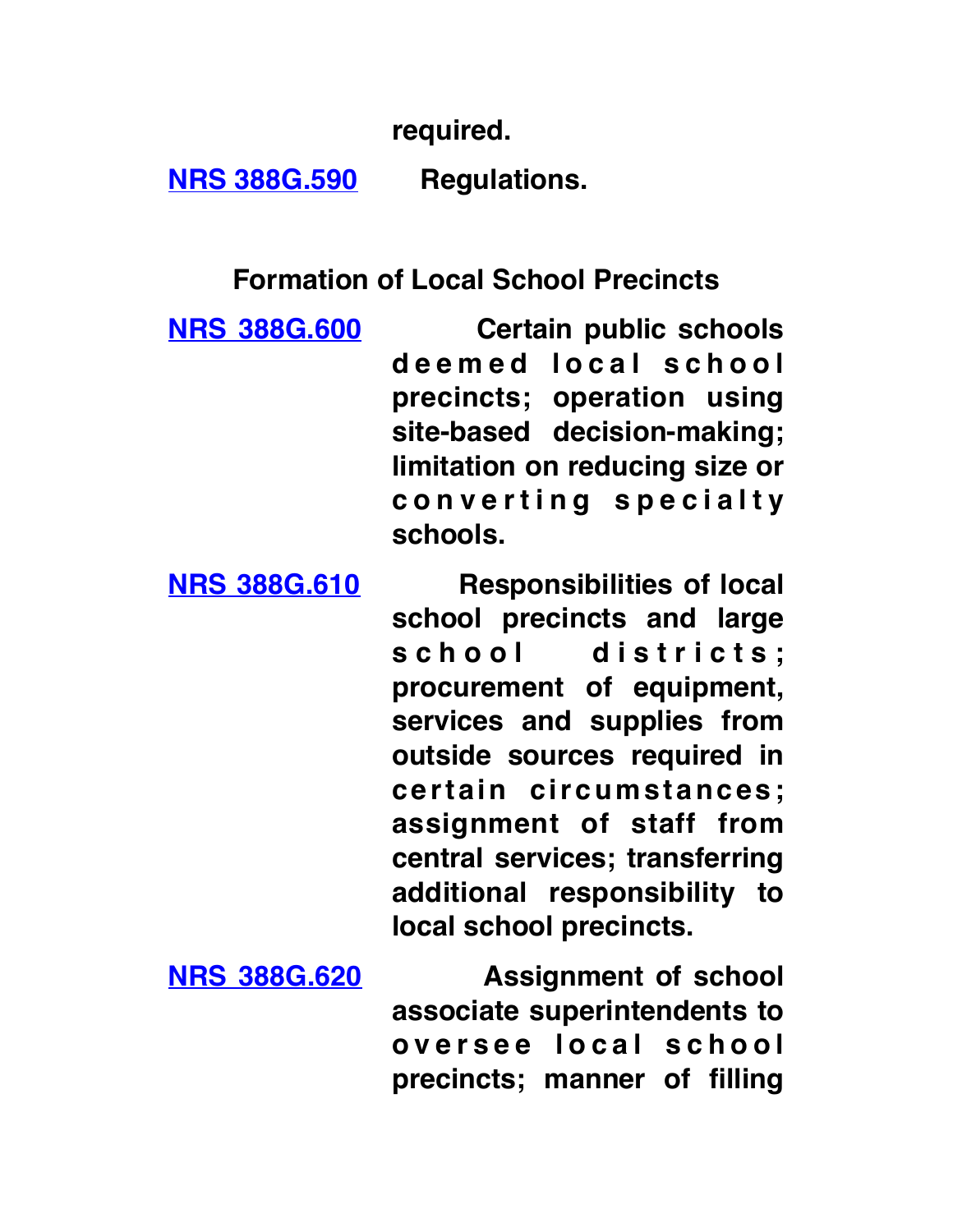required.

**NRS 388G.590** Regulations.

## Formation of Local School Precincts

**NRS 388G.600** Certain public schools deemed local school precincts; operation using site-based decision-making; limitation on reducing size or converting specialty schools.

**NRS 388G.610** Responsibilities of local school precincts and large school districts; procurement of equipment, services and supplies from outside sources required in certain circumstances; assignment of staff from central services; transferring additional responsibility to local school precincts.

**NRS 388G.620** Assignment of school associate superintendents to oversee local school precincts; manner of filling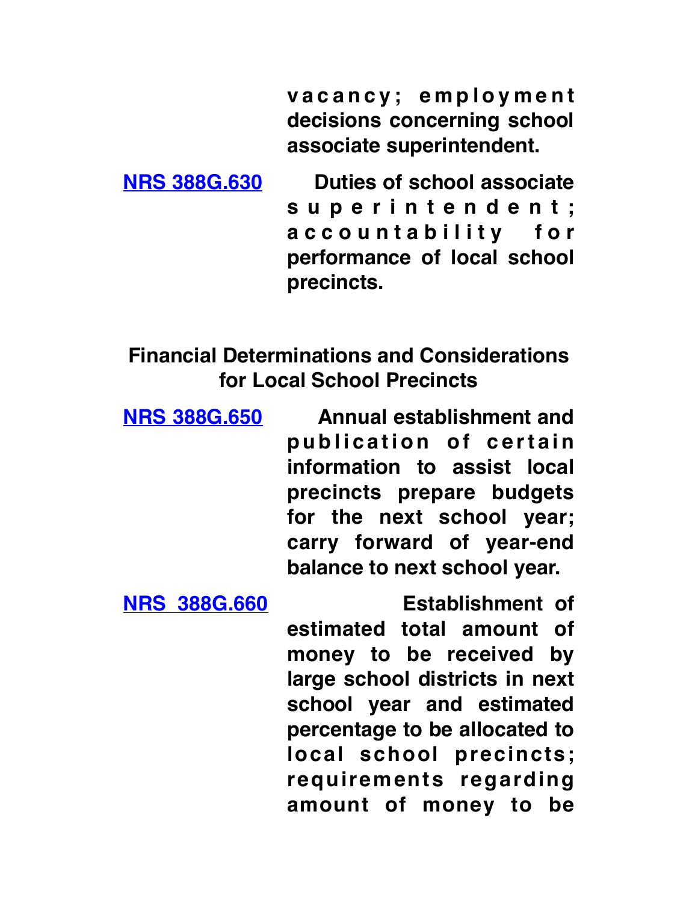**vacancy; employment decisions concerning school associate superintendent.**

[NRS 388G.630](#) **Duties of school associate superintendent; accountability for performance of local school precincts.**

**Financial Determinations and Considerations for Local School Precincts**

[NRS 388G.650](#) **Annual establishment and publication of certain information to assist local precincts prepare budgets for the next school year; carry forward of year-end balance to next school year.**

[NRS 388G.660](#) **Establishment of estimated total amount of money to be received by large school districts in next school year and estimated percentage to be allocated to local school precincts; requirements regarding amount of money to be**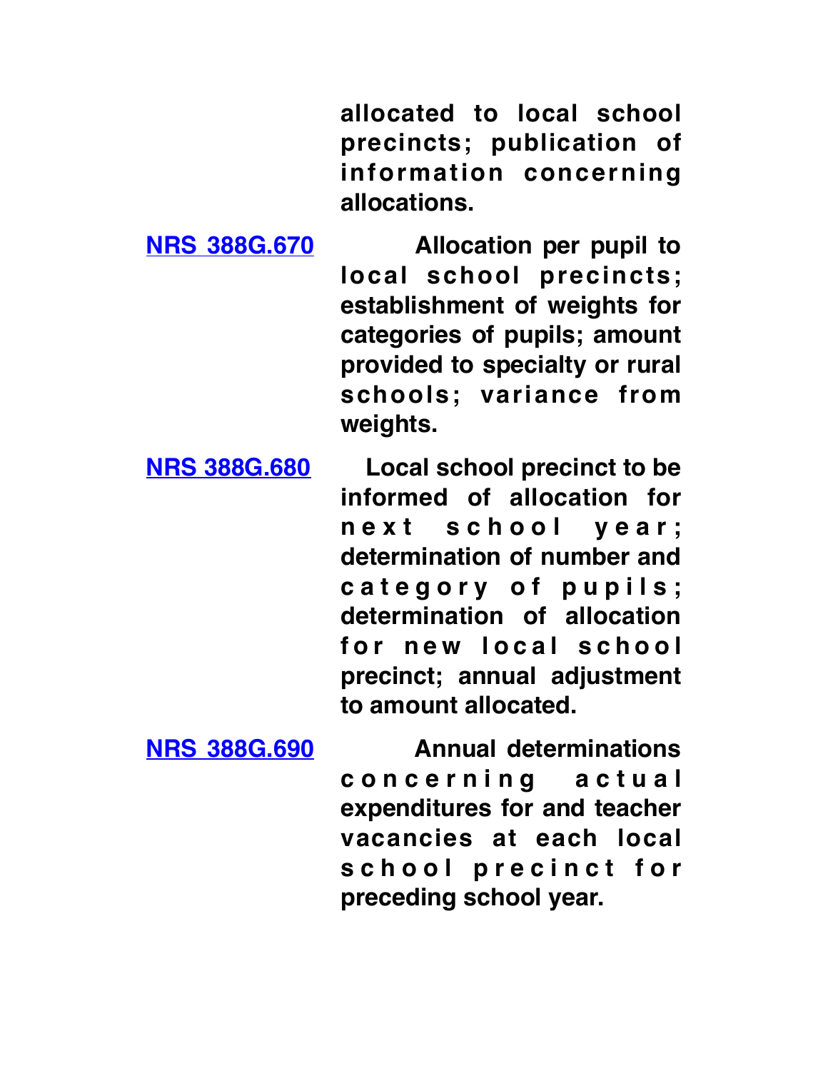**allocated to local school precincts; publication of information concerning allocations.**

[NRS 388G.670] **Allocation per pupil to local school precincts; establishment of weights for categories of pupils; amount provided to specialty or rural schools; variance from weights.**

[NRS 388G.680] **Local school precinct to be informed of allocation for next school year; determination of number and category of pupils; determination of allocation for new local school precinct; annual adjustment to amount allocated.**

[NRS 388G.690] **Annual determinations concerning actual expenditures for and teacher vacancies at each local school precinct for preceding school year.**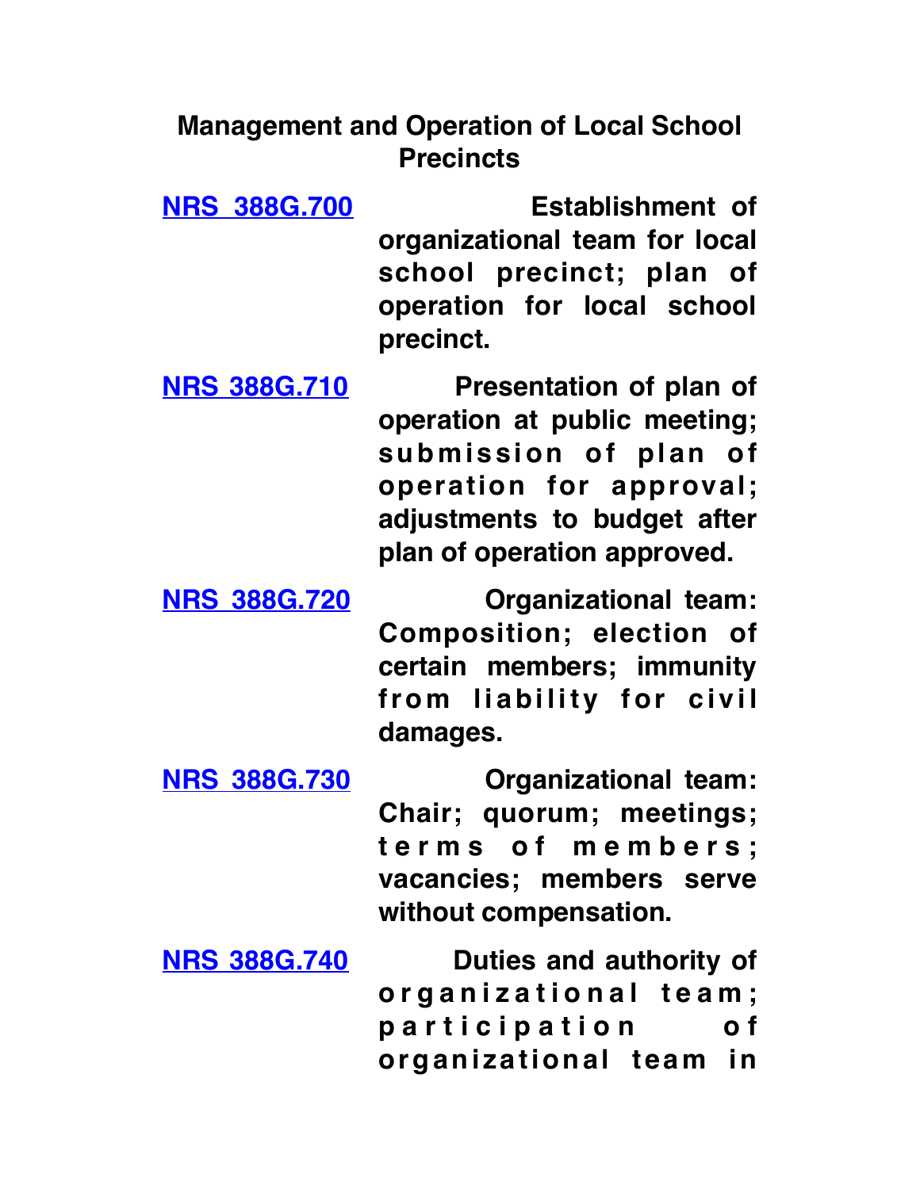## Management and Operation of Local School Precincts

**NRS 388G.700** **Establishment of organizational team for local school precinct; plan of operation for local school precinct.**

**NRS 388G.710** **Presentation of plan of operation at public meeting; submission of plan of operation for approval; adjustments to budget after plan of operation approved.**

**NRS 388G.720** **Organizational team: Composition; election of certain members; immunity from liability for civil damages.**

**NRS 388G.730** **Organizational team: Chair; quorum; meetings; terms of members; vacancies; members serve without compensation.**

**NRS 388G.740** **Duties and authority of organizational team; participation of organizational team in**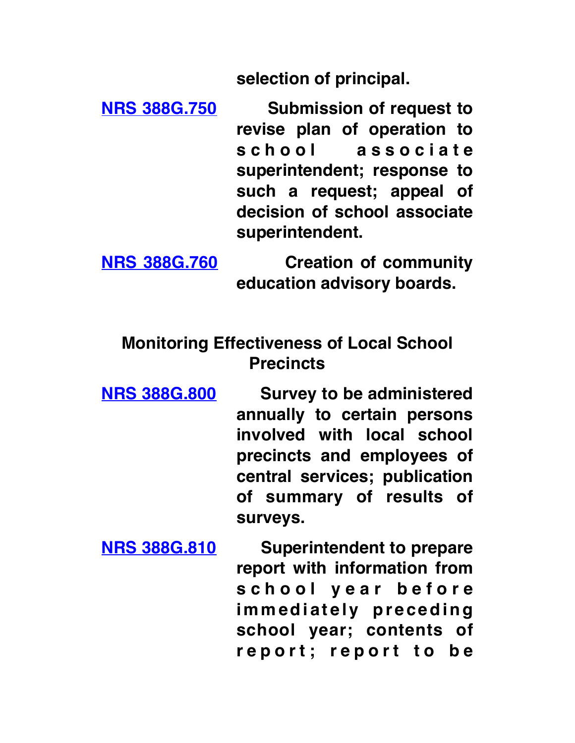selection of principal.

**NRS 388G.750** Submission of request to revise plan of operation to school associate superintendent; response to such a request; appeal of decision of school associate superintendent.

**NRS 388G.760** Creation of community education advisory boards.

## Monitoring Effectiveness of Local School Precincts

**NRS 388G.800** Survey to be administered annually to certain persons involved with local school precincts and employees of central services; publication of summary of results of surveys.

**NRS 388G.810** Superintendent to prepare report with information from school year before immediately preceding school year; contents of report; report to be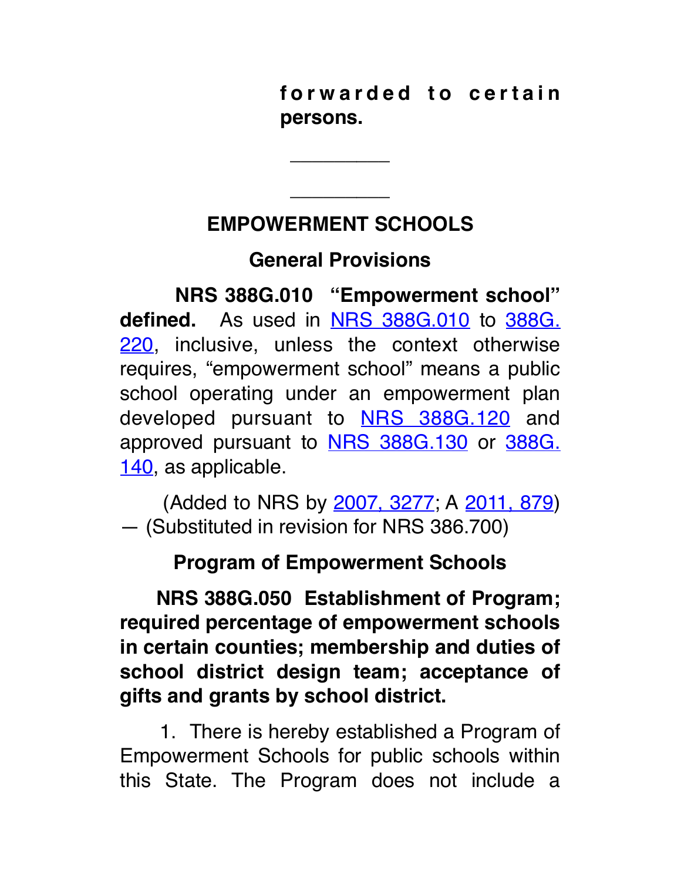**forwarded to certain persons.**

---

---

## EMPOWERMENT SCHOOLS

### General Provisions

**NRS 388G.010 "Empowerment school" defined.** As used in NRS 388G.010 to 388G.220, inclusive, unless the context otherwise requires, "empowerment school" means a public school operating under an empowerment plan developed pursuant to NRS 388G.120 and approved pursuant to NRS 388G.130 or 388G.140, as applicable.

(Added to NRS by 2007, 3277; A 2011, 879) — (Substituted in revision for NRS 386.700)

### Program of Empowerment Schools

**NRS 388G.050 Establishment of Program; required percentage of empowerment schools in certain counties; membership and duties of school district design team; acceptance of gifts and grants by school district.**

1. There is hereby established a Program of Empowerment Schools for public schools within this State. The Program does not include a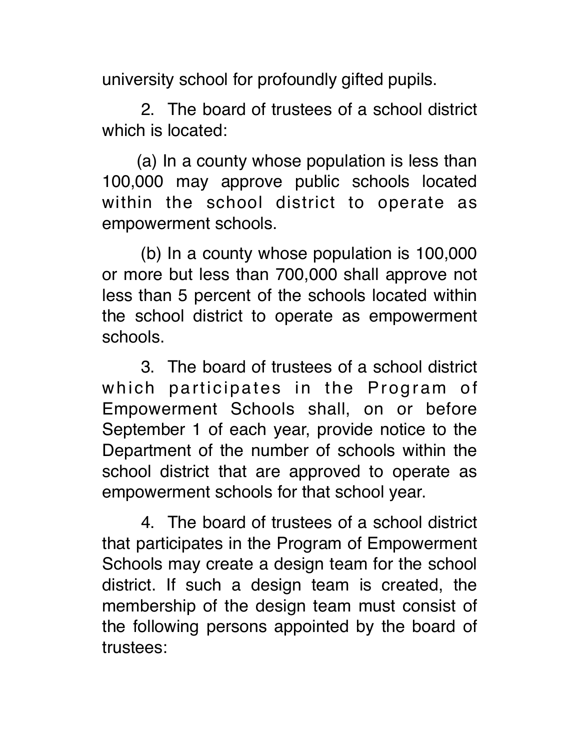university school for profoundly gifted pupils.

2. The board of trustees of a school district which is located:

(a) In a county whose population is less than 100,000 may approve public schools located within the school district to operate as empowerment schools.

(b) In a county whose population is 100,000 or more but less than 700,000 shall approve not less than 5 percent of the schools located within the school district to operate as empowerment schools.

3. The board of trustees of a school district which participates in the Program of Empowerment Schools shall, on or before September 1 of each year, provide notice to the Department of the number of schools within the school district that are approved to operate as empowerment schools for that school year.

4. The board of trustees of a school district that participates in the Program of Empowerment Schools may create a design team for the school district. If such a design team is created, the membership of the design team must consist of the following persons appointed by the board of trustees: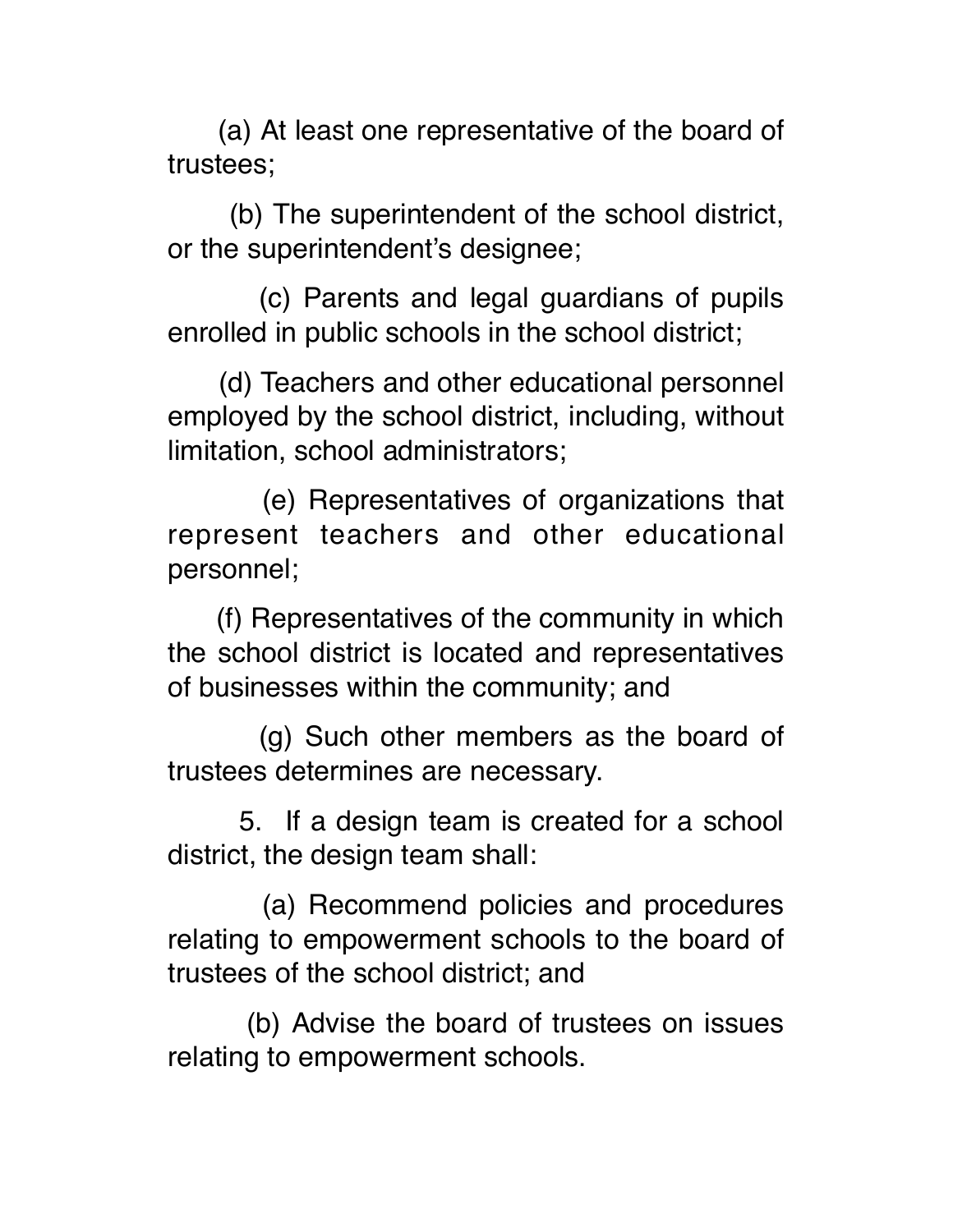(a) At least one representative of the board of trustees;

(b) The superintendent of the school district, or the superintendent's designee;

(c) Parents and legal guardians of pupils enrolled in public schools in the school district;

(d) Teachers and other educational personnel employed by the school district, including, without limitation, school administrators;

(e) Representatives of organizations that represent teachers and other educational personnel;

(f) Representatives of the community in which the school district is located and representatives of businesses within the community; and

(g) Such other members as the board of trustees determines are necessary.

5. If a design team is created for a school district, the design team shall:

(a) Recommend policies and procedures relating to empowerment schools to the board of trustees of the school district; and

(b) Advise the board of trustees on issues relating to empowerment schools.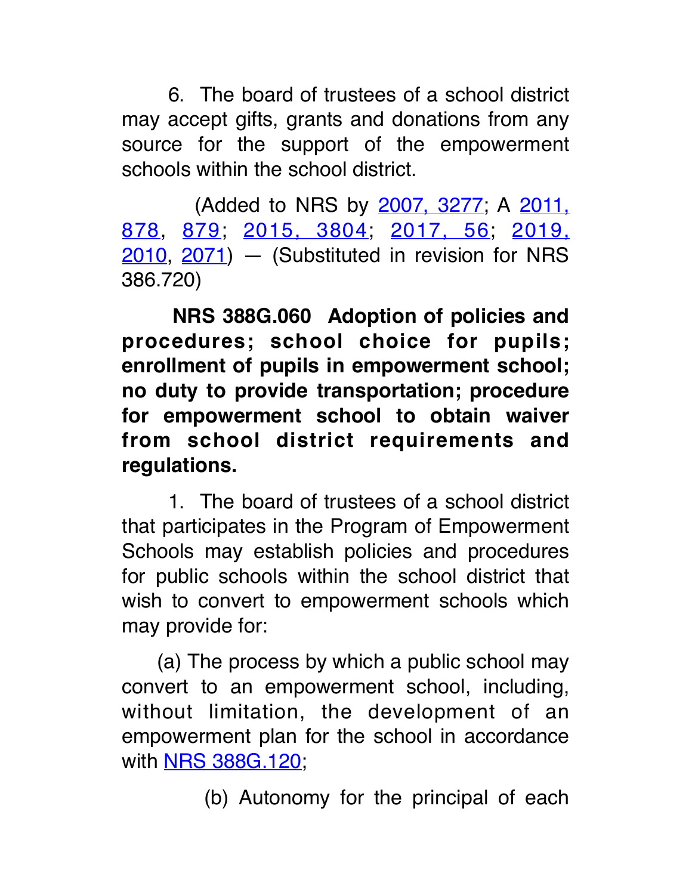6. The board of trustees of a school district may accept gifts, grants and donations from any source for the support of the empowerment schools within the school district.

(Added to NRS by 2007, 3277; A 2011, 878, 879; 2015, 3804; 2017, 56; 2019, 2010, 2071) — (Substituted in revision for NRS 386.720)

**NRS 388G.060 Adoption of policies and procedures; school choice for pupils; enrollment of pupils in empowerment school; no duty to provide transportation; procedure for empowerment school to obtain waiver from school district requirements and regulations.**

1. The board of trustees of a school district that participates in the Program of Empowerment Schools may establish policies and procedures for public schools within the school district that wish to convert to empowerment schools which may provide for:

(a) The process by which a public school may convert to an empowerment school, including, without limitation, the development of an empowerment plan for the school in accordance with NRS 388G.120;

(b) Autonomy for the principal of each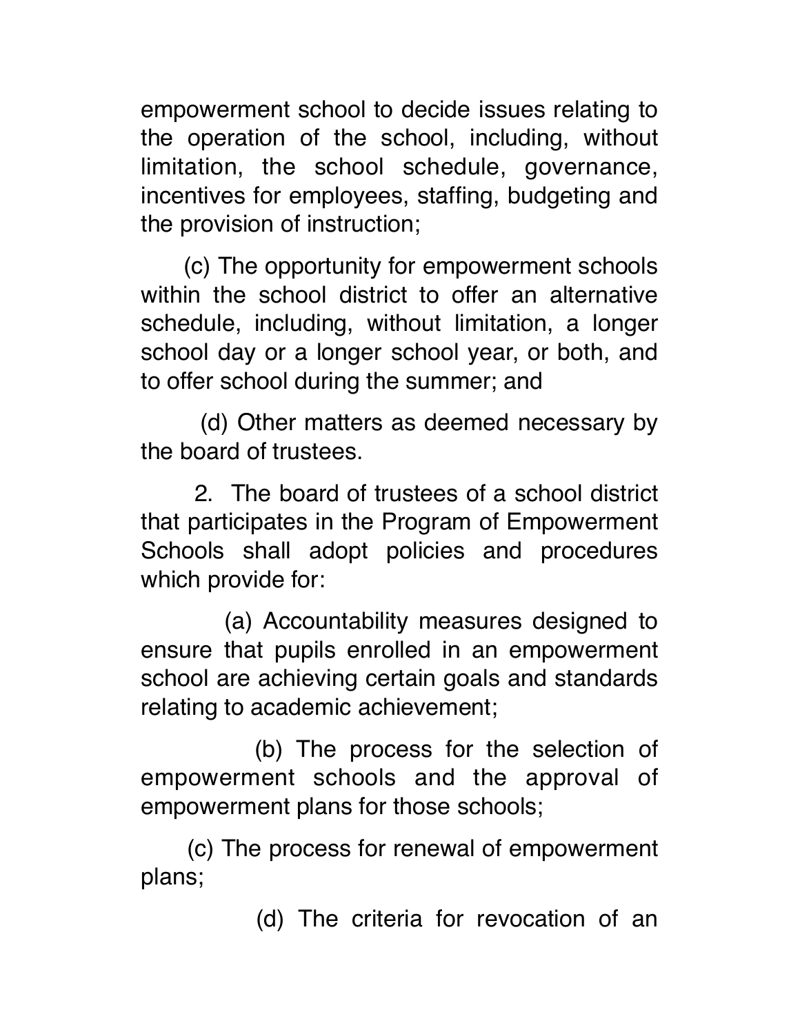empowerment school to decide issues relating to the operation of the school, including, without limitation, the school schedule, governance, incentives for employees, staffing, budgeting and the provision of instruction;

(c) The opportunity for empowerment schools within the school district to offer an alternative schedule, including, without limitation, a longer school day or a longer school year, or both, and to offer school during the summer; and

(d) Other matters as deemed necessary by the board of trustees.

2. The board of trustees of a school district that participates in the Program of Empowerment Schools shall adopt policies and procedures which provide for:

(a) Accountability measures designed to ensure that pupils enrolled in an empowerment school are achieving certain goals and standards relating to academic achievement;

(b) The process for the selection of empowerment schools and the approval of empowerment plans for those schools;

(c) The process for renewal of empowerment plans;

(d) The criteria for revocation of an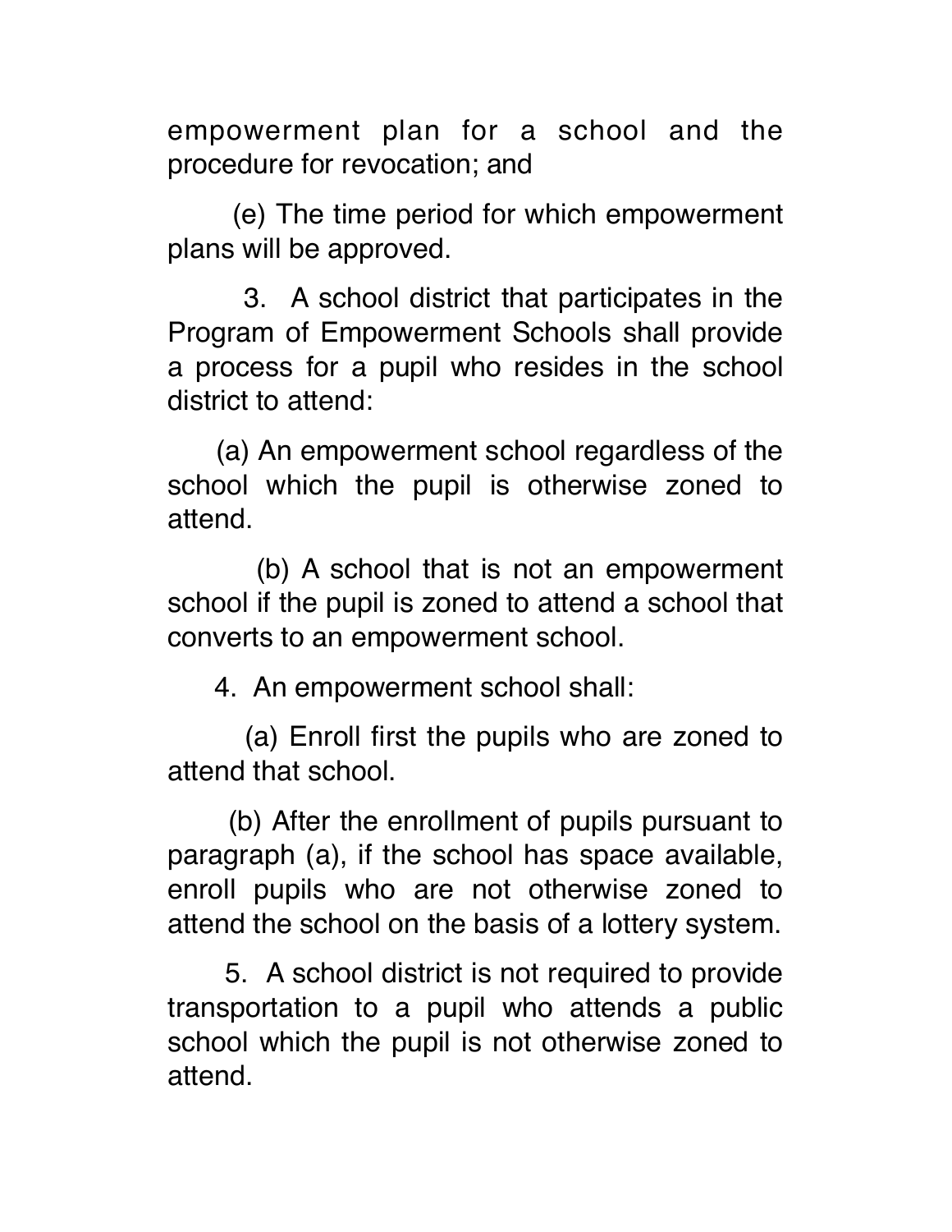empowerment plan for a school and the procedure for revocation; and

(e) The time period for which empowerment plans will be approved.

3. A school district that participates in the Program of Empowerment Schools shall provide a process for a pupil who resides in the school district to attend:

(a) An empowerment school regardless of the school which the pupil is otherwise zoned to attend.

(b) A school that is not an empowerment school if the pupil is zoned to attend a school that converts to an empowerment school.

4. An empowerment school shall:

(a) Enroll first the pupils who are zoned to attend that school.

(b) After the enrollment of pupils pursuant to paragraph (a), if the school has space available, enroll pupils who are not otherwise zoned to attend the school on the basis of a lottery system.

5. A school district is not required to provide transportation to a pupil who attends a public school which the pupil is not otherwise zoned to attend.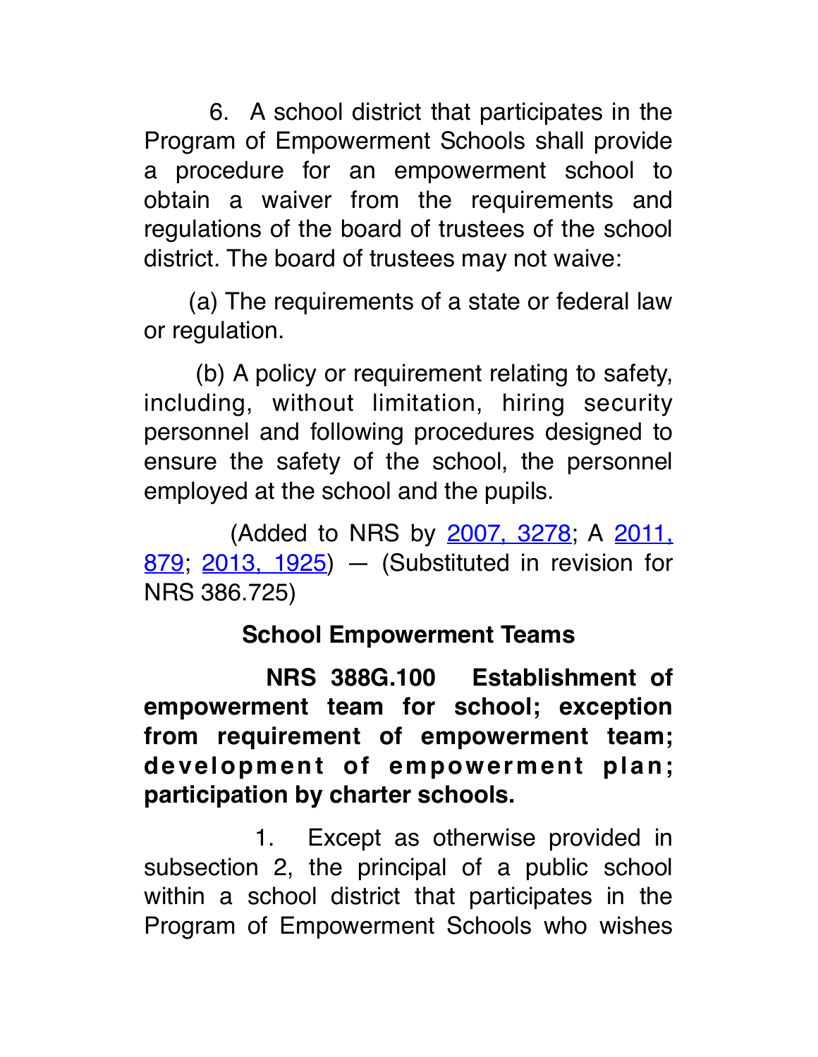6. A school district that participates in the Program of Empowerment Schools shall provide a procedure for an empowerment school to obtain a waiver from the requirements and regulations of the board of trustees of the school district. The board of trustees may not waive:

(a) The requirements of a state or federal law or regulation.

(b) A policy or requirement relating to safety, including, without limitation, hiring security personnel and following procedures designed to ensure the safety of the school, the personnel employed at the school and the pupils.

(Added to NRS by 2007, 3278; A 2011, 879; 2013, 1925) — (Substituted in revision for NRS 386.725)

## School Empowerment Teams

**NRS 388G.100 Establishment of empowerment team for school; exception from requirement of empowerment team; development of empowerment plan; participation by charter schools.**

1. Except as otherwise provided in subsection 2, the principal of a public school within a school district that participates in the Program of Empowerment Schools who wishes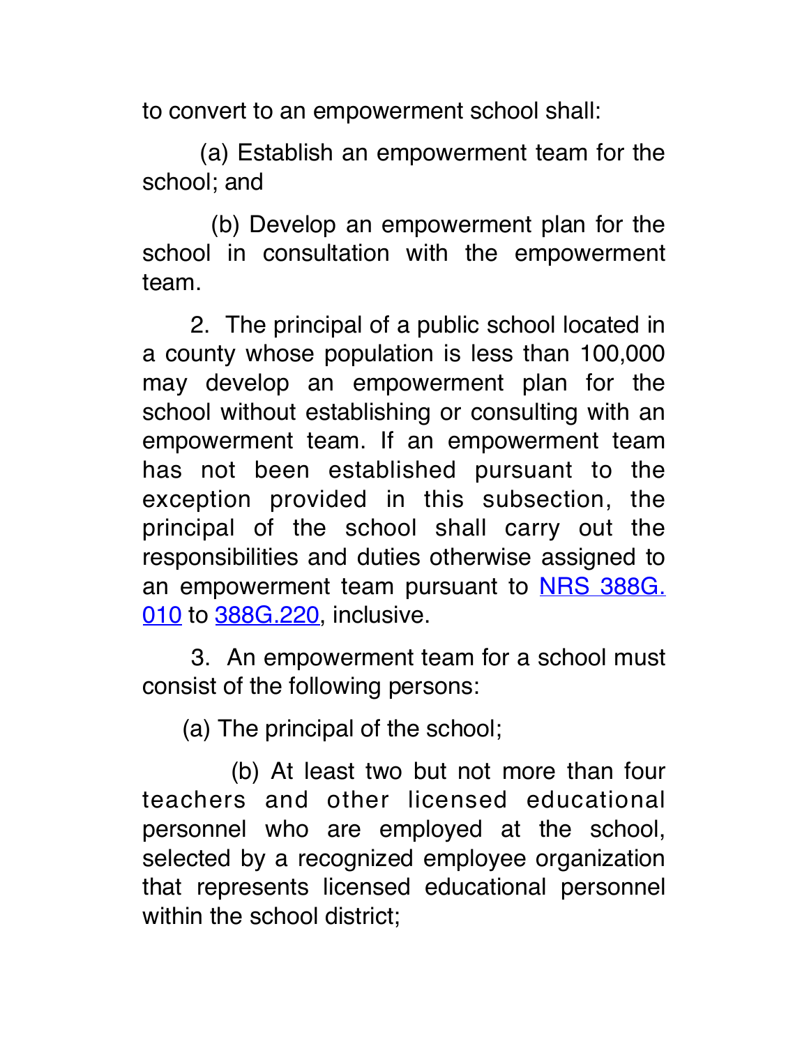to convert to an empowerment school shall:

(a) Establish an empowerment team for the school; and

(b) Develop an empowerment plan for the school in consultation with the empowerment team.

2. The principal of a public school located in a county whose population is less than 100,000 may develop an empowerment plan for the school without establishing or consulting with an empowerment team. If an empowerment team has not been established pursuant to the exception provided in this subsection, the principal of the school shall carry out the responsibilities and duties otherwise assigned to an empowerment team pursuant to [NRS 388G.010](NRS 388G.010) to [388G.220](388G.220), inclusive.

3. An empowerment team for a school must consist of the following persons:

(a) The principal of the school;

(b) At least two but not more than four teachers and other licensed educational personnel who are employed at the school, selected by a recognized employee organization that represents licensed educational personnel within the school district;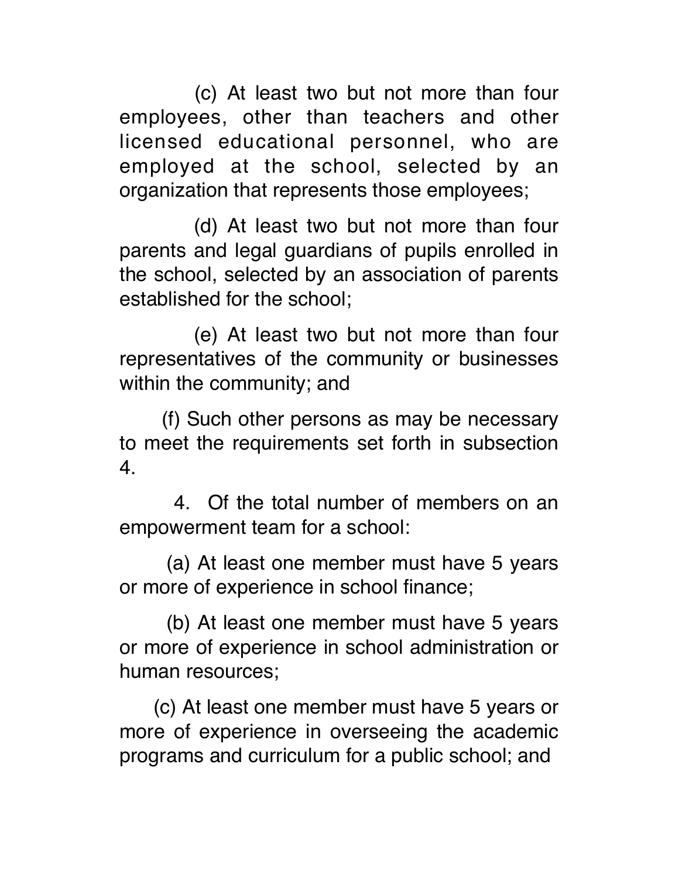(c) At least two but not more than four employees, other than teachers and other licensed educational personnel, who are employed at the school, selected by an organization that represents those employees;

(d) At least two but not more than four parents and legal guardians of pupils enrolled in the school, selected by an association of parents established for the school;

(e) At least two but not more than four representatives of the community or businesses within the community; and

(f) Such other persons as may be necessary to meet the requirements set forth in subsection 4.

4. Of the total number of members on an empowerment team for a school:

(a) At least one member must have 5 years or more of experience in school finance;

(b) At least one member must have 5 years or more of experience in school administration or human resources;

(c) At least one member must have 5 years or more of experience in overseeing the academic programs and curriculum for a public school; and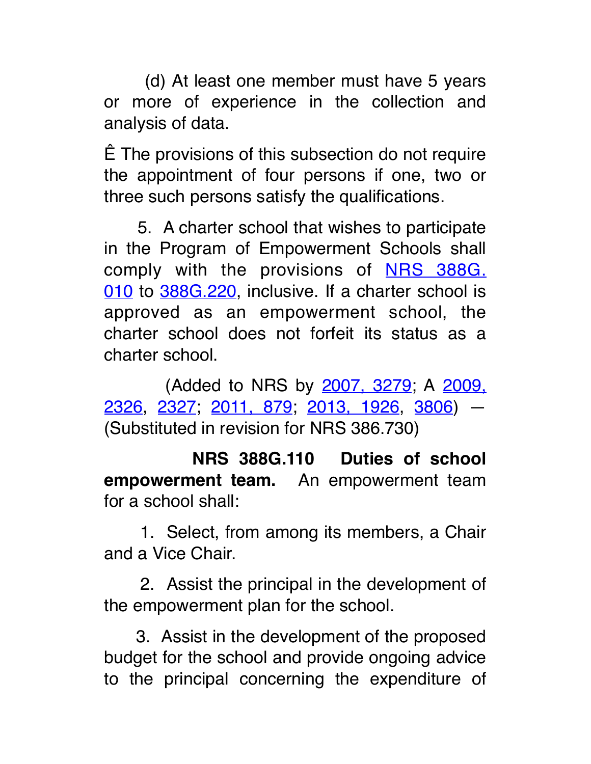(d) At least one member must have 5 years or more of experience in the collection and analysis of data.

Ê The provisions of this subsection do not require the appointment of four persons if one, two or three such persons satisfy the qualifications.

5. A charter school that wishes to participate in the Program of Empowerment Schools shall comply with the provisions of NRS 388G.010 to 388G.220, inclusive. If a charter school is approved as an empowerment school, the charter school does not forfeit its status as a charter school.

(Added to NRS by 2007, 3279; A 2009, 2326, 2327; 2011, 879; 2013, 1926, 3806) — (Substituted in revision for NRS 386.730)

**NRS 388G.110 Duties of school empowerment team.** An empowerment team for a school shall:

1. Select, from among its members, a Chair and a Vice Chair.

2. Assist the principal in the development of the empowerment plan for the school.

3. Assist in the development of the proposed budget for the school and provide ongoing advice to the principal concerning the expenditure of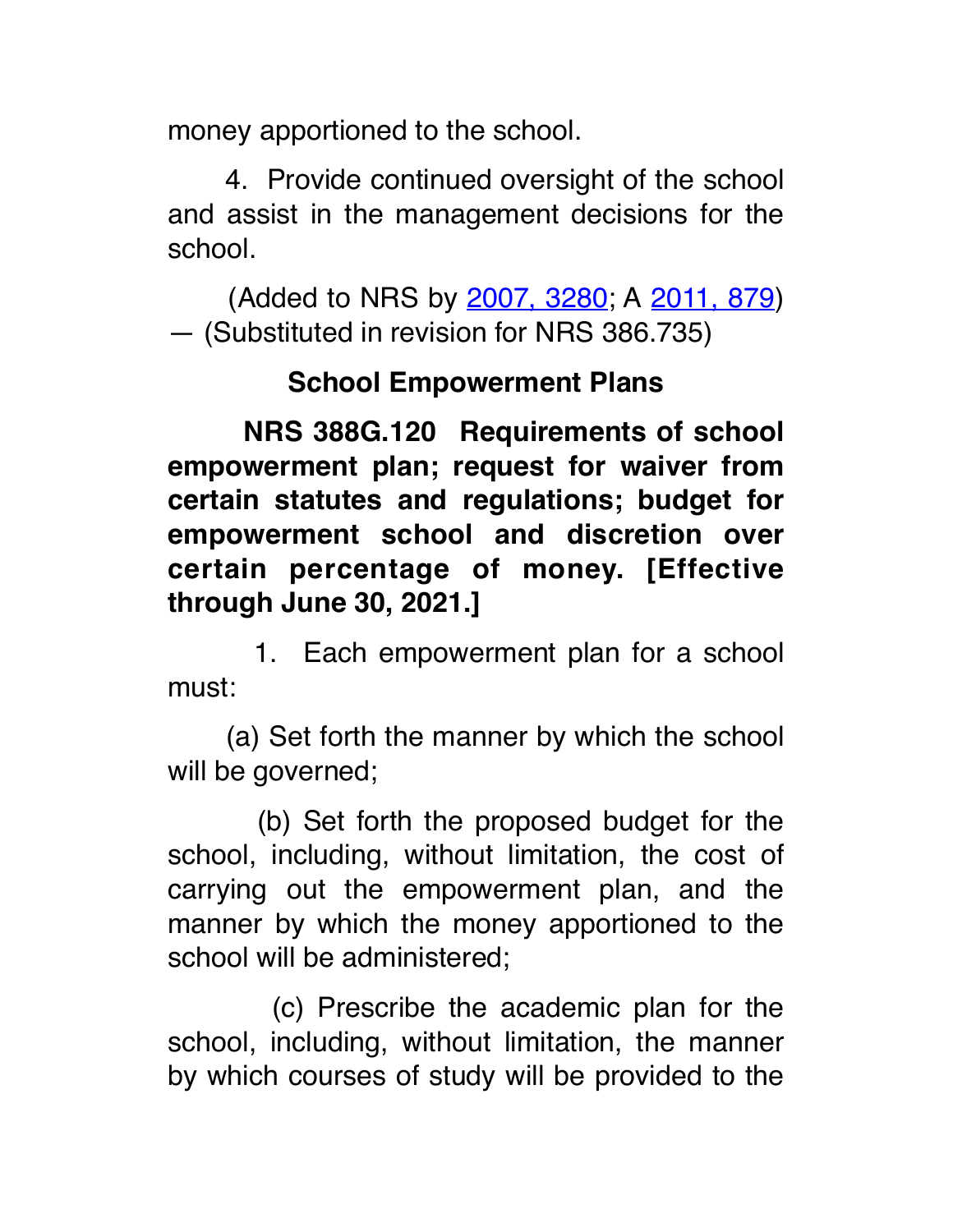money apportioned to the school.

4. Provide continued oversight of the school and assist in the management decisions for the school.

(Added to NRS by 2007, 3280; A 2011, 879) — (Substituted in revision for NRS 386.735)

## School Empowerment Plans

**NRS 388G.120 Requirements of school empowerment plan; request for waiver from certain statutes and regulations; budget for empowerment school and discretion over certain percentage of money. [Effective through June 30, 2021.]**

1. Each empowerment plan for a school must:

(a) Set forth the manner by which the school will be governed;

(b) Set forth the proposed budget for the school, including, without limitation, the cost of carrying out the empowerment plan, and the manner by which the money apportioned to the school will be administered;

(c) Prescribe the academic plan for the school, including, without limitation, the manner by which courses of study will be provided to the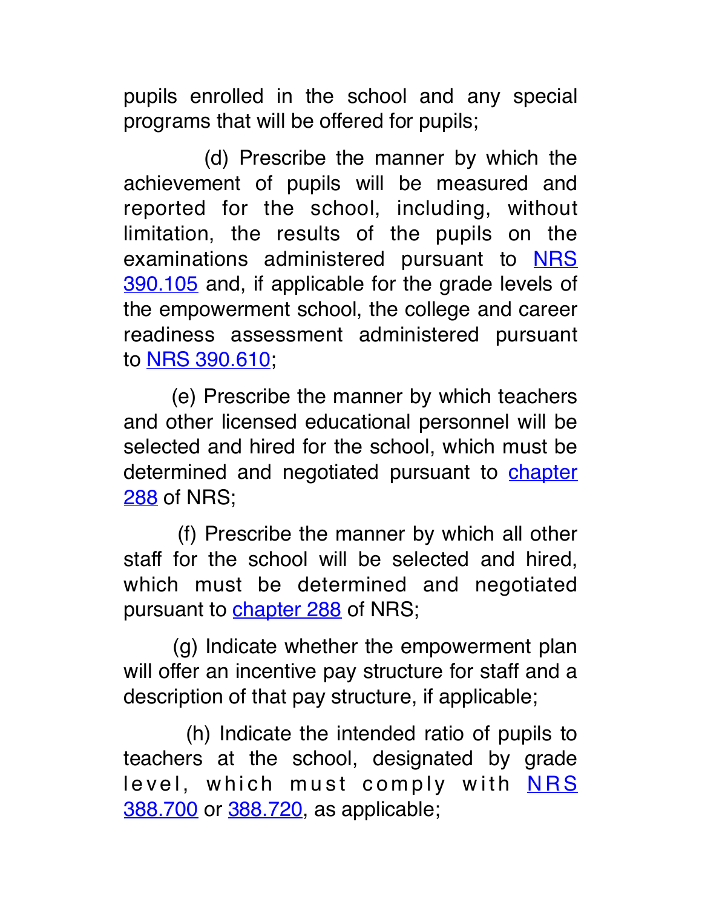pupils enrolled in the school and any special programs that will be offered for pupils;

(d) Prescribe the manner by which the achievement of pupils will be measured and reported for the school, including, without limitation, the results of the pupils on the examinations administered pursuant to NRS 390.105 and, if applicable for the grade levels of the empowerment school, the college and career readiness assessment administered pursuant to NRS 390.610;

(e) Prescribe the manner by which teachers and other licensed educational personnel will be selected and hired for the school, which must be determined and negotiated pursuant to chapter 288 of NRS;

(f) Prescribe the manner by which all other staff for the school will be selected and hired, which must be determined and negotiated pursuant to chapter 288 of NRS;

(g) Indicate whether the empowerment plan will offer an incentive pay structure for staff and a description of that pay structure, if applicable;

(h) Indicate the intended ratio of pupils to teachers at the school, designated by grade level, which must comply with NRS 388.700 or 388.720, as applicable;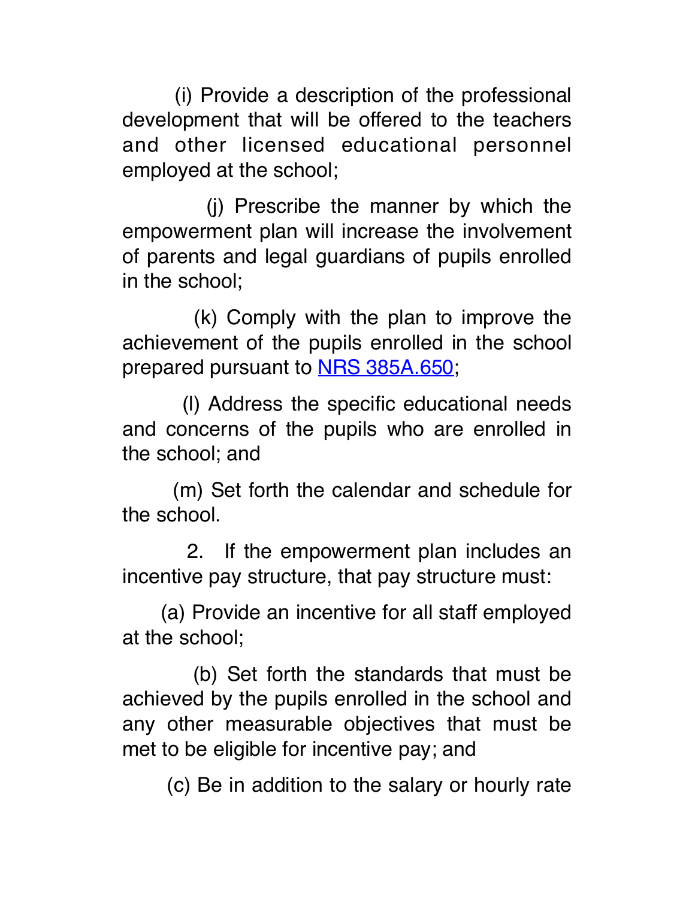(i) Provide a description of the professional development that will be offered to the teachers and other licensed educational personnel employed at the school;

(j) Prescribe the manner by which the empowerment plan will increase the involvement of parents and legal guardians of pupils enrolled in the school;

(k) Comply with the plan to improve the achievement of the pupils enrolled in the school prepared pursuant to [NRS 385A.650](NRS 385A.650);

(l) Address the specific educational needs and concerns of the pupils who are enrolled in the school; and

(m) Set forth the calendar and schedule for the school.

2. If the empowerment plan includes an incentive pay structure, that pay structure must:

(a) Provide an incentive for all staff employed at the school;

(b) Set forth the standards that must be achieved by the pupils enrolled in the school and any other measurable objectives that must be met to be eligible for incentive pay; and

(c) Be in addition to the salary or hourly rate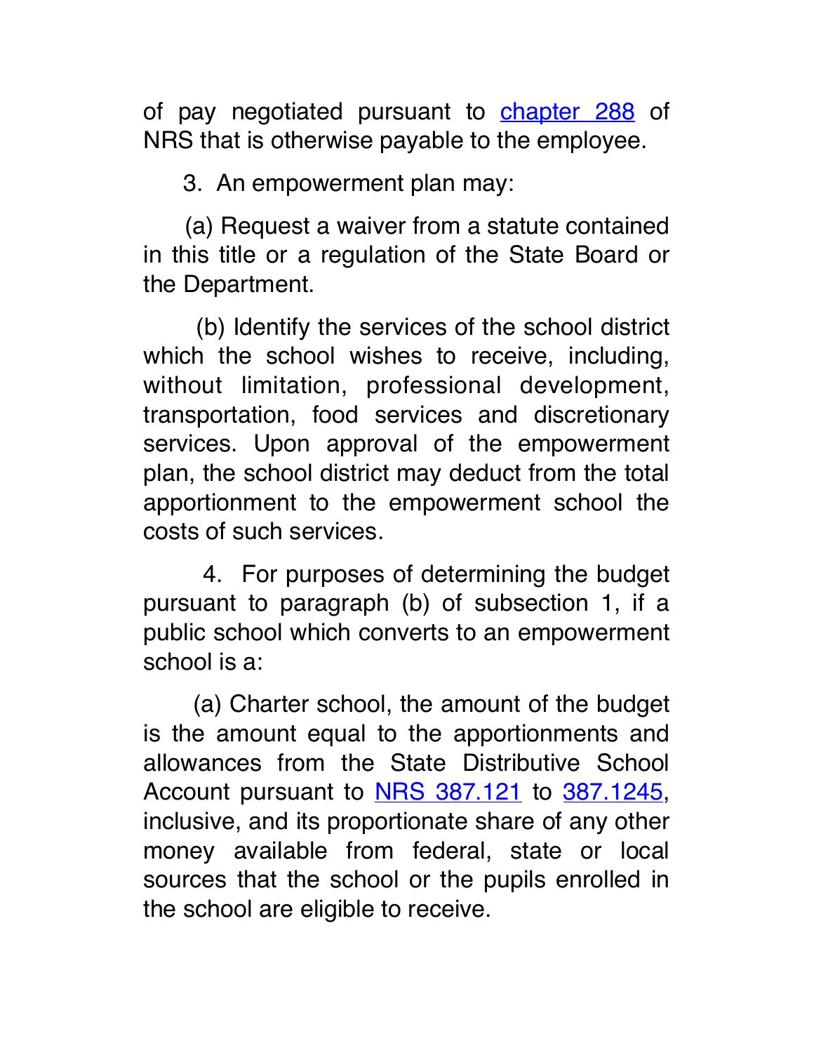of pay negotiated pursuant to [chapter 288](#) of NRS that is otherwise payable to the employee.

3. An empowerment plan may:

(a) Request a waiver from a statute contained in this title or a regulation of the State Board or the Department.

(b) Identify the services of the school district which the school wishes to receive, including, without limitation, professional development, transportation, food services and discretionary services. Upon approval of the empowerment plan, the school district may deduct from the total apportionment to the empowerment school the costs of such services.

4. For purposes of determining the budget pursuant to paragraph (b) of subsection 1, if a public school which converts to an empowerment school is a:

(a) Charter school, the amount of the budget is the amount equal to the apportionments and allowances from the State Distributive School Account pursuant to [NRS 387.121](#) to [387.1245](#), inclusive, and its proportionate share of any other money available from federal, state or local sources that the school or the pupils enrolled in the school are eligible to receive.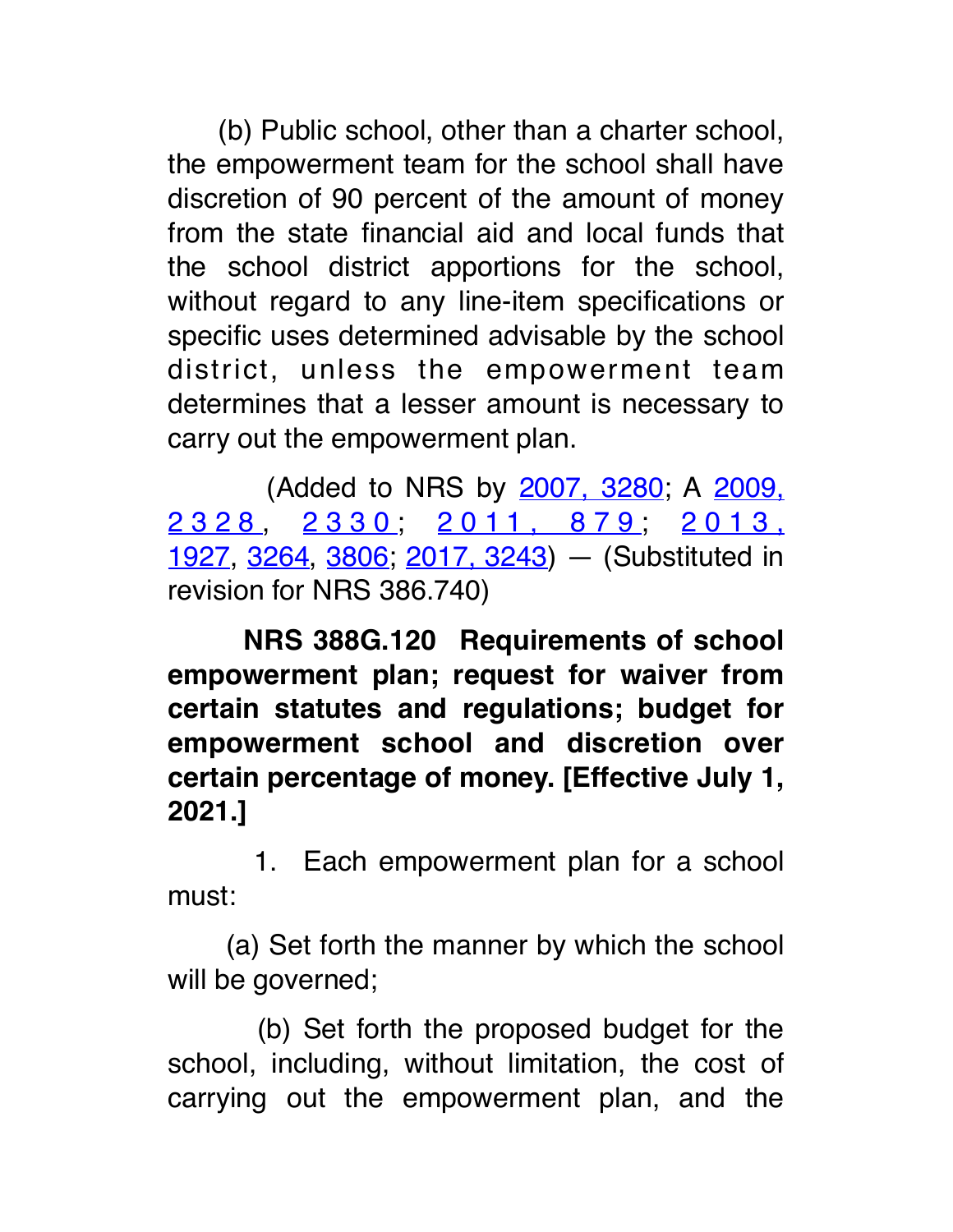(b) Public school, other than a charter school, the empowerment team for the school shall have discretion of 90 percent of the amount of money from the state financial aid and local funds that the school district apportions for the school, without regard to any line-item specifications or specific uses determined advisable by the school district, unless the empowerment team determines that a lesser amount is necessary to carry out the empowerment plan.

(Added to NRS by 2007, 3280; A 2009, 2328, 2330; 2011, 879; 2013, 1927, 3264, 3806; 2017, 3243) — (Substituted in revision for NRS 386.740)

**NRS 388G.120 Requirements of school empowerment plan; request for waiver from certain statutes and regulations; budget for empowerment school and discretion over certain percentage of money. [Effective July 1, 2021.]**

1. Each empowerment plan for a school must:

(a) Set forth the manner by which the school will be governed;

(b) Set forth the proposed budget for the school, including, without limitation, the cost of carrying out the empowerment plan, and the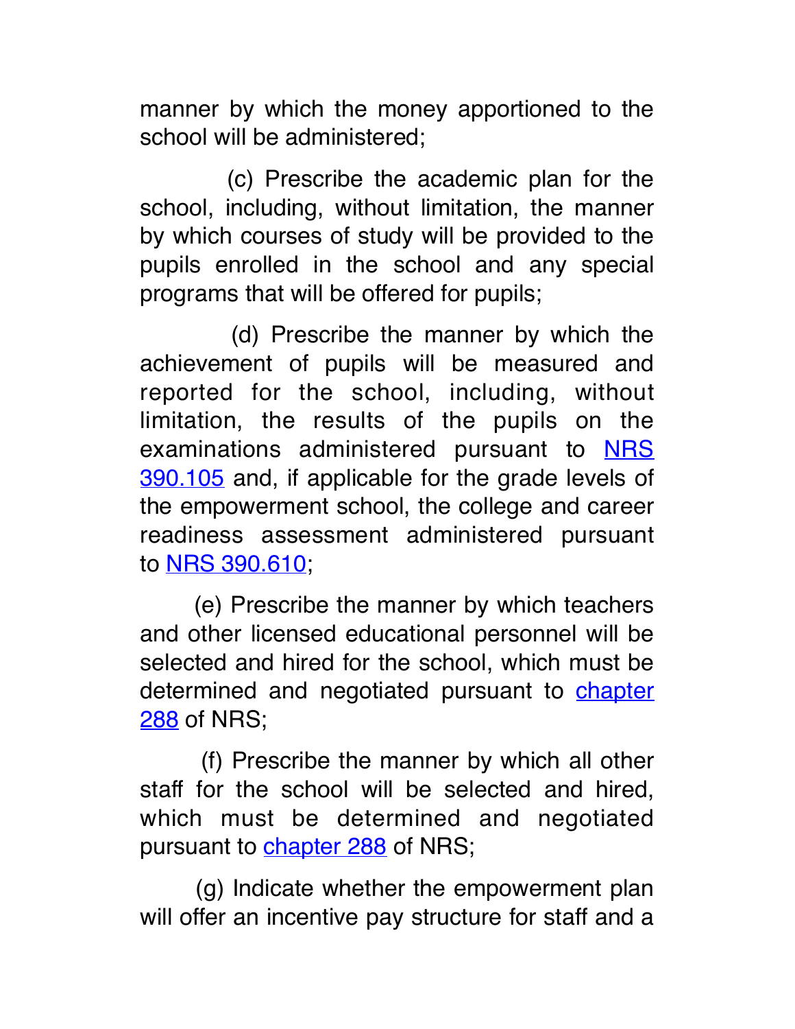manner by which the money apportioned to the school will be administered;

(c) Prescribe the academic plan for the school, including, without limitation, the manner by which courses of study will be provided to the pupils enrolled in the school and any special programs that will be offered for pupils;

(d) Prescribe the manner by which the achievement of pupils will be measured and reported for the school, including, without limitation, the results of the pupils on the examinations administered pursuant to NRS 390.105 and, if applicable for the grade levels of the empowerment school, the college and career readiness assessment administered pursuant to NRS 390.610;

(e) Prescribe the manner by which teachers and other licensed educational personnel will be selected and hired for the school, which must be determined and negotiated pursuant to chapter 288 of NRS;

(f) Prescribe the manner by which all other staff for the school will be selected and hired, which must be determined and negotiated pursuant to chapter 288 of NRS;

(g) Indicate whether the empowerment plan will offer an incentive pay structure for staff and a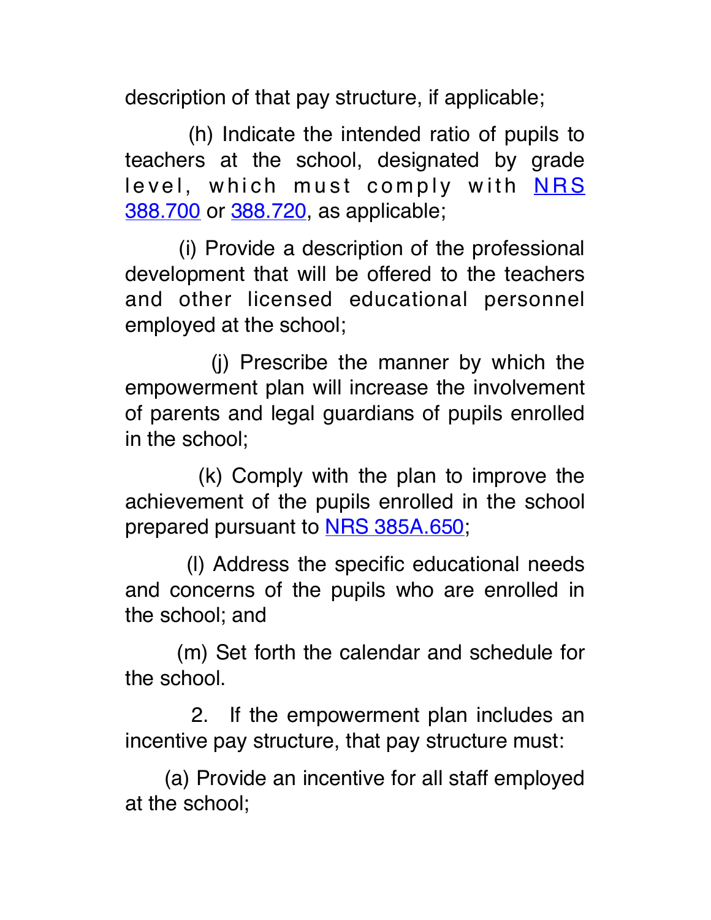description of that pay structure, if applicable;

(h) Indicate the intended ratio of pupils to teachers at the school, designated by grade level, which must comply with [NRS 388.700]() or [388.720](), as applicable;

(i) Provide a description of the professional development that will be offered to the teachers and other licensed educational personnel employed at the school;

(j) Prescribe the manner by which the empowerment plan will increase the involvement of parents and legal guardians of pupils enrolled in the school;

(k) Comply with the plan to improve the achievement of the pupils enrolled in the school prepared pursuant to [NRS 385A.650]();

(l) Address the specific educational needs and concerns of the pupils who are enrolled in the school; and

(m) Set forth the calendar and schedule for the school.

2. If the empowerment plan includes an incentive pay structure, that pay structure must:

(a) Provide an incentive for all staff employed at the school;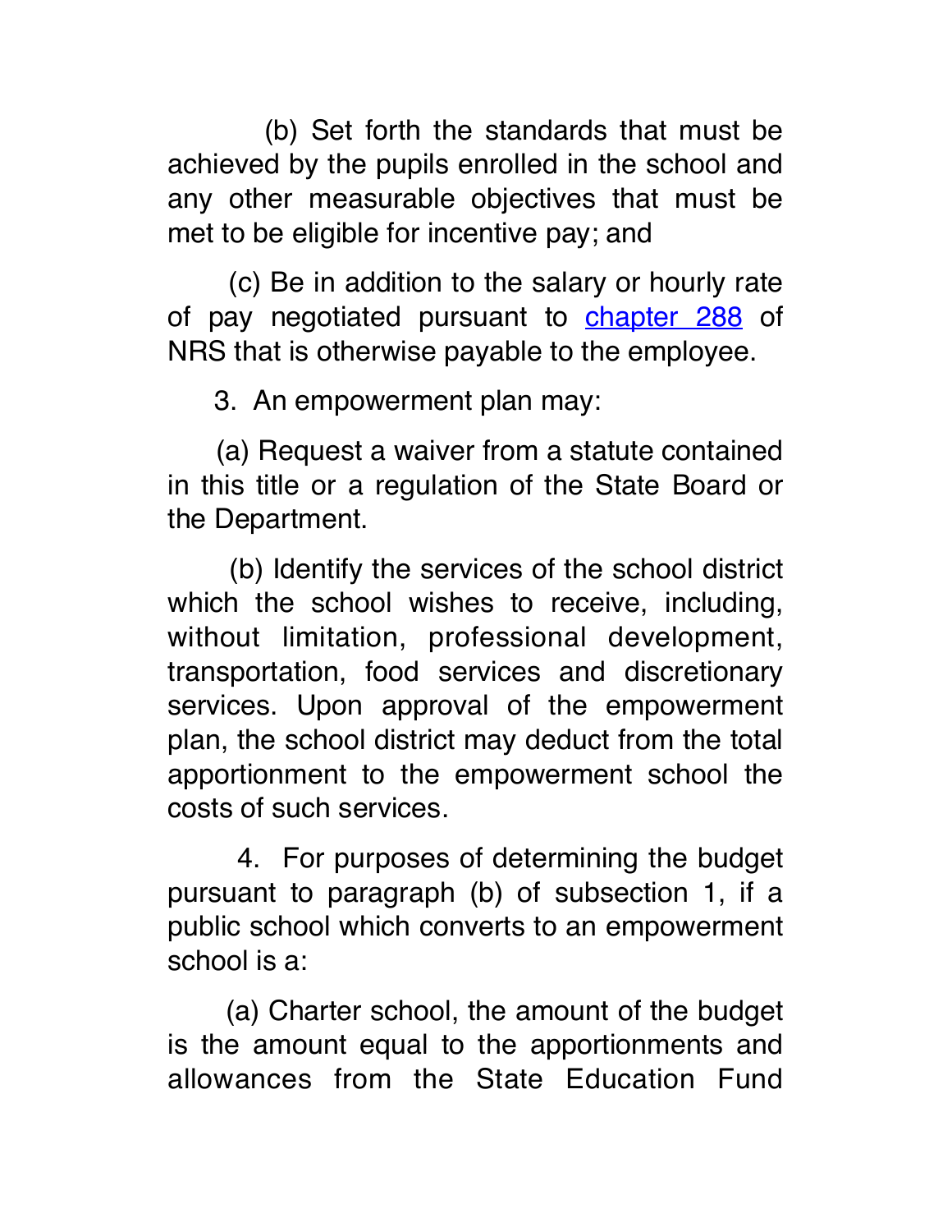(b) Set forth the standards that must be achieved by the pupils enrolled in the school and any other measurable objectives that must be met to be eligible for incentive pay; and

(c) Be in addition to the salary or hourly rate of pay negotiated pursuant to chapter 288 of NRS that is otherwise payable to the employee.

3. An empowerment plan may:

(a) Request a waiver from a statute contained in this title or a regulation of the State Board or the Department.

(b) Identify the services of the school district which the school wishes to receive, including, without limitation, professional development, transportation, food services and discretionary services. Upon approval of the empowerment plan, the school district may deduct from the total apportionment to the empowerment school the costs of such services.

4. For purposes of determining the budget pursuant to paragraph (b) of subsection 1, if a public school which converts to an empowerment school is a:

(a) Charter school, the amount of the budget is the amount equal to the apportionments and allowances from the State Education Fund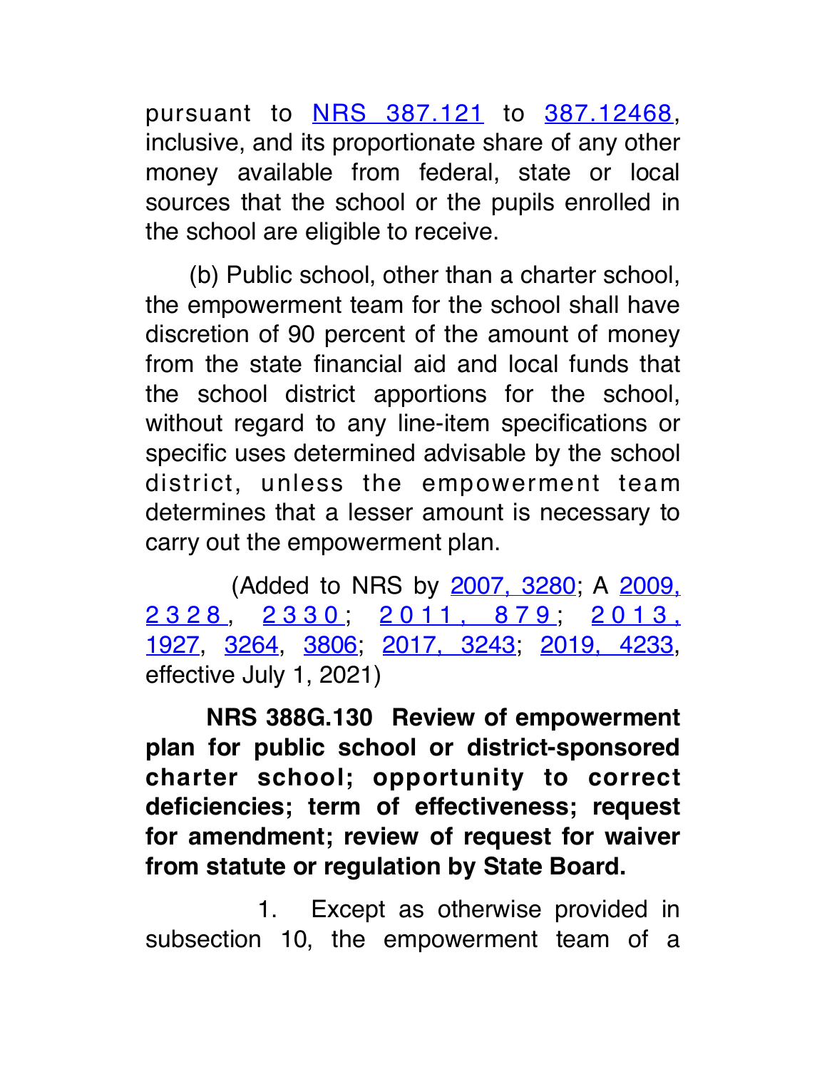pursuant to NRS 387.121 to 387.12468, inclusive, and its proportionate share of any other money available from federal, state or local sources that the school or the pupils enrolled in the school are eligible to receive.

(b) Public school, other than a charter school, the empowerment team for the school shall have discretion of 90 percent of the amount of money from the state financial aid and local funds that the school district apportions for the school, without regard to any line-item specifications or specific uses determined advisable by the school district, unless the empowerment team determines that a lesser amount is necessary to carry out the empowerment plan.

(Added to NRS by 2007, 3280; A 2009, 2328, 2330; 2011, 879; 2013, 1927, 3264, 3806; 2017, 3243; 2019, 4233, effective July 1, 2021)

**NRS 388G.130 Review of empowerment plan for public school or district-sponsored charter school; opportunity to correct deficiencies; term of effectiveness; request for amendment; review of request for waiver from statute or regulation by State Board.**

1. Except as otherwise provided in subsection 10, the empowerment team of a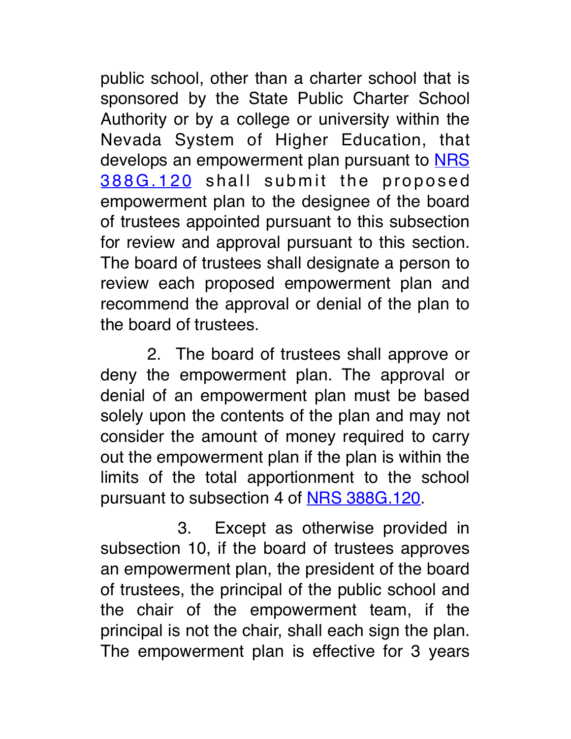public school, other than a charter school that is sponsored by the State Public Charter School Authority or by a college or university within the Nevada System of Higher Education, that develops an empowerment plan pursuant to NRS 388G.120 shall submit the proposed empowerment plan to the designee of the board of trustees appointed pursuant to this subsection for review and approval pursuant to this section. The board of trustees shall designate a person to review each proposed empowerment plan and recommend the approval or denial of the plan to the board of trustees.

2. The board of trustees shall approve or deny the empowerment plan. The approval or denial of an empowerment plan must be based solely upon the contents of the plan and may not consider the amount of money required to carry out the empowerment plan if the plan is within the limits of the total apportionment to the school pursuant to subsection 4 of NRS 388G.120.

3. Except as otherwise provided in subsection 10, if the board of trustees approves an empowerment plan, the president of the board of trustees, the principal of the public school and the chair of the empowerment team, if the principal is not the chair, shall each sign the plan. The empowerment plan is effective for 3 years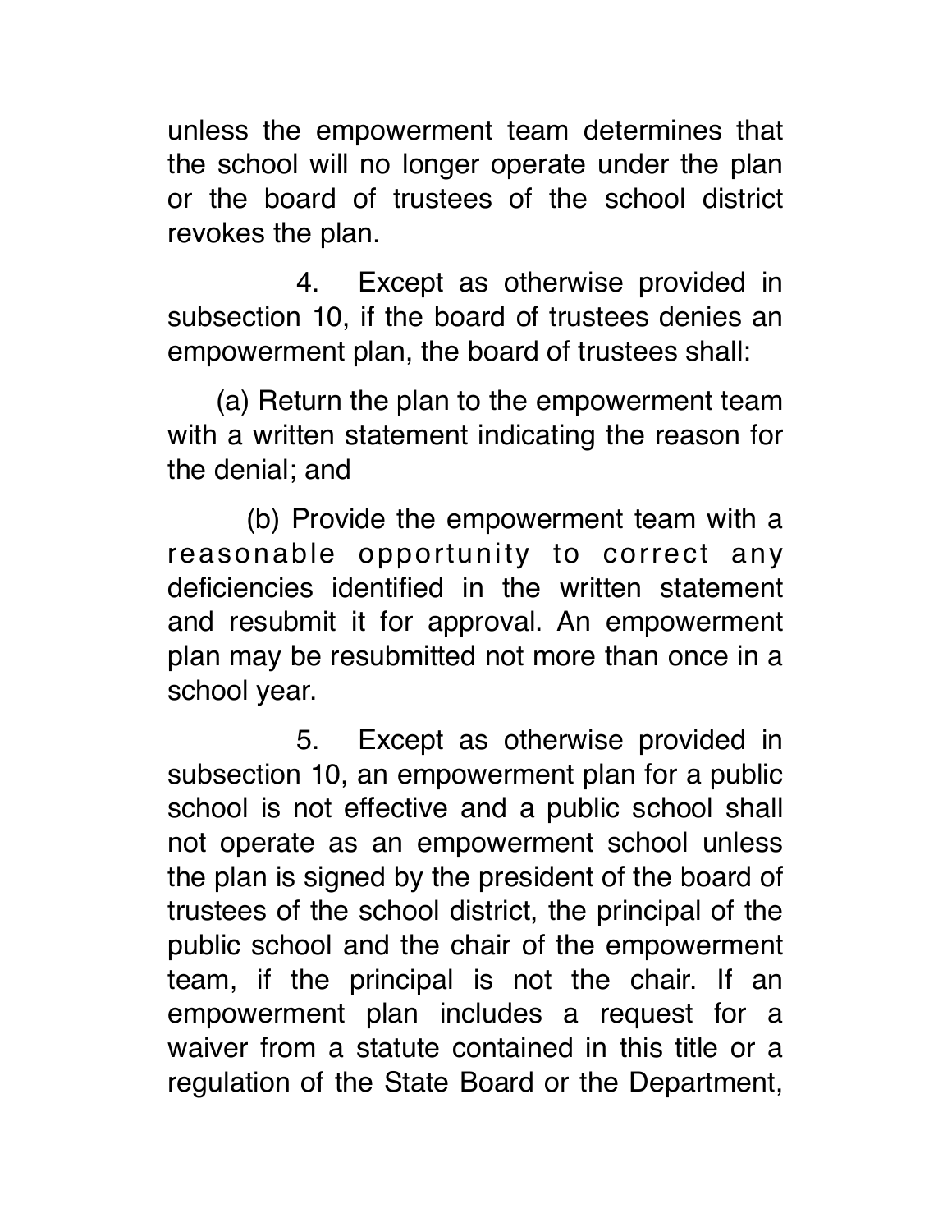unless the empowerment team determines that the school will no longer operate under the plan or the board of trustees of the school district revokes the plan.

4. Except as otherwise provided in subsection 10, if the board of trustees denies an empowerment plan, the board of trustees shall:

(a) Return the plan to the empowerment team with a written statement indicating the reason for the denial; and

(b) Provide the empowerment team with a reasonable opportunity to correct any deficiencies identified in the written statement and resubmit it for approval. An empowerment plan may be resubmitted not more than once in a school year.

5. Except as otherwise provided in subsection 10, an empowerment plan for a public school is not effective and a public school shall not operate as an empowerment school unless the plan is signed by the president of the board of trustees of the school district, the principal of the public school and the chair of the empowerment team, if the principal is not the chair. If an empowerment plan includes a request for a waiver from a statute contained in this title or a regulation of the State Board or the Department,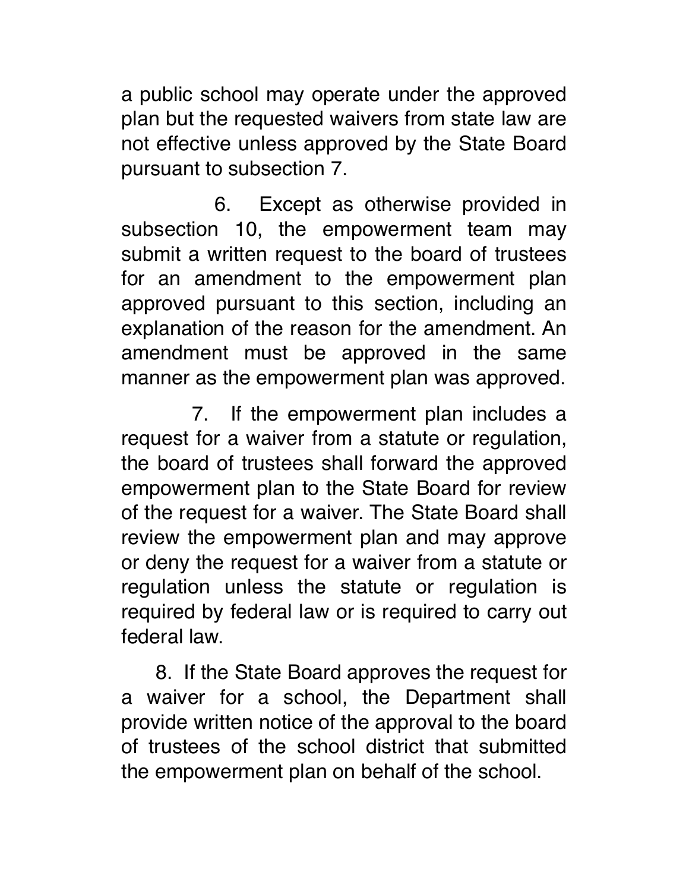a public school may operate under the approved plan but the requested waivers from state law are not effective unless approved by the State Board pursuant to subsection 7.

6. Except as otherwise provided in subsection 10, the empowerment team may submit a written request to the board of trustees for an amendment to the empowerment plan approved pursuant to this section, including an explanation of the reason for the amendment. An amendment must be approved in the same manner as the empowerment plan was approved.

7. If the empowerment plan includes a request for a waiver from a statute or regulation, the board of trustees shall forward the approved empowerment plan to the State Board for review of the request for a waiver. The State Board shall review the empowerment plan and may approve or deny the request for a waiver from a statute or regulation unless the statute or regulation is required by federal law or is required to carry out federal law.

8. If the State Board approves the request for a waiver for a school, the Department shall provide written notice of the approval to the board of trustees of the school district that submitted the empowerment plan on behalf of the school.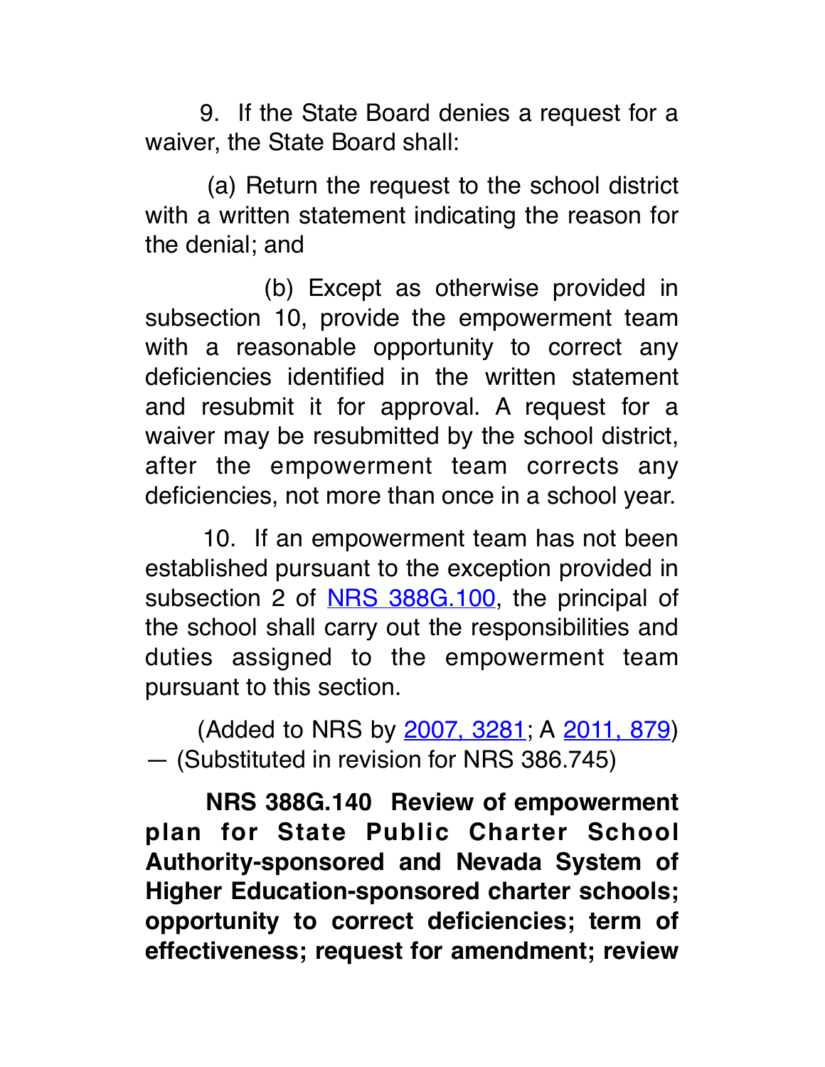9. If the State Board denies a request for a waiver, the State Board shall:

(a) Return the request to the school district with a written statement indicating the reason for the denial; and

(b) Except as otherwise provided in subsection 10, provide the empowerment team with a reasonable opportunity to correct any deficiencies identified in the written statement and resubmit it for approval. A request for a waiver may be resubmitted by the school district, after the empowerment team corrects any deficiencies, not more than once in a school year.

10. If an empowerment team has not been established pursuant to the exception provided in subsection 2 of NRS 388G.100, the principal of the school shall carry out the responsibilities and duties assigned to the empowerment team pursuant to this section.

(Added to NRS by 2007, 3281; A 2011, 879) — (Substituted in revision for NRS 386.745)

**NRS 388G.140 Review of empowerment plan for State Public Charter School Authority-sponsored and Nevada System of Higher Education-sponsored charter schools; opportunity to correct deficiencies; term of effectiveness; request for amendment; review**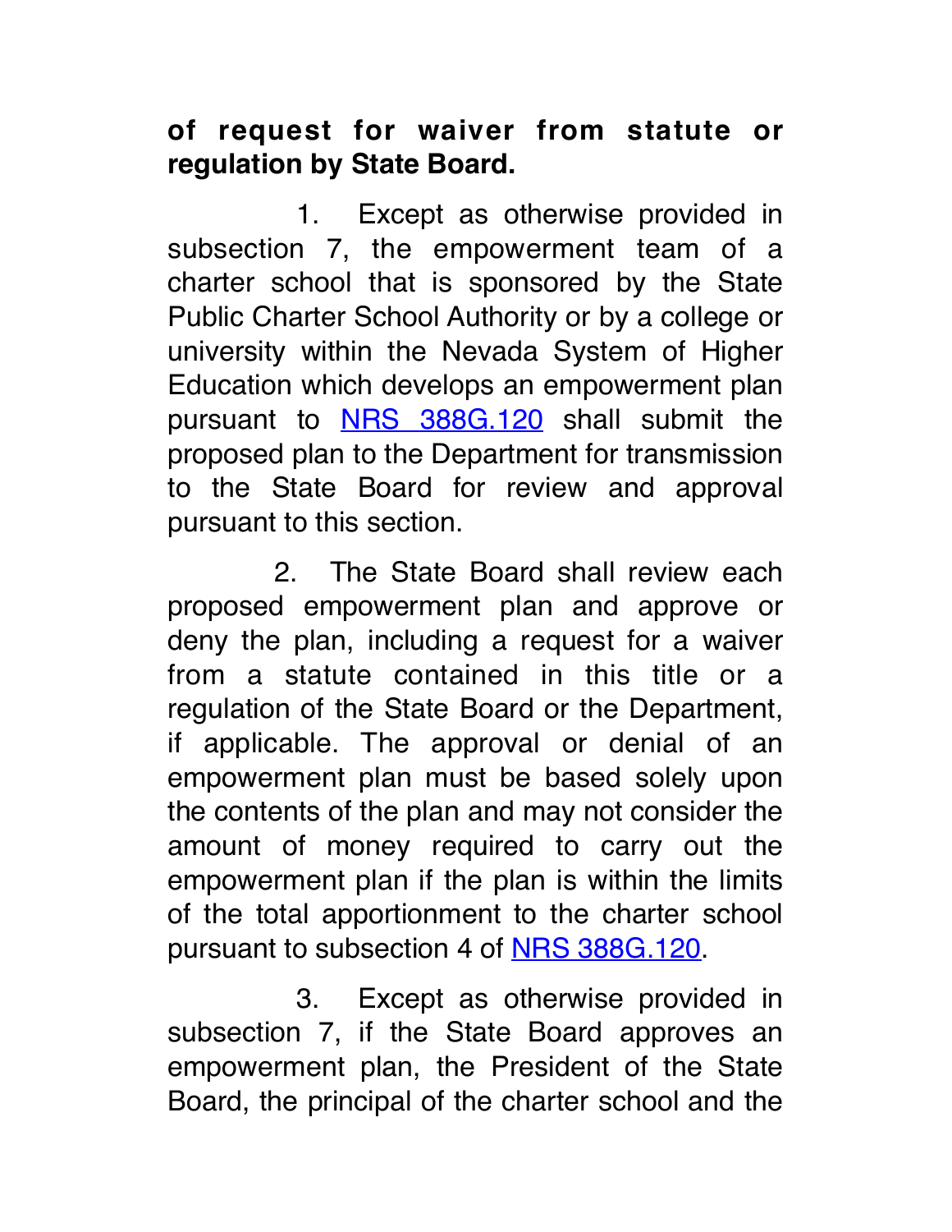**of request for waiver from statute or regulation by State Board.**

1. Except as otherwise provided in subsection 7, the empowerment team of a charter school that is sponsored by the State Public Charter School Authority or by a college or university within the Nevada System of Higher Education which develops an empowerment plan pursuant to NRS 388G.120 shall submit the proposed plan to the Department for transmission to the State Board for review and approval pursuant to this section.

2. The State Board shall review each proposed empowerment plan and approve or deny the plan, including a request for a waiver from a statute contained in this title or a regulation of the State Board or the Department, if applicable. The approval or denial of an empowerment plan must be based solely upon the contents of the plan and may not consider the amount of money required to carry out the empowerment plan if the plan is within the limits of the total apportionment to the charter school pursuant to subsection 4 of NRS 388G.120.

3. Except as otherwise provided in subsection 7, if the State Board approves an empowerment plan, the President of the State Board, the principal of the charter school and the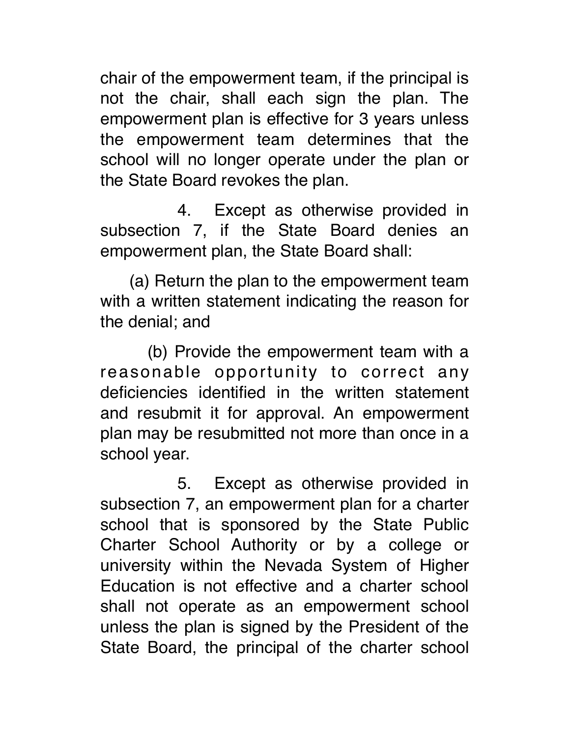chair of the empowerment team, if the principal is not the chair, shall each sign the plan. The empowerment plan is effective for 3 years unless the empowerment team determines that the school will no longer operate under the plan or the State Board revokes the plan.

4. Except as otherwise provided in subsection 7, if the State Board denies an empowerment plan, the State Board shall:

(a) Return the plan to the empowerment team with a written statement indicating the reason for the denial; and

(b) Provide the empowerment team with a reasonable opportunity to correct any deficiencies identified in the written statement and resubmit it for approval. An empowerment plan may be resubmitted not more than once in a school year.

5. Except as otherwise provided in subsection 7, an empowerment plan for a charter school that is sponsored by the State Public Charter School Authority or by a college or university within the Nevada System of Higher Education is not effective and a charter school shall not operate as an empowerment school unless the plan is signed by the President of the State Board, the principal of the charter school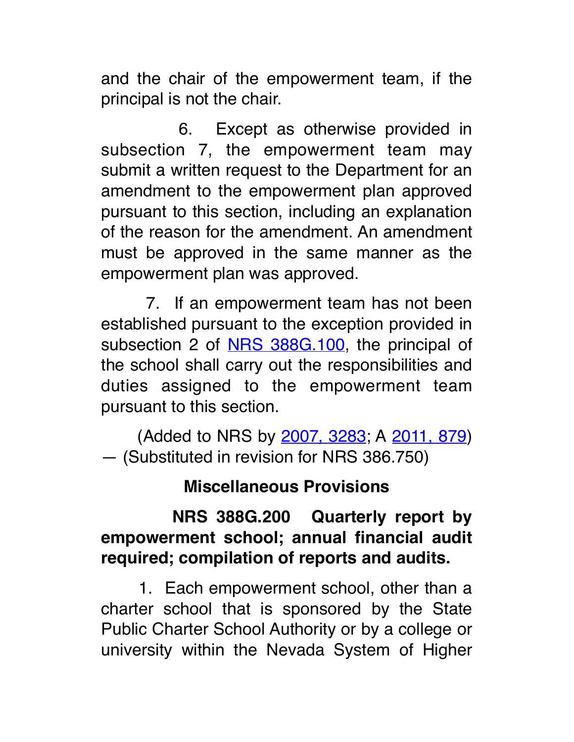and the chair of the empowerment team, if the principal is not the chair.

6. Except as otherwise provided in subsection 7, the empowerment team may submit a written request to the Department for an amendment to the empowerment plan approved pursuant to this section, including an explanation of the reason for the amendment. An amendment must be approved in the same manner as the empowerment plan was approved.

7. If an empowerment team has not been established pursuant to the exception provided in subsection 2 of NRS 388G.100, the principal of the school shall carry out the responsibilities and duties assigned to the empowerment team pursuant to this section.

(Added to NRS by 2007, 3283; A 2011, 879) — (Substituted in revision for NRS 386.750)

## Miscellaneous Provisions

**NRS 388G.200 Quarterly report by empowerment school; annual financial audit required; compilation of reports and audits.**

1. Each empowerment school, other than a charter school that is sponsored by the State Public Charter School Authority or by a college or university within the Nevada System of Higher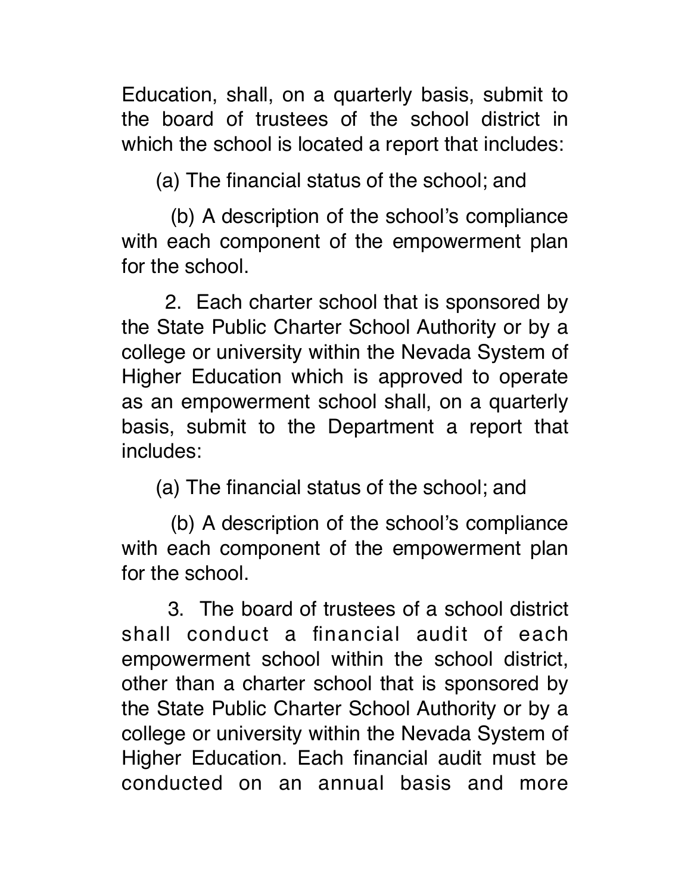Education, shall, on a quarterly basis, submit to the board of trustees of the school district in which the school is located a report that includes:

(a) The financial status of the school; and

(b) A description of the school's compliance with each component of the empowerment plan for the school.

2. Each charter school that is sponsored by the State Public Charter School Authority or by a college or university within the Nevada System of Higher Education which is approved to operate as an empowerment school shall, on a quarterly basis, submit to the Department a report that includes:

(a) The financial status of the school; and

(b) A description of the school's compliance with each component of the empowerment plan for the school.

3. The board of trustees of a school district shall conduct a financial audit of each empowerment school within the school district, other than a charter school that is sponsored by the State Public Charter School Authority or by a college or university within the Nevada System of Higher Education. Each financial audit must be conducted on an annual basis and more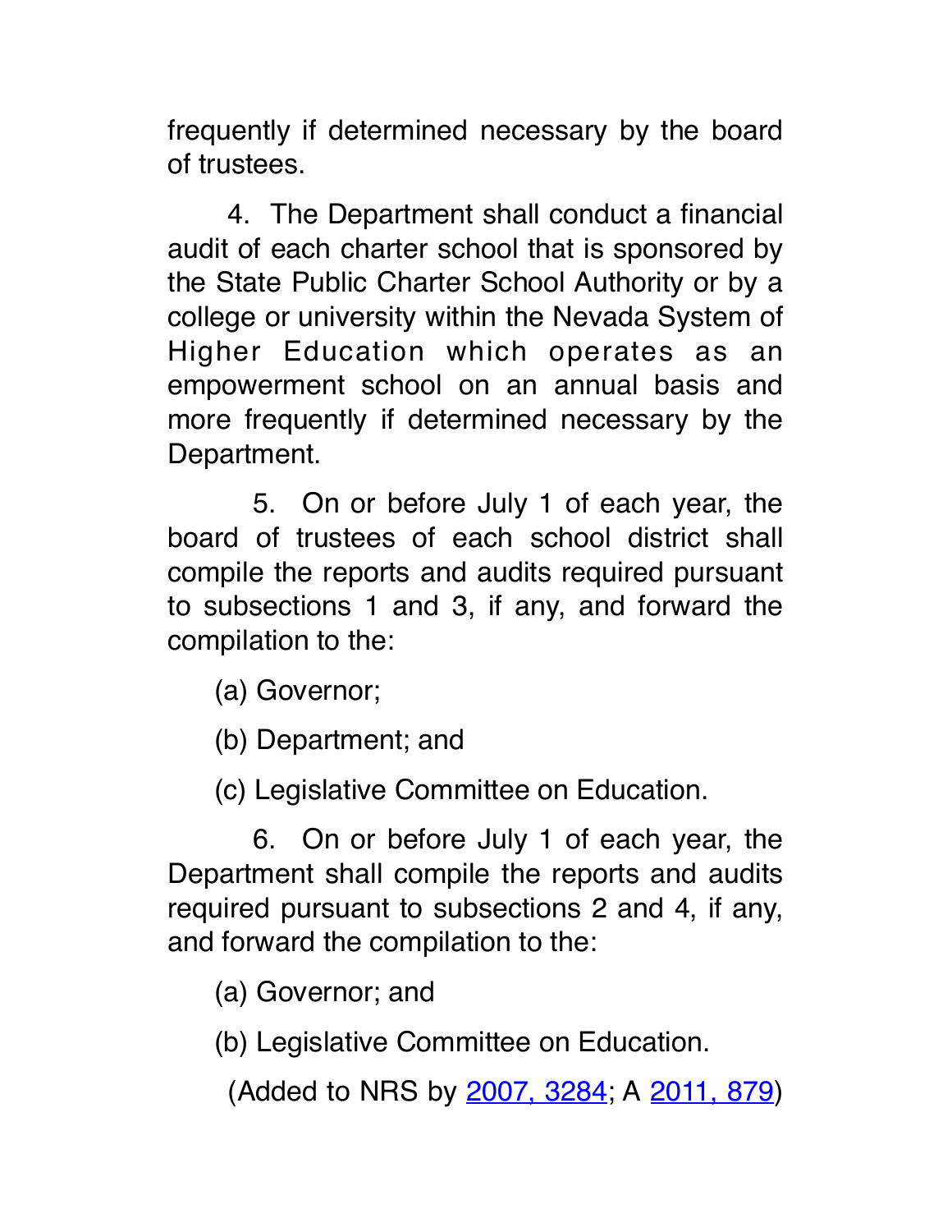frequently if determined necessary by the board of trustees.

4. The Department shall conduct a financial audit of each charter school that is sponsored by the State Public Charter School Authority or by a college or university within the Nevada System of Higher Education which operates as an empowerment school on an annual basis and more frequently if determined necessary by the Department.

5. On or before July 1 of each year, the board of trustees of each school district shall compile the reports and audits required pursuant to subsections 1 and 3, if any, and forward the compilation to the:

(a) Governor;

(b) Department; and

(c) Legislative Committee on Education.

6. On or before July 1 of each year, the Department shall compile the reports and audits required pursuant to subsections 2 and 4, if any, and forward the compilation to the:

(a) Governor; and

(b) Legislative Committee on Education.

(Added to NRS by 2007, 3284; A 2011, 879)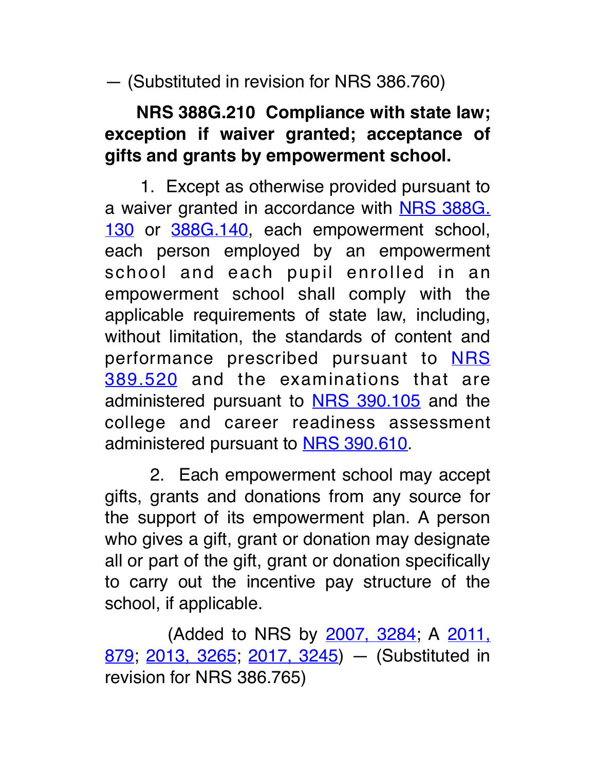— (Substituted in revision for NRS 386.760)

**NRS 388G.210 Compliance with state law; exception if waiver granted; acceptance of gifts and grants by empowerment school.**

1. Except as otherwise provided pursuant to a waiver granted in accordance with NRS 388G.130 or 388G.140, each empowerment school, each person employed by an empowerment school and each pupil enrolled in an empowerment school shall comply with the applicable requirements of state law, including, without limitation, the standards of content and performance prescribed pursuant to NRS 389.520 and the examinations that are administered pursuant to NRS 390.105 and the college and career readiness assessment administered pursuant to NRS 390.610.

2. Each empowerment school may accept gifts, grants and donations from any source for the support of its empowerment plan. A person who gives a gift, grant or donation may designate all or part of the gift, grant or donation specifically to carry out the incentive pay structure of the school, if applicable.

(Added to NRS by 2007, 3284; A 2011, 879; 2013, 3265; 2017, 3245) — (Substituted in revision for NRS 386.765)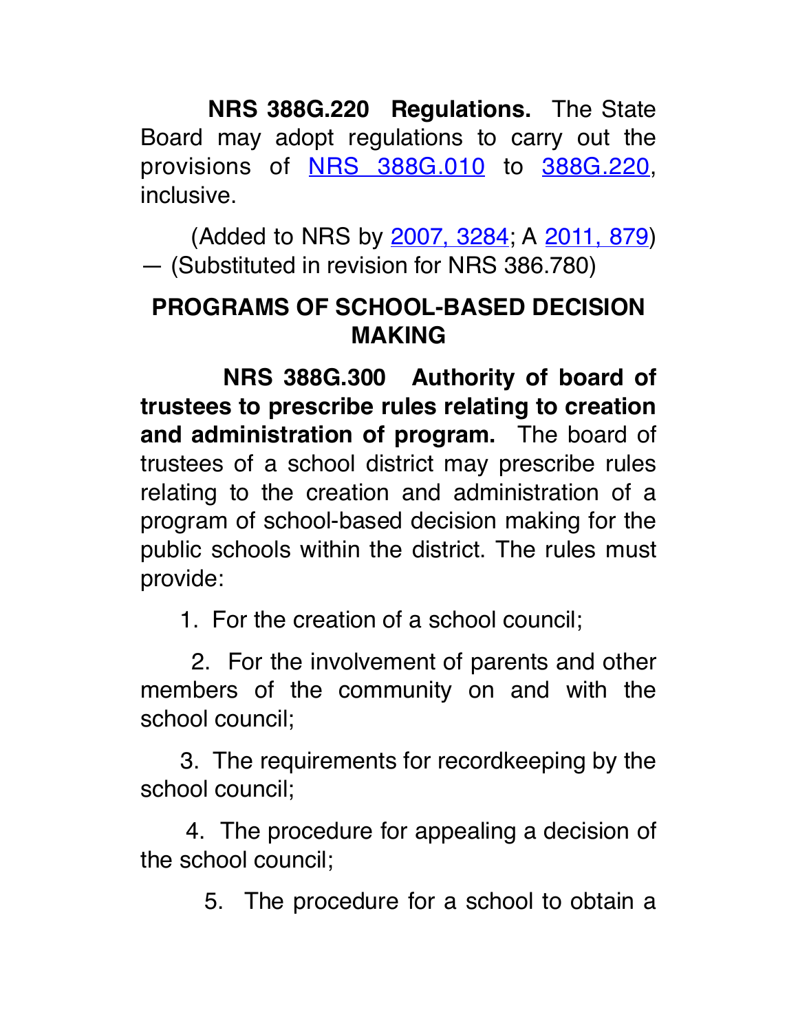**NRS 388G.220 Regulations.** The State Board may adopt regulations to carry out the provisions of NRS 388G.010 to 388G.220, inclusive.

(Added to NRS by 2007, 3284; A 2011, 879) — (Substituted in revision for NRS 386.780)

## PROGRAMS OF SCHOOL-BASED DECISION MAKING

**NRS 388G.300 Authority of board of trustees to prescribe rules relating to creation and administration of program.** The board of trustees of a school district may prescribe rules relating to the creation and administration of a program of school-based decision making for the public schools within the district. The rules must provide:

1. For the creation of a school council;

2. For the involvement of parents and other members of the community on and with the school council;

3. The requirements for recordkeeping by the school council;

4. The procedure for appealing a decision of the school council;

5. The procedure for a school to obtain a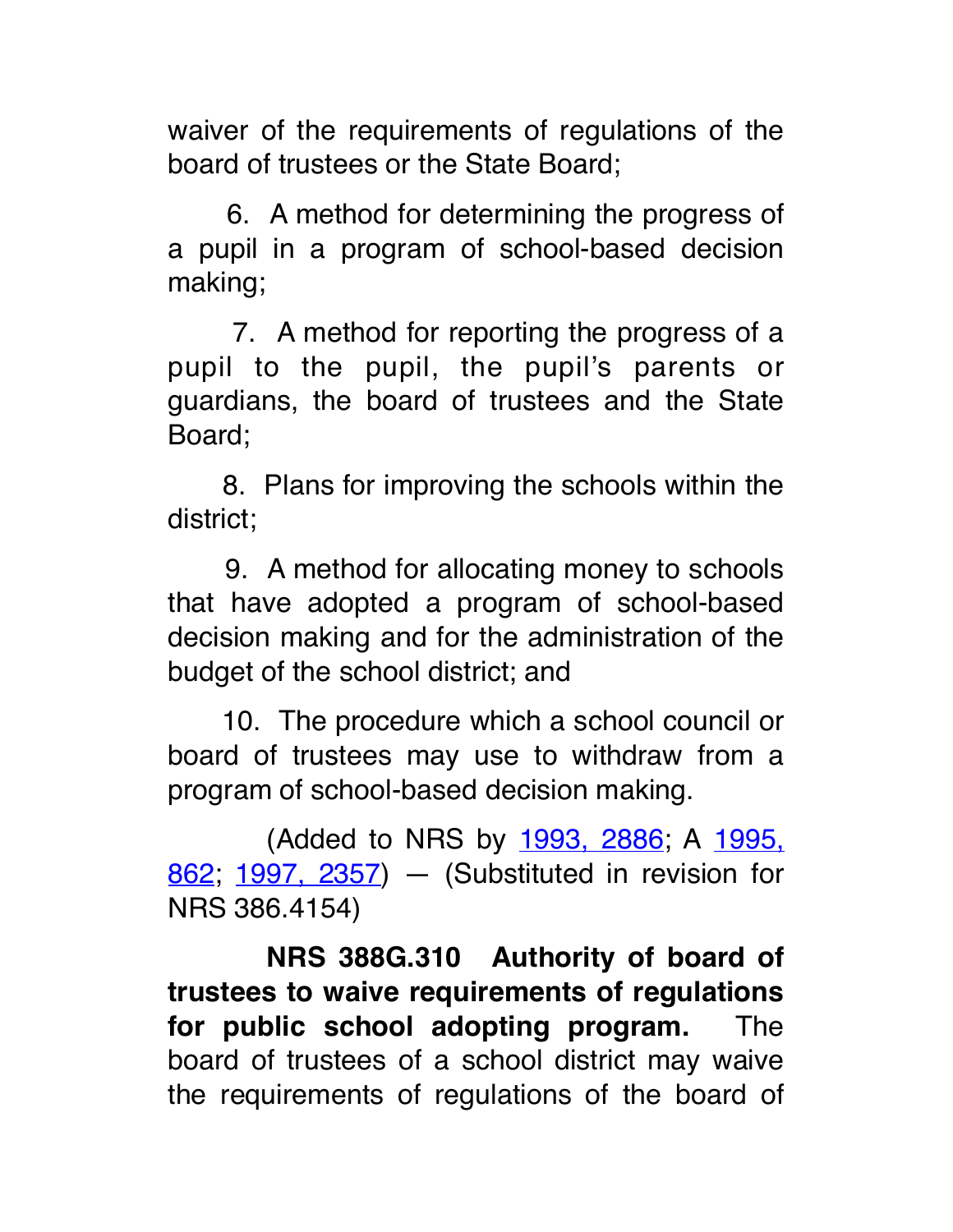waiver of the requirements of regulations of the board of trustees or the State Board;

6. A method for determining the progress of a pupil in a program of school-based decision making;

7. A method for reporting the progress of a pupil to the pupil, the pupil's parents or guardians, the board of trustees and the State Board;

8. Plans for improving the schools within the district;

9. A method for allocating money to schools that have adopted a program of school-based decision making and for the administration of the budget of the school district; and

10. The procedure which a school council or board of trustees may use to withdraw from a program of school-based decision making.

(Added to NRS by 1993, 2886; A 1995, 862; 1997, 2357) — (Substituted in revision for NRS 386.4154)

**NRS 388G.310 Authority of board of trustees to waive requirements of regulations for public school adopting program.** The board of trustees of a school district may waive the requirements of regulations of the board of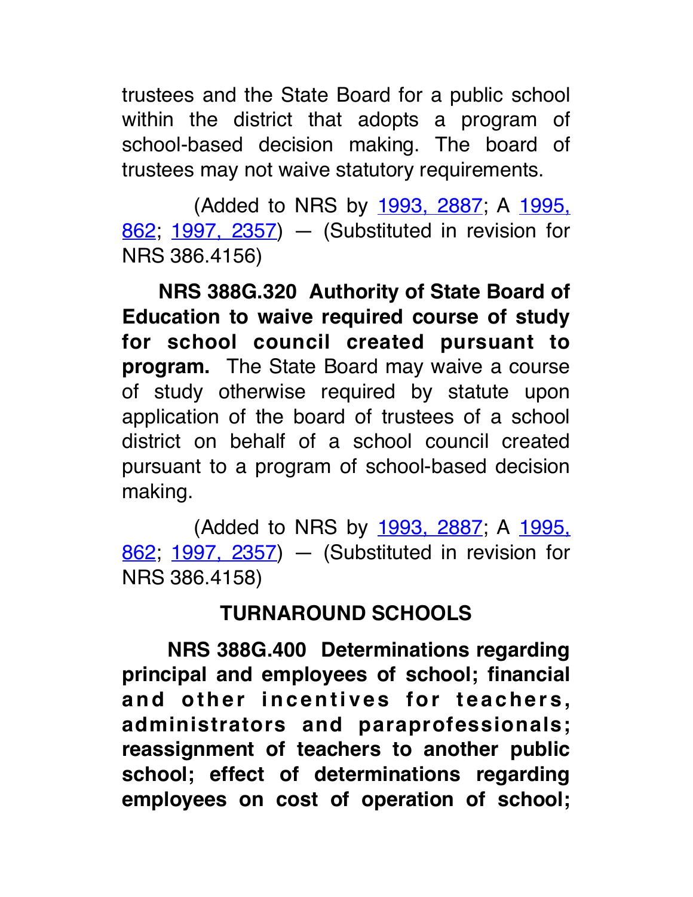trustees and the State Board for a public school within the district that adopts a program of school-based decision making. The board of trustees may not waive statutory requirements.

(Added to NRS by 1993, 2887; A 1995, 862; 1997, 2357) — (Substituted in revision for NRS 386.4156)

**NRS 388G.320 Authority of State Board of Education to waive required course of study for school council created pursuant to program.** The State Board may waive a course of study otherwise required by statute upon application of the board of trustees of a school district on behalf of a school council created pursuant to a program of school-based decision making.

(Added to NRS by 1993, 2887; A 1995, 862; 1997, 2357) — (Substituted in revision for NRS 386.4158)

## TURNAROUND SCHOOLS

**NRS 388G.400 Determinations regarding principal and employees of school; financial and other incentives for teachers, administrators and paraprofessionals; reassignment of teachers to another public school; effect of determinations regarding employees on cost of operation of school;**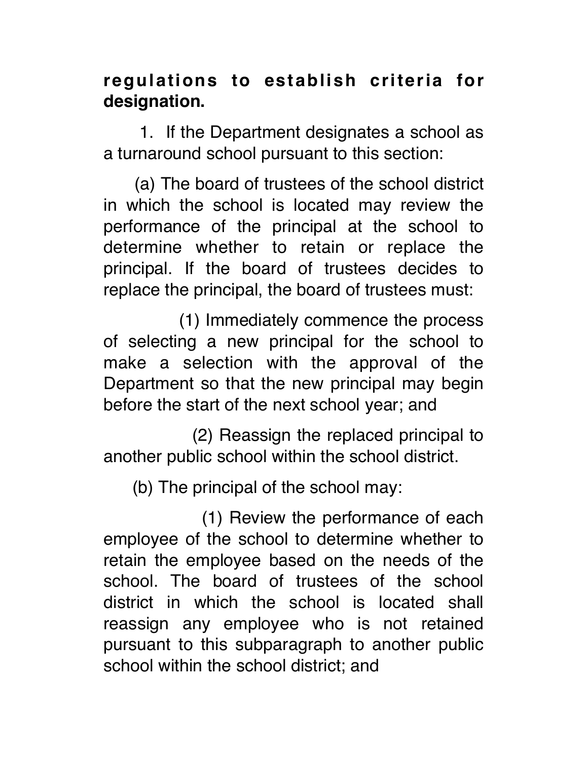**regulations to establish criteria for designation.**

1. If the Department designates a school as a turnaround school pursuant to this section:

(a) The board of trustees of the school district in which the school is located may review the performance of the principal at the school to determine whether to retain or replace the principal. If the board of trustees decides to replace the principal, the board of trustees must:

(1) Immediately commence the process of selecting a new principal for the school to make a selection with the approval of the Department so that the new principal may begin before the start of the next school year; and

(2) Reassign the replaced principal to another public school within the school district.

(b) The principal of the school may:

(1) Review the performance of each employee of the school to determine whether to retain the employee based on the needs of the school. The board of trustees of the school district in which the school is located shall reassign any employee who is not retained pursuant to this subparagraph to another public school within the school district; and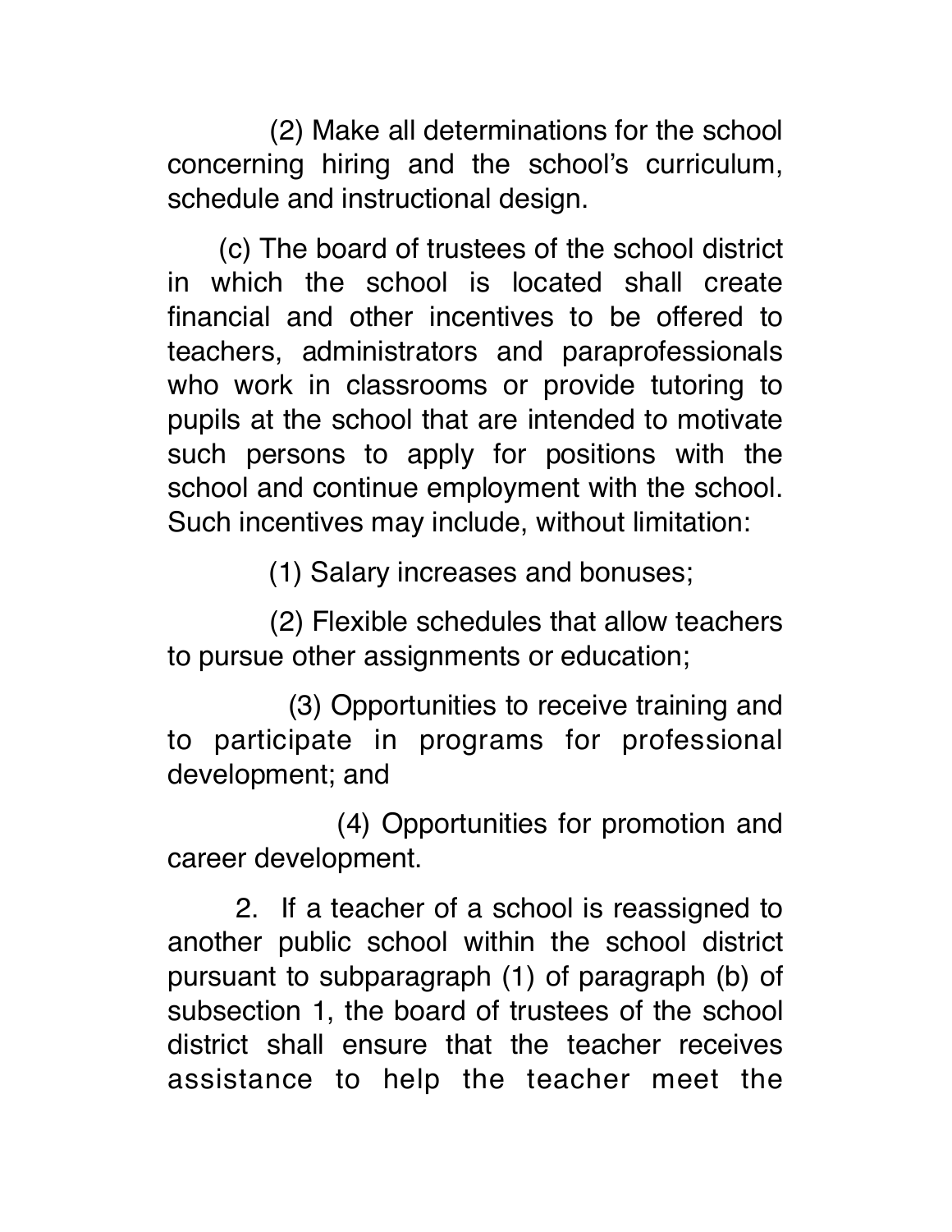(2) Make all determinations for the school concerning hiring and the school's curriculum, schedule and instructional design.

(c) The board of trustees of the school district in which the school is located shall create financial and other incentives to be offered to teachers, administrators and paraprofessionals who work in classrooms or provide tutoring to pupils at the school that are intended to motivate such persons to apply for positions with the school and continue employment with the school. Such incentives may include, without limitation:

(1) Salary increases and bonuses;

(2) Flexible schedules that allow teachers to pursue other assignments or education;

(3) Opportunities to receive training and to participate in programs for professional development; and

(4) Opportunities for promotion and career development.

2. If a teacher of a school is reassigned to another public school within the school district pursuant to subparagraph (1) of paragraph (b) of subsection 1, the board of trustees of the school district shall ensure that the teacher receives assistance to help the teacher meet the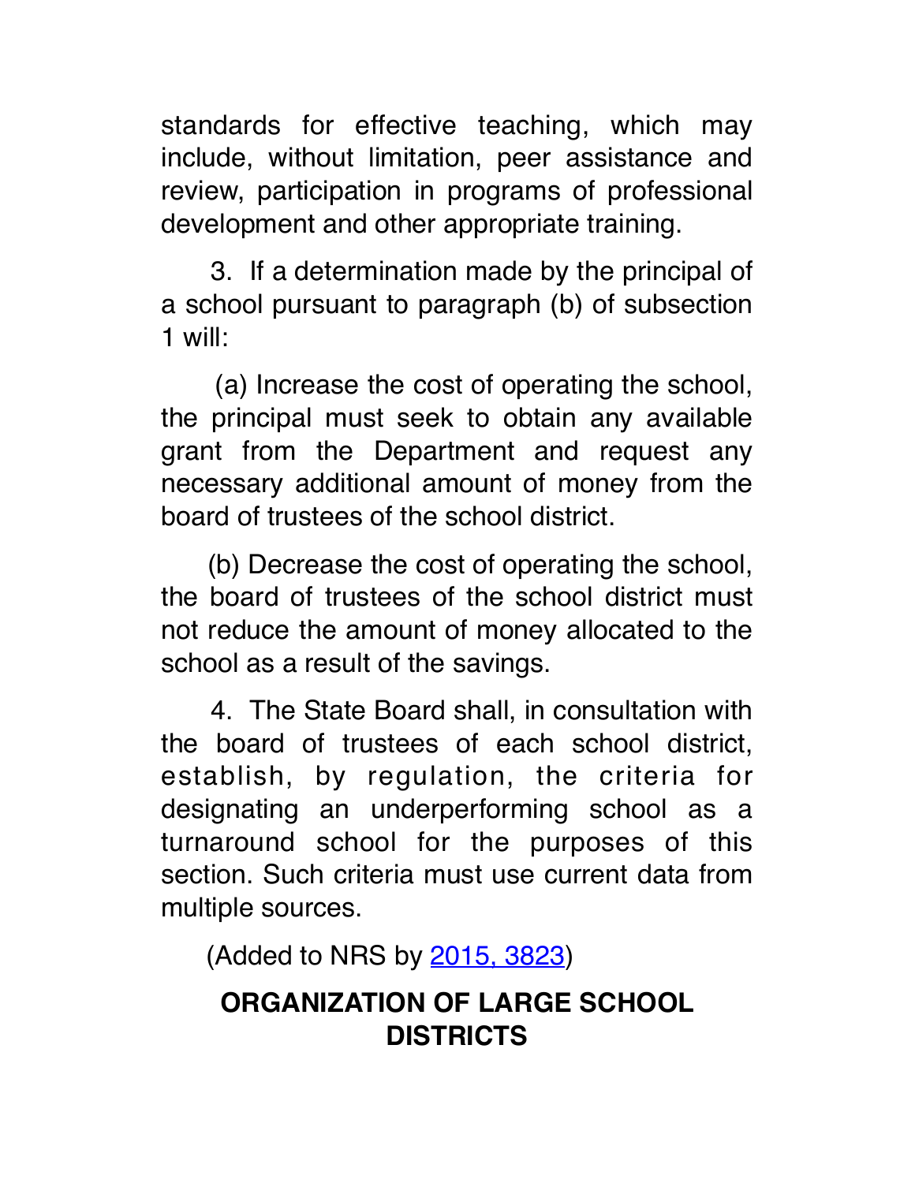standards for effective teaching, which may include, without limitation, peer assistance and review, participation in programs of professional development and other appropriate training.

3. If a determination made by the principal of a school pursuant to paragraph (b) of subsection 1 will:

(a) Increase the cost of operating the school, the principal must seek to obtain any available grant from the Department and request any necessary additional amount of money from the board of trustees of the school district.

(b) Decrease the cost of operating the school, the board of trustees of the school district must not reduce the amount of money allocated to the school as a result of the savings.

4. The State Board shall, in consultation with the board of trustees of each school district, establish, by regulation, the criteria for designating an underperforming school as a turnaround school for the purposes of this section. Such criteria must use current data from multiple sources.

(Added to NRS by 2015, 3823)

## ORGANIZATION OF LARGE SCHOOL DISTRICTS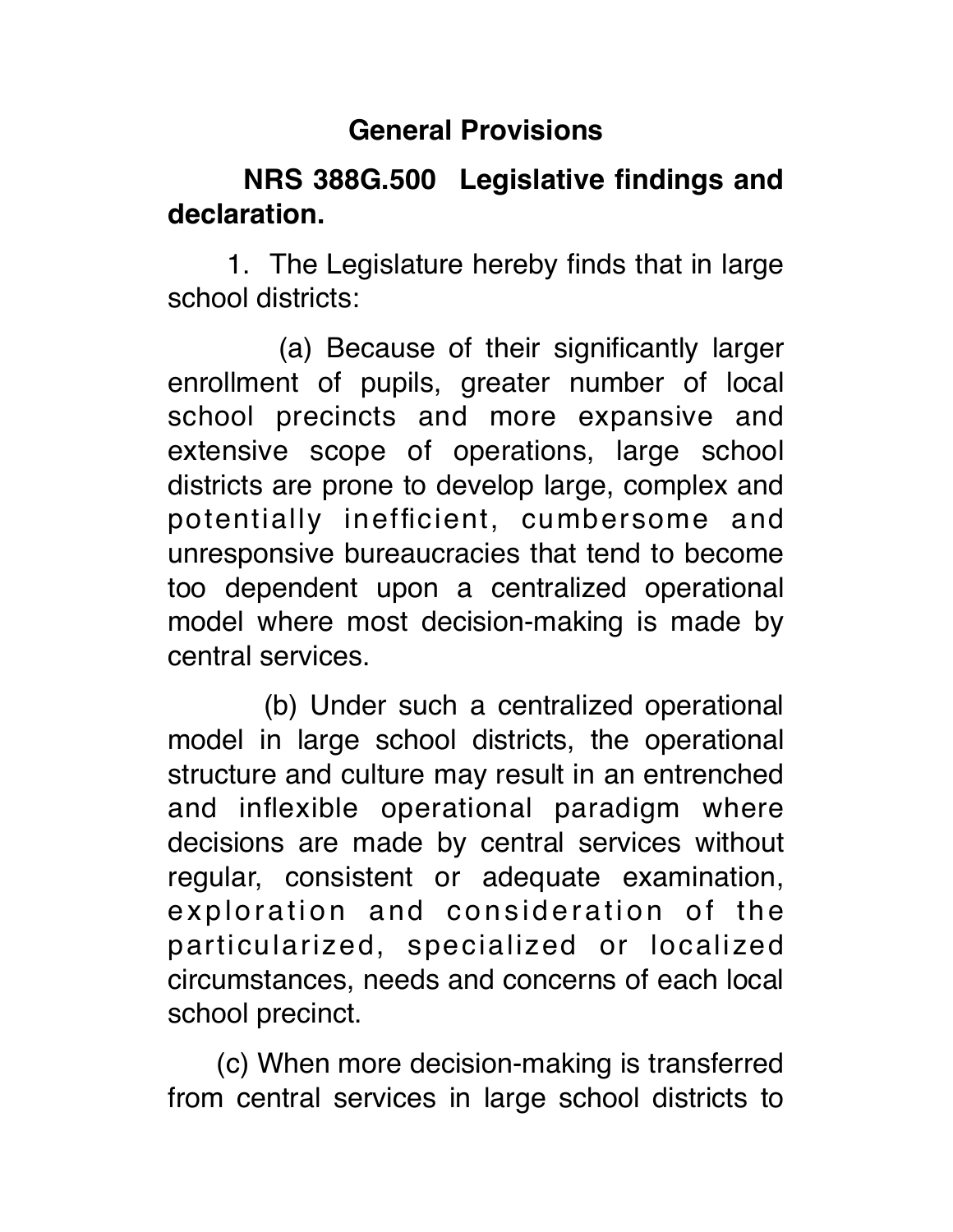## General Provisions

### NRS 388G.500 Legislative findings and declaration.

1. The Legislature hereby finds that in large school districts:

(a) Because of their significantly larger enrollment of pupils, greater number of local school precincts and more expansive and extensive scope of operations, large school districts are prone to develop large, complex and potentially inefficient, cumbersome and unresponsive bureaucracies that tend to become too dependent upon a centralized operational model where most decision-making is made by central services.

(b) Under such a centralized operational model in large school districts, the operational structure and culture may result in an entrenched and inflexible operational paradigm where decisions are made by central services without regular, consistent or adequate examination, exploration and consideration of the particularized, specialized or localized circumstances, needs and concerns of each local school precinct.

(c) When more decision-making is transferred from central services in large school districts to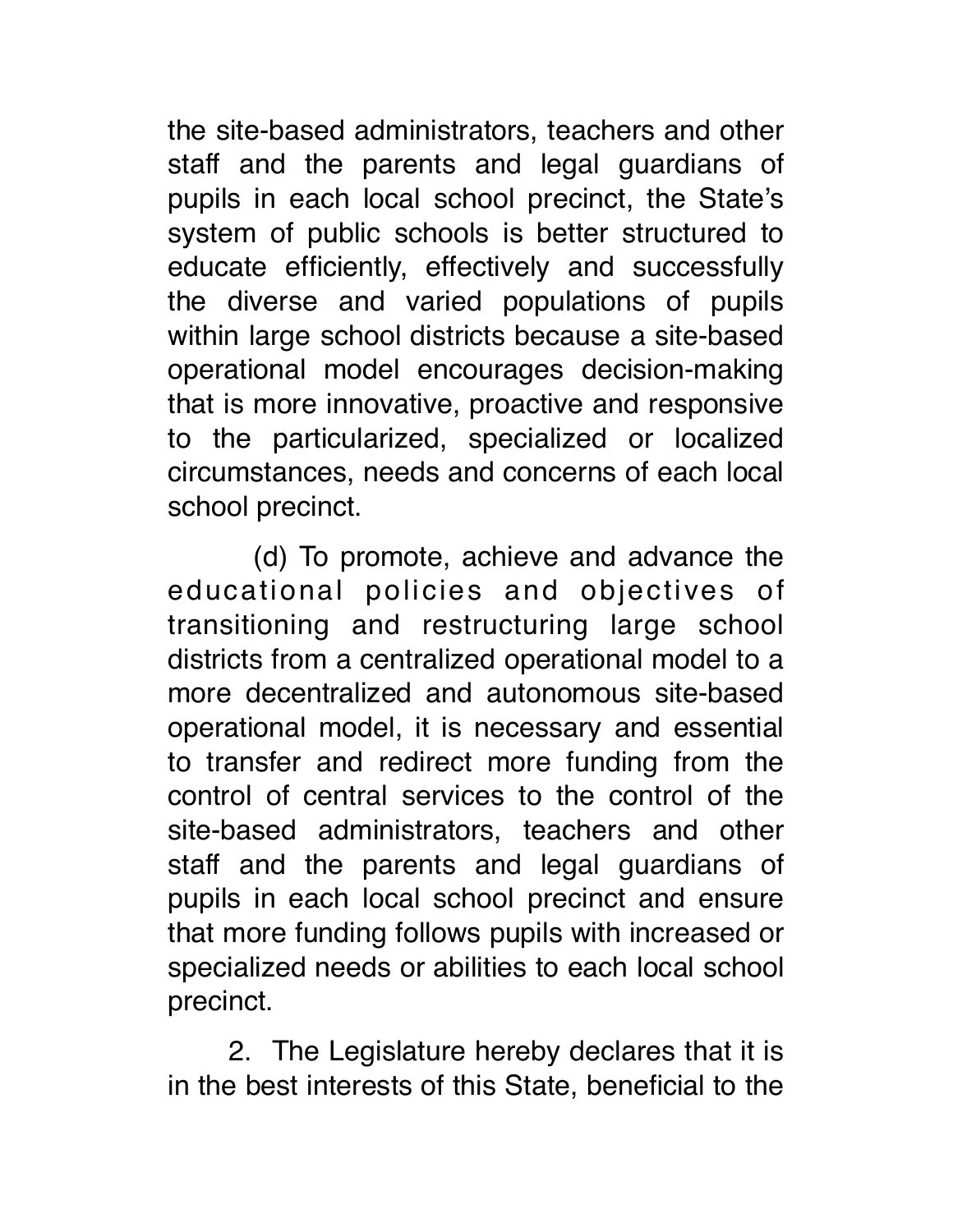the site-based administrators, teachers and other staff and the parents and legal guardians of pupils in each local school precinct, the State's system of public schools is better structured to educate efficiently, effectively and successfully the diverse and varied populations of pupils within large school districts because a site-based operational model encourages decision-making that is more innovative, proactive and responsive to the particularized, specialized or localized circumstances, needs and concerns of each local school precinct.

(d) To promote, achieve and advance the educational policies and objectives of transitioning and restructuring large school districts from a centralized operational model to a more decentralized and autonomous site-based operational model, it is necessary and essential to transfer and redirect more funding from the control of central services to the control of the site-based administrators, teachers and other staff and the parents and legal guardians of pupils in each local school precinct and ensure that more funding follows pupils with increased or specialized needs or abilities to each local school precinct.

2. The Legislature hereby declares that it is in the best interests of this State, beneficial to the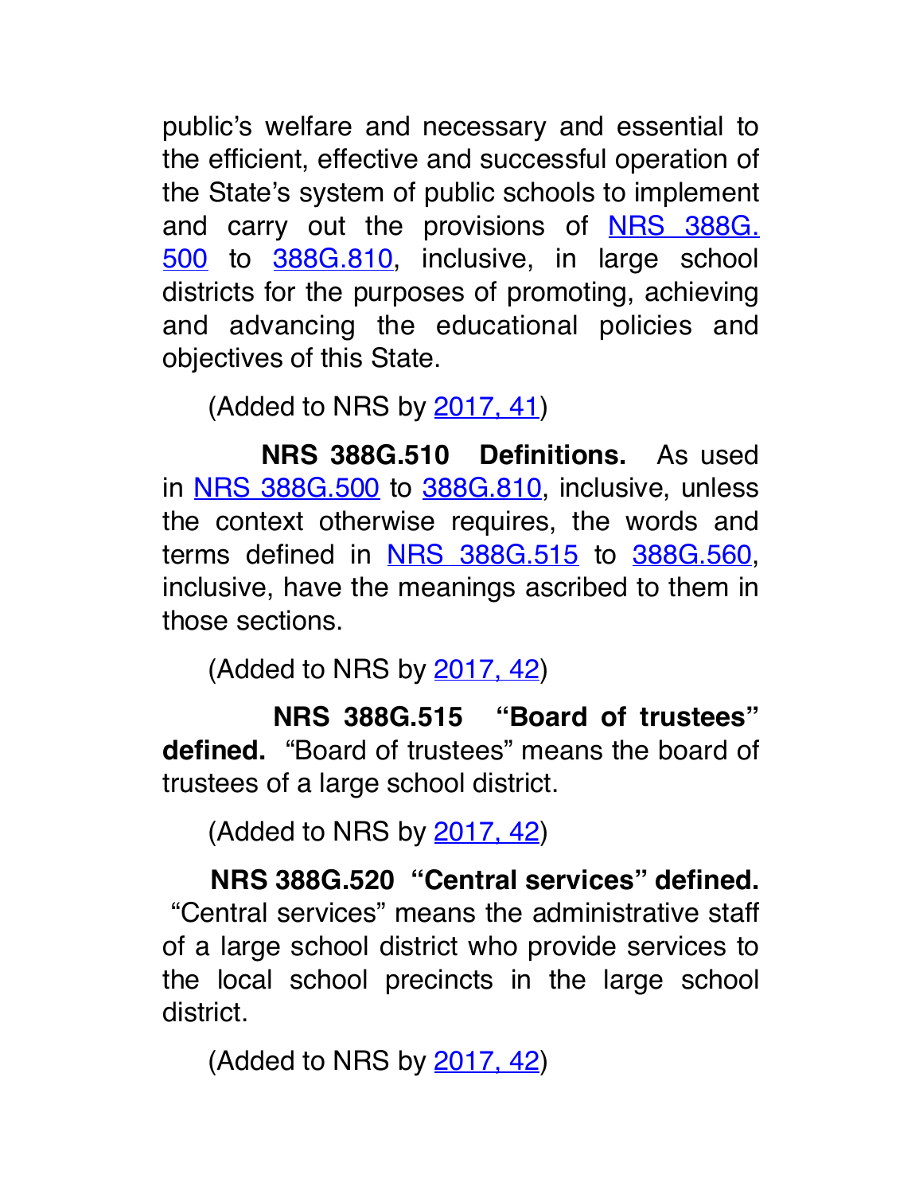public's welfare and necessary and essential to the efficient, effective and successful operation of the State's system of public schools to implement and carry out the provisions of NRS 388G.500 to 388G.810, inclusive, in large school districts for the purposes of promoting, achieving and advancing the educational policies and objectives of this State.

(Added to NRS by 2017, 41)

**NRS 388G.510 Definitions.** As used in NRS 388G.500 to 388G.810, inclusive, unless the context otherwise requires, the words and terms defined in NRS 388G.515 to 388G.560, inclusive, have the meanings ascribed to them in those sections.

(Added to NRS by 2017, 42)

**NRS 388G.515 "Board of trustees" defined.** "Board of trustees" means the board of trustees of a large school district.

(Added to NRS by 2017, 42)

**NRS 388G.520 "Central services" defined.** "Central services" means the administrative staff of a large school district who provide services to the local school precincts in the large school district.

(Added to NRS by 2017, 42)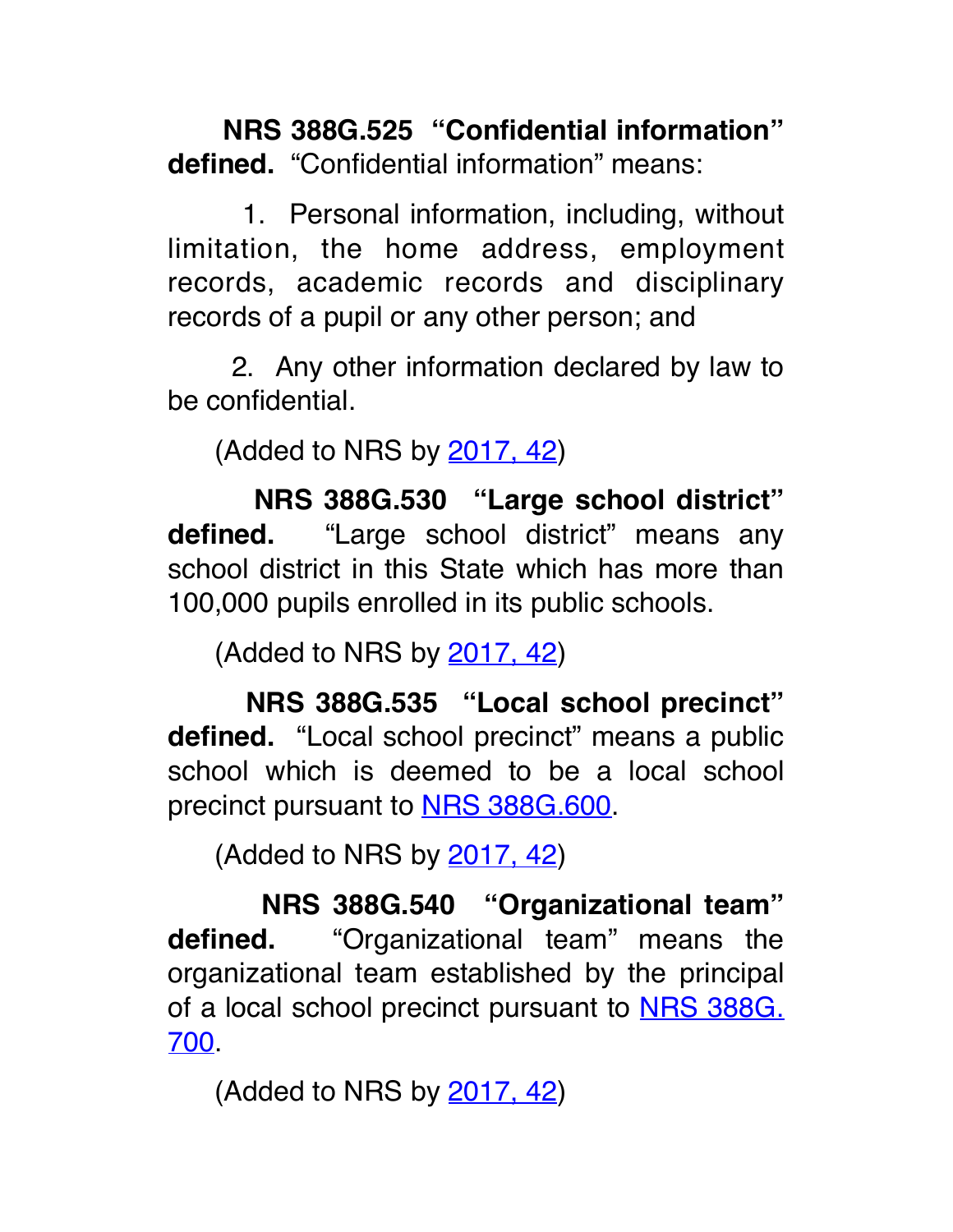**NRS 388G.525 "Confidential information" defined.** "Confidential information" means:

1. Personal information, including, without limitation, the home address, employment records, academic records and disciplinary records of a pupil or any other person; and

2. Any other information declared by law to be confidential.

(Added to NRS by 2017, 42)

**NRS 388G.530 "Large school district" defined.** "Large school district" means any school district in this State which has more than 100,000 pupils enrolled in its public schools.

(Added to NRS by 2017, 42)

**NRS 388G.535 "Local school precinct" defined.** "Local school precinct" means a public school which is deemed to be a local school precinct pursuant to NRS 388G.600.

(Added to NRS by 2017, 42)

**NRS 388G.540 "Organizational team" defined.** "Organizational team" means the organizational team established by the principal of a local school precinct pursuant to NRS 388G.700.

(Added to NRS by 2017, 42)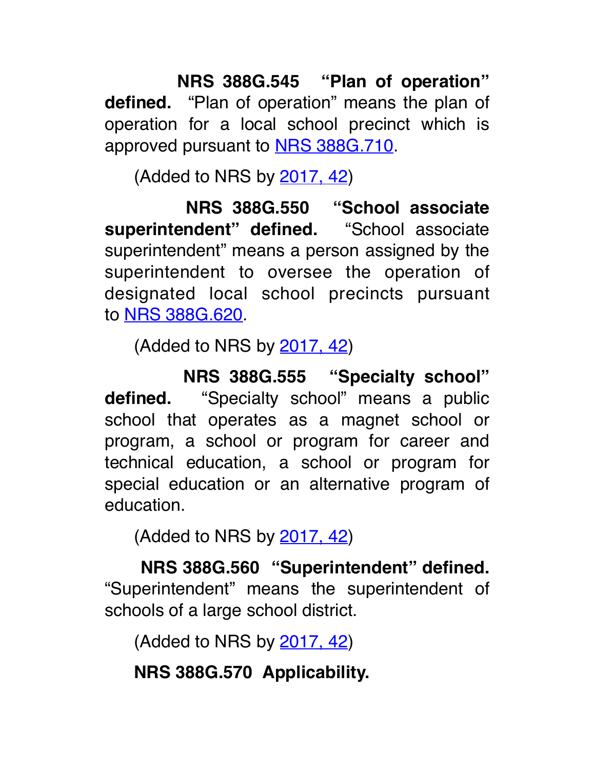**NRS 388G.545 "Plan of operation" defined.** "Plan of operation" means the plan of operation for a local school precinct which is approved pursuant to [NRS 388G.710](NRS 388G.710).

(Added to NRS by [2017, 42](2017, 42))

**NRS 388G.550 "School associate superintendent" defined.** "School associate superintendent" means a person assigned by the superintendent to oversee the operation of designated local school precincts pursuant to [NRS 388G.620](NRS 388G.620).

(Added to NRS by [2017, 42](2017, 42))

**NRS 388G.555 "Specialty school" defined.** "Specialty school" means a public school that operates as a magnet school or program, a school or program for career and technical education, a school or program for special education or an alternative program of education.

(Added to NRS by [2017, 42](2017, 42))

**NRS 388G.560 "Superintendent" defined.** "Superintendent" means the superintendent of schools of a large school district.

(Added to NRS by [2017, 42](2017, 42))

**NRS 388G.570 Applicability.**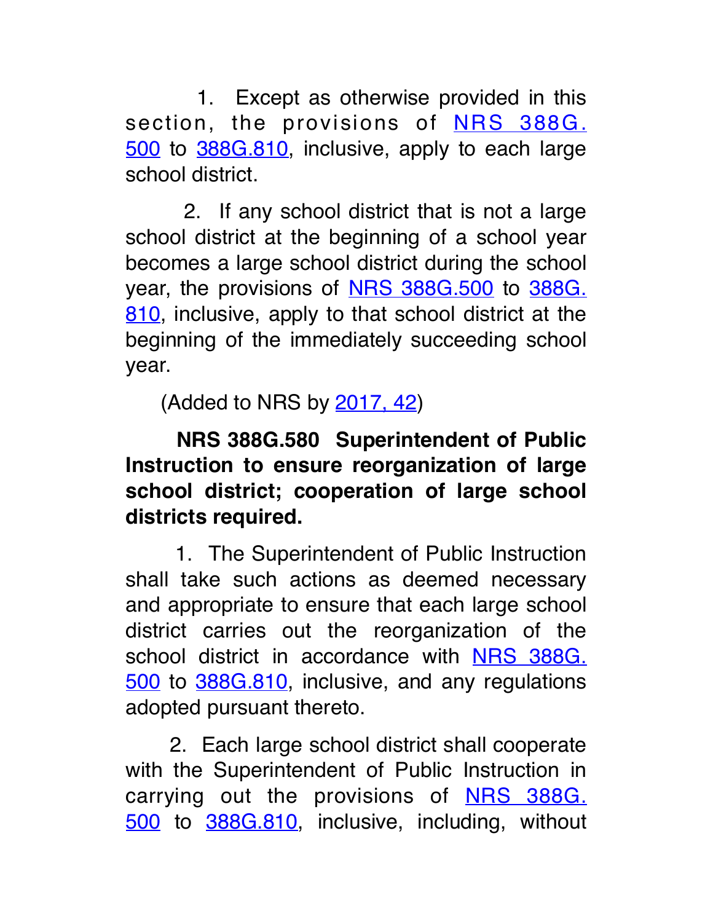1. Except as otherwise provided in this section, the provisions of NRS 388G.500 to 388G.810, inclusive, apply to each large school district.

2. If any school district that is not a large school district at the beginning of a school year becomes a large school district during the school year, the provisions of NRS 388G.500 to 388G.810, inclusive, apply to that school district at the beginning of the immediately succeeding school year.

(Added to NRS by 2017, 42)

**NRS 388G.580 Superintendent of Public Instruction to ensure reorganization of large school district; cooperation of large school districts required.**

1. The Superintendent of Public Instruction shall take such actions as deemed necessary and appropriate to ensure that each large school district carries out the reorganization of the school district in accordance with NRS 388G.500 to 388G.810, inclusive, and any regulations adopted pursuant thereto.

2. Each large school district shall cooperate with the Superintendent of Public Instruction in carrying out the provisions of NRS 388G.500 to 388G.810, inclusive, including, without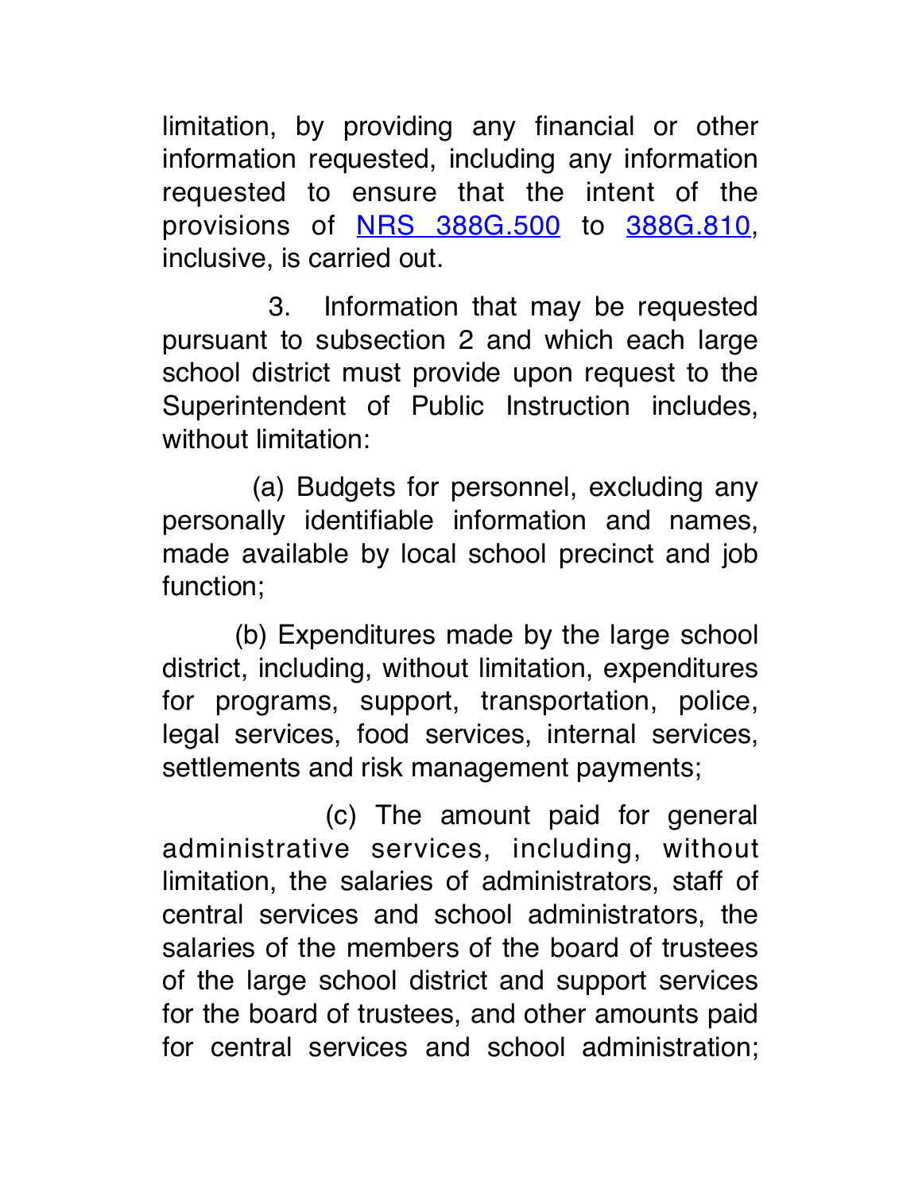limitation, by providing any financial or other information requested, including any information requested to ensure that the intent of the provisions of [NRS 388G.500](#) to [388G.810](#), inclusive, is carried out.

3. Information that may be requested pursuant to subsection 2 and which each large school district must provide upon request to the Superintendent of Public Instruction includes, without limitation:

(a) Budgets for personnel, excluding any personally identifiable information and names, made available by local school precinct and job function;

(b) Expenditures made by the large school district, including, without limitation, expenditures for programs, support, transportation, police, legal services, food services, internal services, settlements and risk management payments;

(c) The amount paid for general administrative services, including, without limitation, the salaries of administrators, staff of central services and school administrators, the salaries of the members of the board of trustees of the large school district and support services for the board of trustees, and other amounts paid for central services and school administration;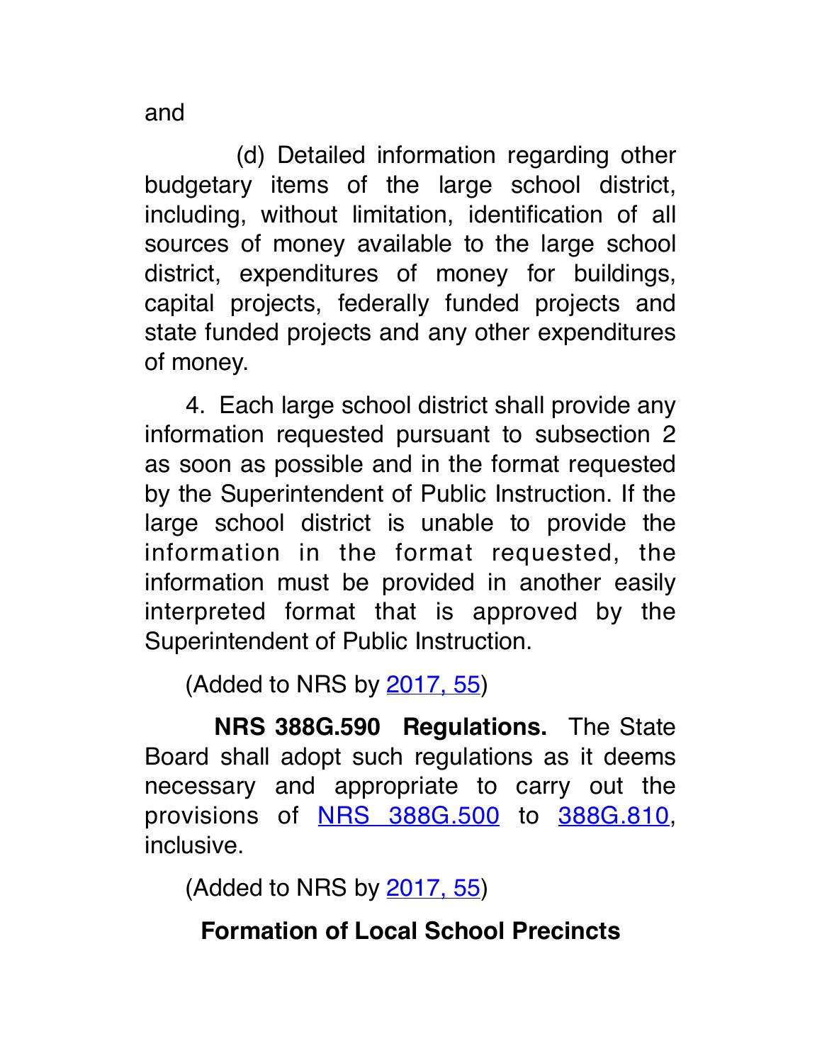and

(d) Detailed information regarding other budgetary items of the large school district, including, without limitation, identification of all sources of money available to the large school district, expenditures of money for buildings, capital projects, federally funded projects and state funded projects and any other expenditures of money.

4. Each large school district shall provide any information requested pursuant to subsection 2 as soon as possible and in the format requested by the Superintendent of Public Instruction. If the large school district is unable to provide the information in the format requested, the information must be provided in another easily interpreted format that is approved by the Superintendent of Public Instruction.

(Added to NRS by 2017, 55)

**NRS 388G.590 Regulations.** The State Board shall adopt such regulations as it deems necessary and appropriate to carry out the provisions of NRS 388G.500 to 388G.810, inclusive.

(Added to NRS by 2017, 55)

## Formation of Local School Precincts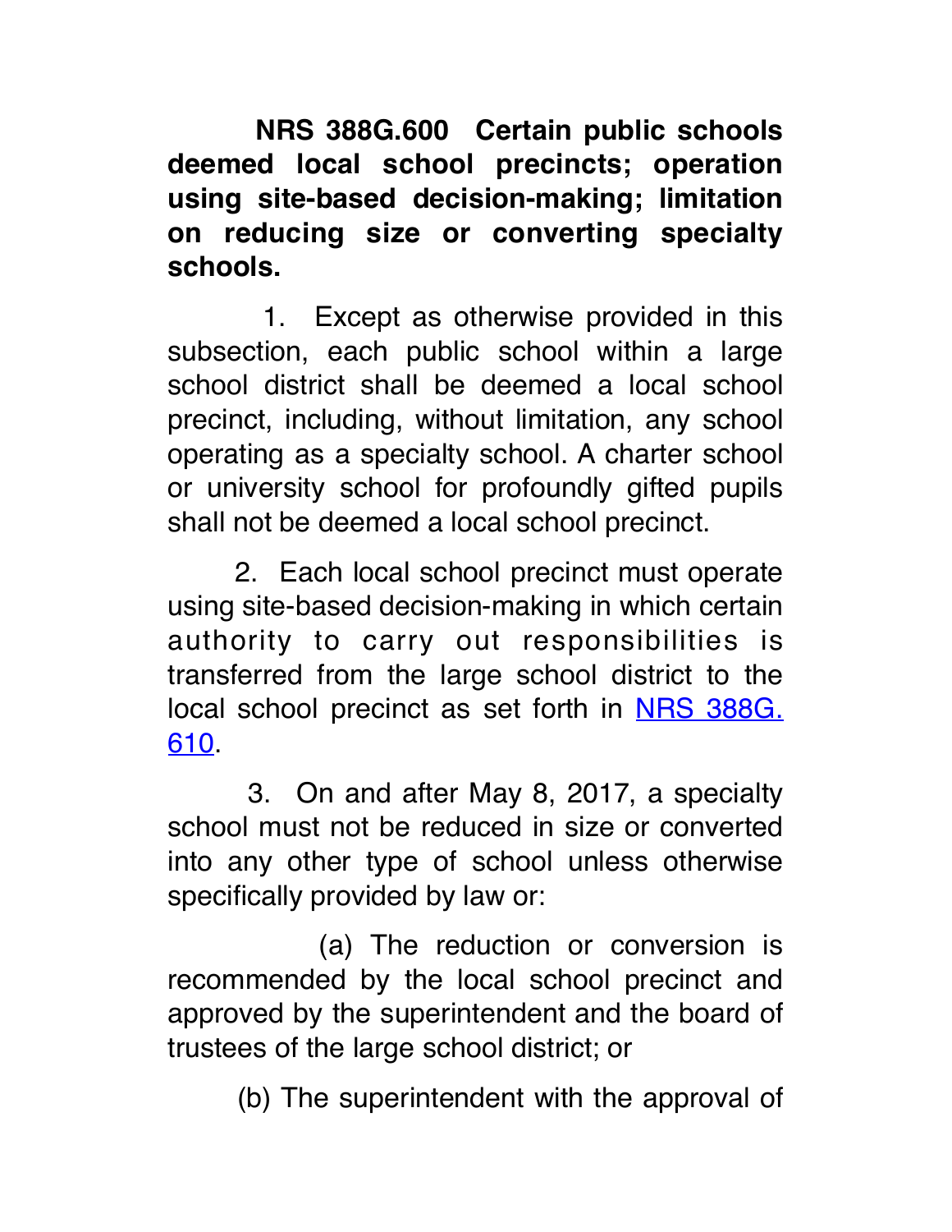**NRS 388G.600 Certain public schools deemed local school precincts; operation using site-based decision-making; limitation on reducing size or converting specialty schools.**

1. Except as otherwise provided in this subsection, each public school within a large school district shall be deemed a local school precinct, including, without limitation, any school operating as a specialty school. A charter school or university school for profoundly gifted pupils shall not be deemed a local school precinct.

2. Each local school precinct must operate using site-based decision-making in which certain authority to carry out responsibilities is transferred from the large school district to the local school precinct as set forth in [NRS 388G.610](NRS 388G.610).

3. On and after May 8, 2017, a specialty school must not be reduced in size or converted into any other type of school unless otherwise specifically provided by law or:

(a) The reduction or conversion is recommended by the local school precinct and approved by the superintendent and the board of trustees of the large school district; or

(b) The superintendent with the approval of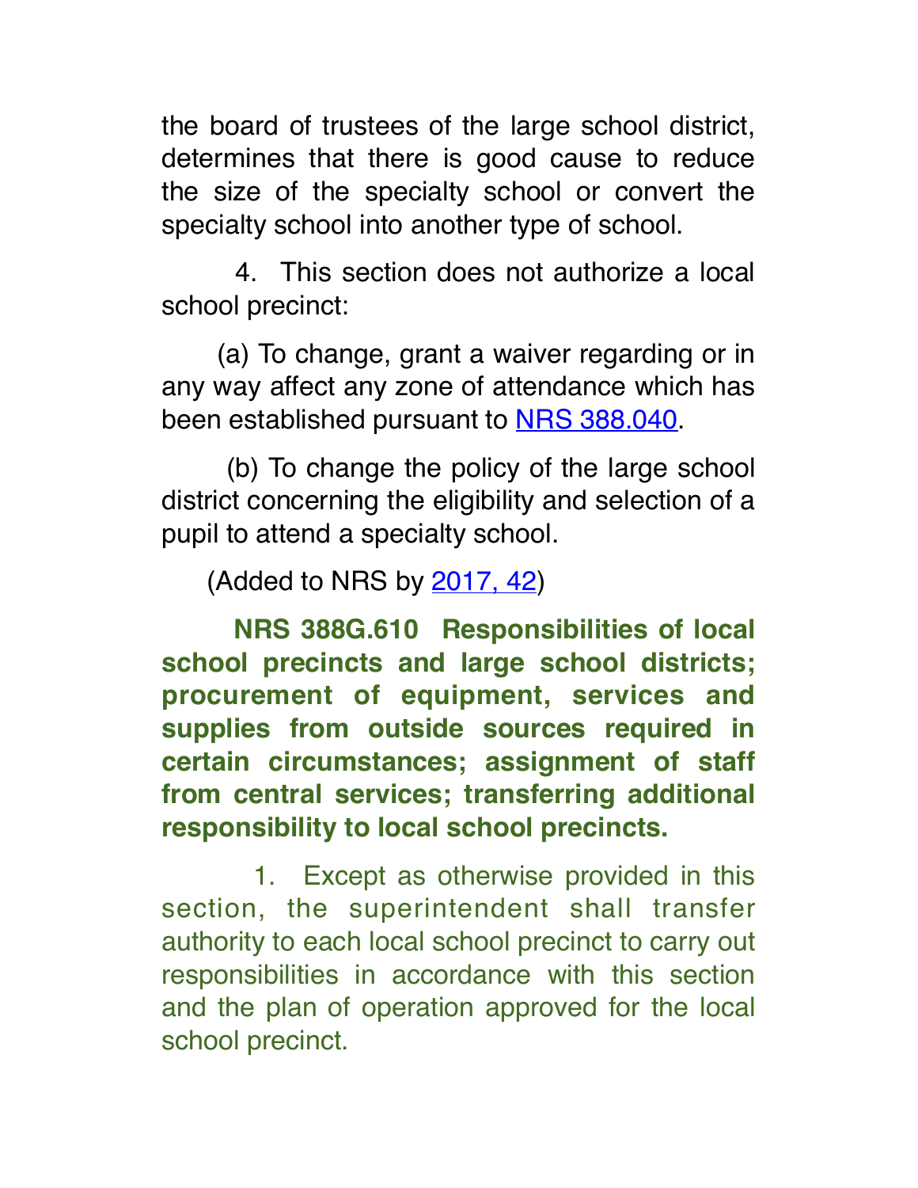the board of trustees of the large school district, determines that there is good cause to reduce the size of the specialty school or convert the specialty school into another type of school.

4. This section does not authorize a local school precinct:

(a) To change, grant a waiver regarding or in any way affect any zone of attendance which has been established pursuant to NRS 388.040.

(b) To change the policy of the large school district concerning the eligibility and selection of a pupil to attend a specialty school.

(Added to NRS by 2017, 42)

**NRS 388G.610 Responsibilities of local school precincts and large school districts; procurement of equipment, services and supplies from outside sources required in certain circumstances; assignment of staff from central services; transferring additional responsibility to local school precincts.**

1. Except as otherwise provided in this section, the superintendent shall transfer authority to each local school precinct to carry out responsibilities in accordance with this section and the plan of operation approved for the local school precinct.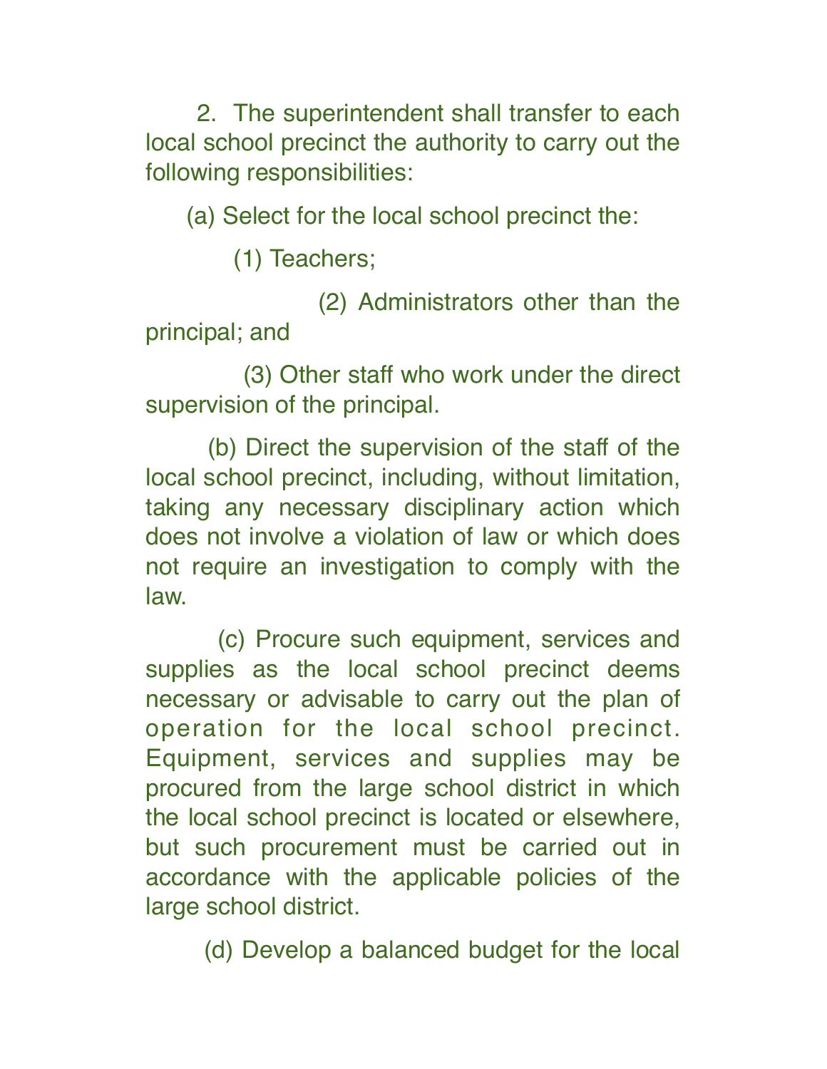2. The superintendent shall transfer to each local school precinct the authority to carry out the following responsibilities:

(a) Select for the local school precinct the:

(1) Teachers;

(2) Administrators other than the principal; and

(3) Other staff who work under the direct supervision of the principal.

(b) Direct the supervision of the staff of the local school precinct, including, without limitation, taking any necessary disciplinary action which does not involve a violation of law or which does not require an investigation to comply with the law.

(c) Procure such equipment, services and supplies as the local school precinct deems necessary or advisable to carry out the plan of operation for the local school precinct. Equipment, services and supplies may be procured from the large school district in which the local school precinct is located or elsewhere, but such procurement must be carried out in accordance with the applicable policies of the large school district.

(d) Develop a balanced budget for the local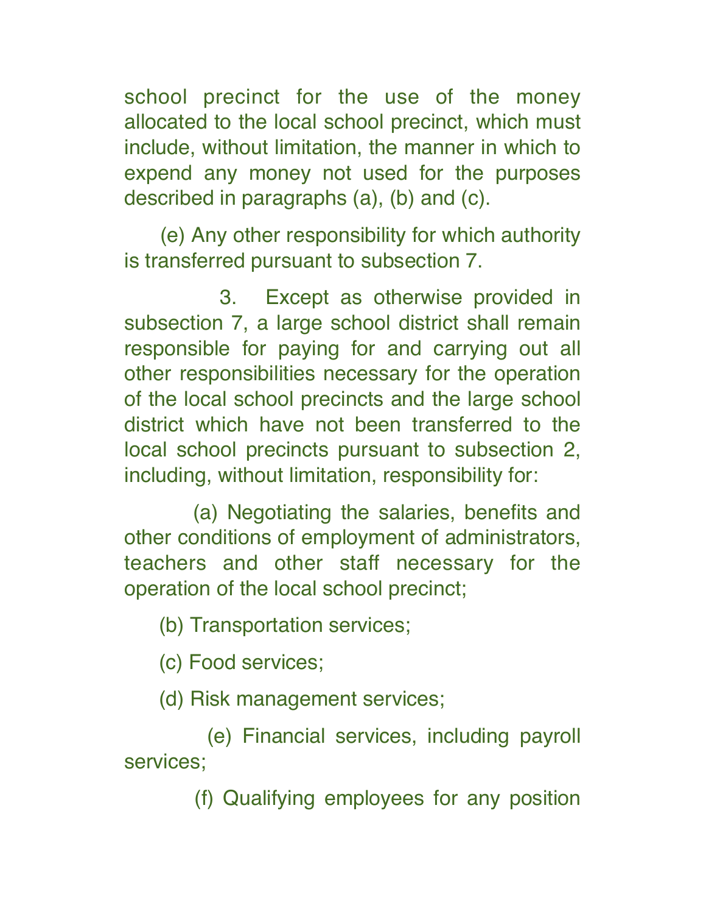school precinct for the use of the money allocated to the local school precinct, which must include, without limitation, the manner in which to expend any money not used for the purposes described in paragraphs (a), (b) and (c).

(e) Any other responsibility for which authority is transferred pursuant to subsection 7.

3. Except as otherwise provided in subsection 7, a large school district shall remain responsible for paying for and carrying out all other responsibilities necessary for the operation of the local school precincts and the large school district which have not been transferred to the local school precincts pursuant to subsection 2, including, without limitation, responsibility for:

(a) Negotiating the salaries, benefits and other conditions of employment of administrators, teachers and other staff necessary for the operation of the local school precinct;

(b) Transportation services;

(c) Food services;

(d) Risk management services;

(e) Financial services, including payroll services;

(f) Qualifying employees for any position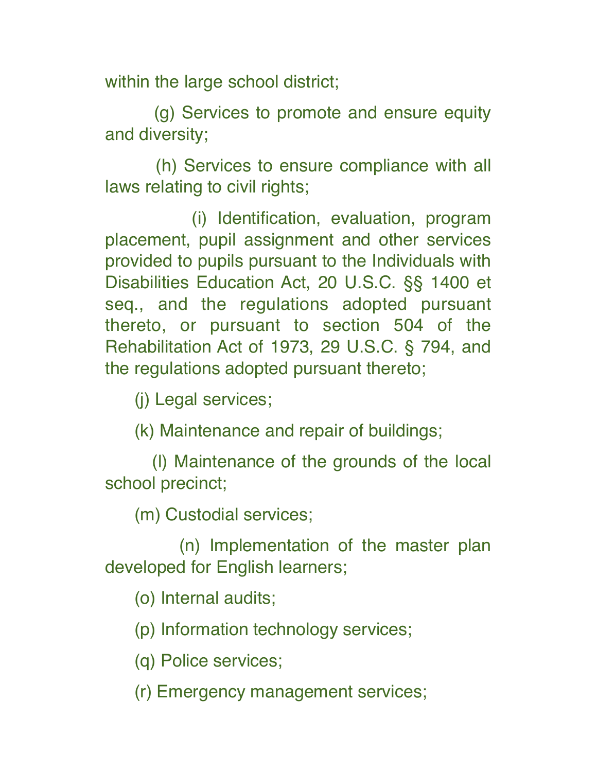within the large school district;

(g) Services to promote and ensure equity and diversity;

(h) Services to ensure compliance with all laws relating to civil rights;

(i) Identification, evaluation, program placement, pupil assignment and other services provided to pupils pursuant to the Individuals with Disabilities Education Act, 20 U.S.C. §§ 1400 et seq., and the regulations adopted pursuant thereto, or pursuant to section 504 of the Rehabilitation Act of 1973, 29 U.S.C. § 794, and the regulations adopted pursuant thereto;

(j) Legal services;

(k) Maintenance and repair of buildings;

(l) Maintenance of the grounds of the local school precinct;

(m) Custodial services;

(n) Implementation of the master plan developed for English learners;

(o) Internal audits;

(p) Information technology services;

(q) Police services;

(r) Emergency management services;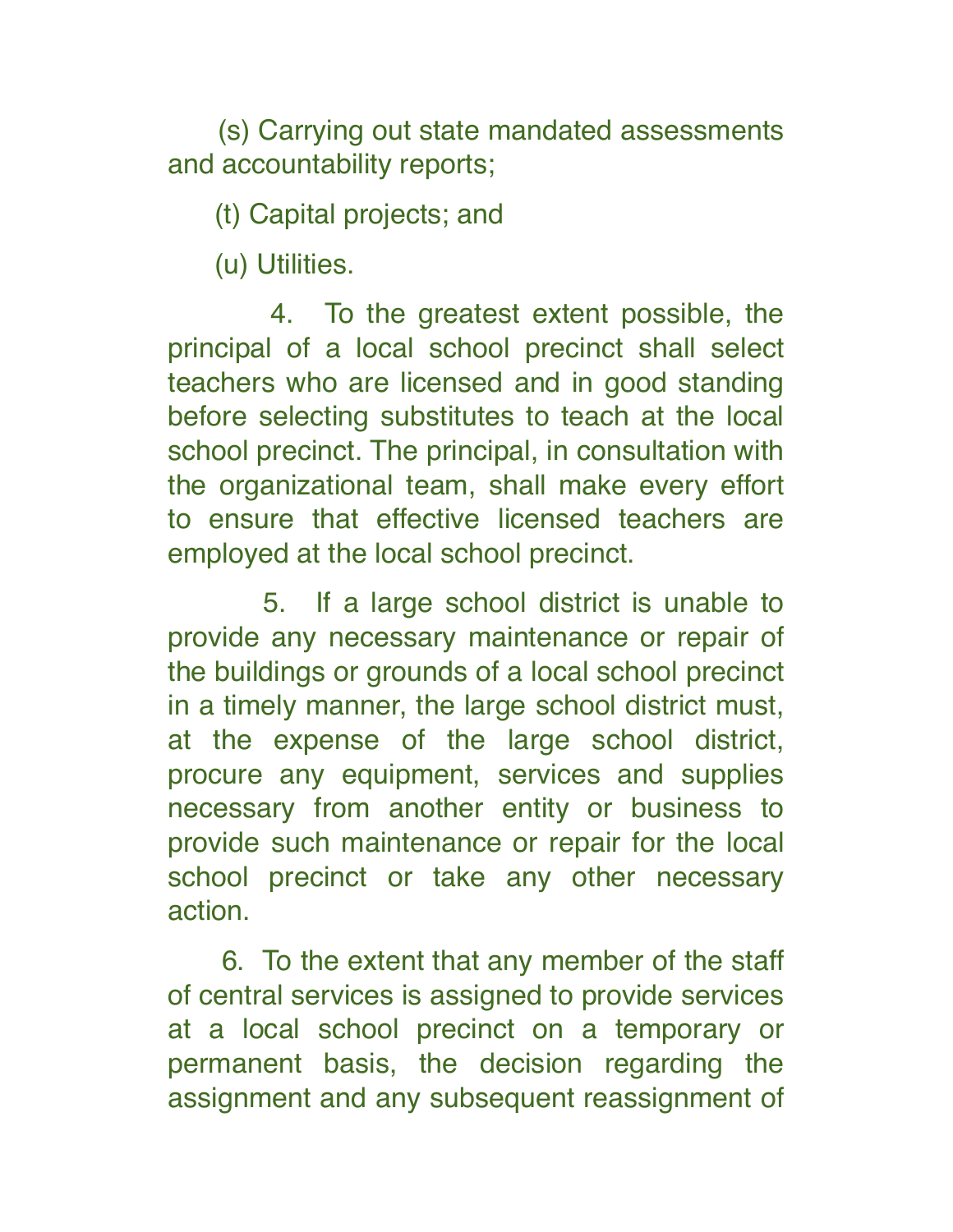(s) Carrying out state mandated assessments and accountability reports;

(t) Capital projects; and

(u) Utilities.

4. To the greatest extent possible, the principal of a local school precinct shall select teachers who are licensed and in good standing before selecting substitutes to teach at the local school precinct. The principal, in consultation with the organizational team, shall make every effort to ensure that effective licensed teachers are employed at the local school precinct.

5. If a large school district is unable to provide any necessary maintenance or repair of the buildings or grounds of a local school precinct in a timely manner, the large school district must, at the expense of the large school district, procure any equipment, services and supplies necessary from another entity or business to provide such maintenance or repair for the local school precinct or take any other necessary action.

6. To the extent that any member of the staff of central services is assigned to provide services at a local school precinct on a temporary or permanent basis, the decision regarding the assignment and any subsequent reassignment of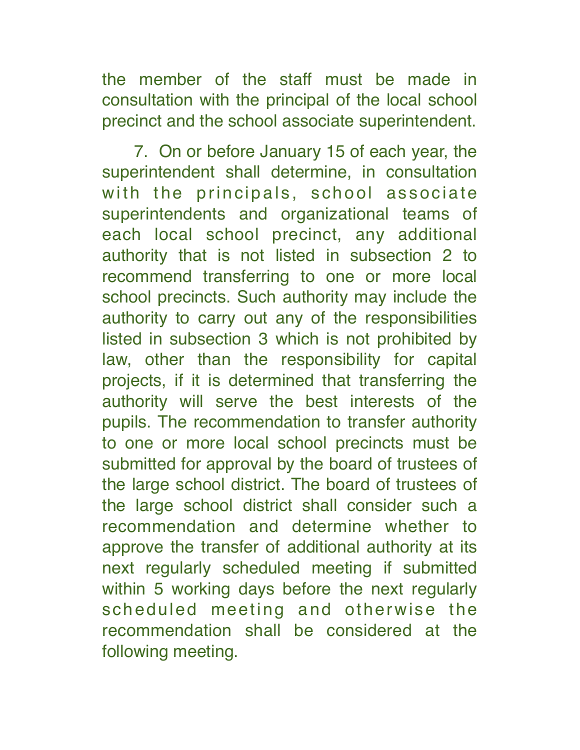the member of the staff must be made in consultation with the principal of the local school precinct and the school associate superintendent.

7. On or before January 15 of each year, the superintendent shall determine, in consultation with the principals, school associate superintendents and organizational teams of each local school precinct, any additional authority that is not listed in subsection 2 to recommend transferring to one or more local school precincts. Such authority may include the authority to carry out any of the responsibilities listed in subsection 3 which is not prohibited by law, other than the responsibility for capital projects, if it is determined that transferring the authority will serve the best interests of the pupils. The recommendation to transfer authority to one or more local school precincts must be submitted for approval by the board of trustees of the large school district. The board of trustees of the large school district shall consider such a recommendation and determine whether to approve the transfer of additional authority at its next regularly scheduled meeting if submitted within 5 working days before the next regularly scheduled meeting and otherwise the recommendation shall be considered at the following meeting.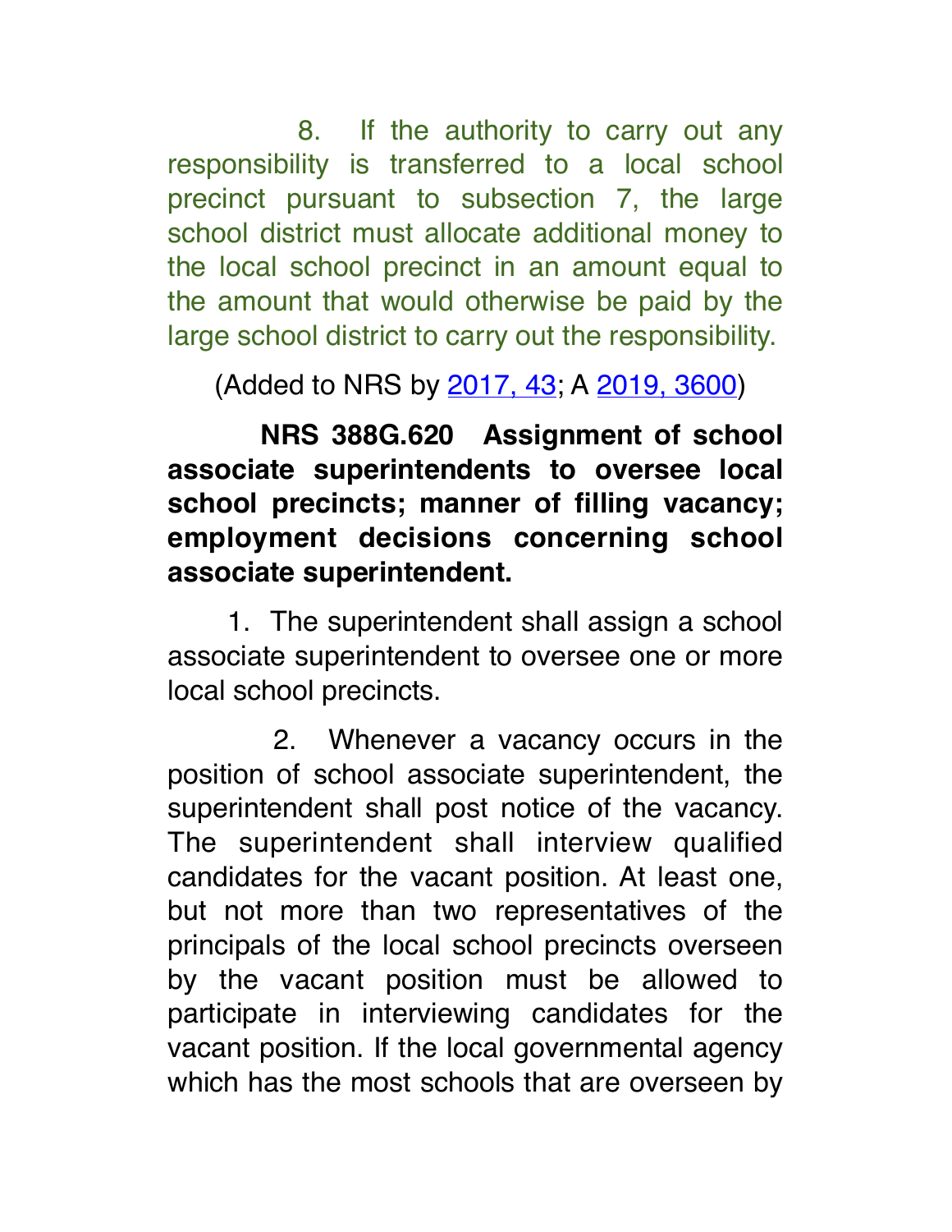8. If the authority to carry out any responsibility is transferred to a local school precinct pursuant to subsection 7, the large school district must allocate additional money to the local school precinct in an amount equal to the amount that would otherwise be paid by the large school district to carry out the responsibility.

(Added to NRS by 2017, 43; A 2019, 3600)

**NRS 388G.620 Assignment of school associate superintendents to oversee local school precincts; manner of filling vacancy; employment decisions concerning school associate superintendent.**

1. The superintendent shall assign a school associate superintendent to oversee one or more local school precincts.

2. Whenever a vacancy occurs in the position of school associate superintendent, the superintendent shall post notice of the vacancy. The superintendent shall interview qualified candidates for the vacant position. At least one, but not more than two representatives of the principals of the local school precincts overseen by the vacant position must be allowed to participate in interviewing candidates for the vacant position. If the local governmental agency which has the most schools that are overseen by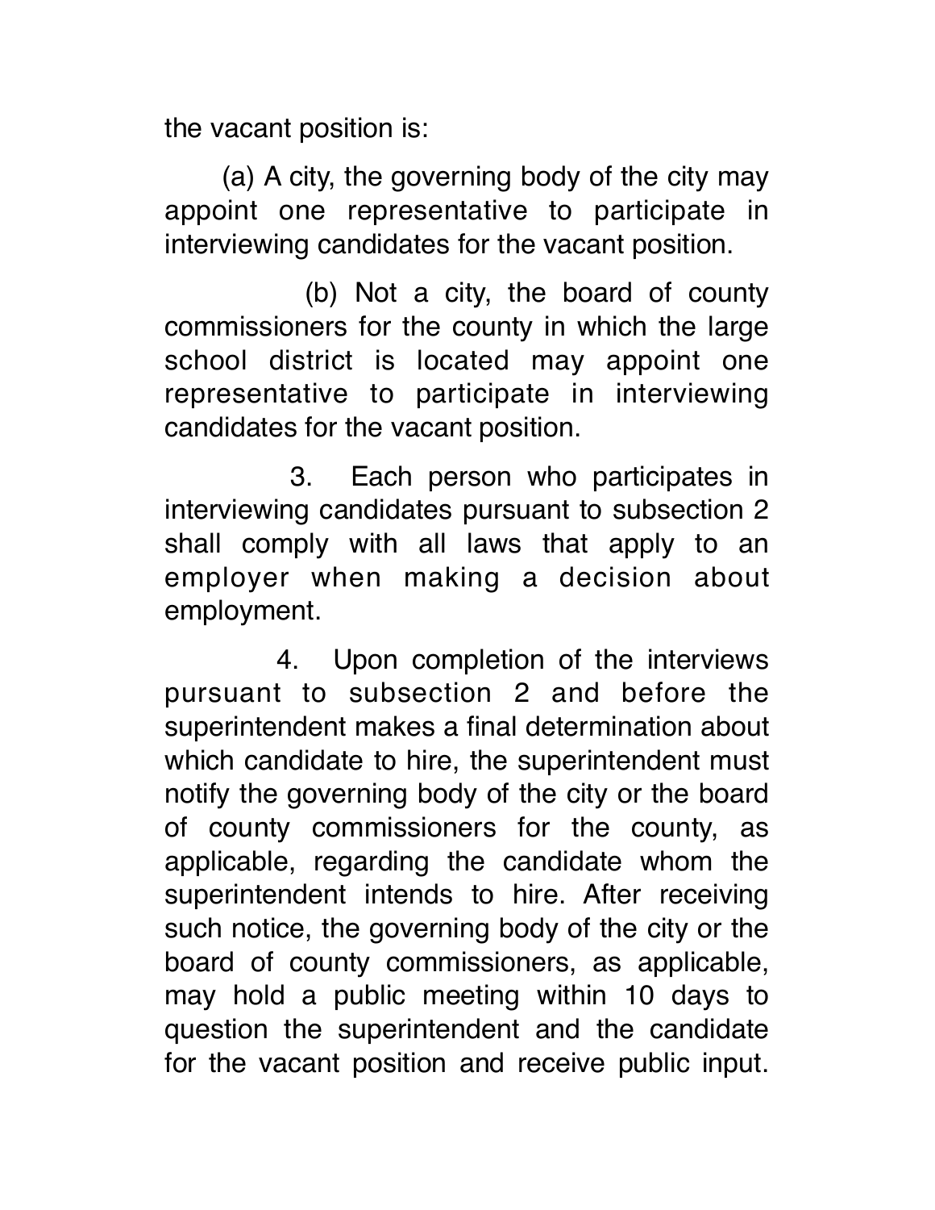the vacant position is:

(a) A city, the governing body of the city may appoint one representative to participate in interviewing candidates for the vacant position.

(b) Not a city, the board of county commissioners for the county in which the large school district is located may appoint one representative to participate in interviewing candidates for the vacant position.

3. Each person who participates in interviewing candidates pursuant to subsection 2 shall comply with all laws that apply to an employer when making a decision about employment.

4. Upon completion of the interviews pursuant to subsection 2 and before the superintendent makes a final determination about which candidate to hire, the superintendent must notify the governing body of the city or the board of county commissioners for the county, as applicable, regarding the candidate whom the superintendent intends to hire. After receiving such notice, the governing body of the city or the board of county commissioners, as applicable, may hold a public meeting within 10 days to question the superintendent and the candidate for the vacant position and receive public input.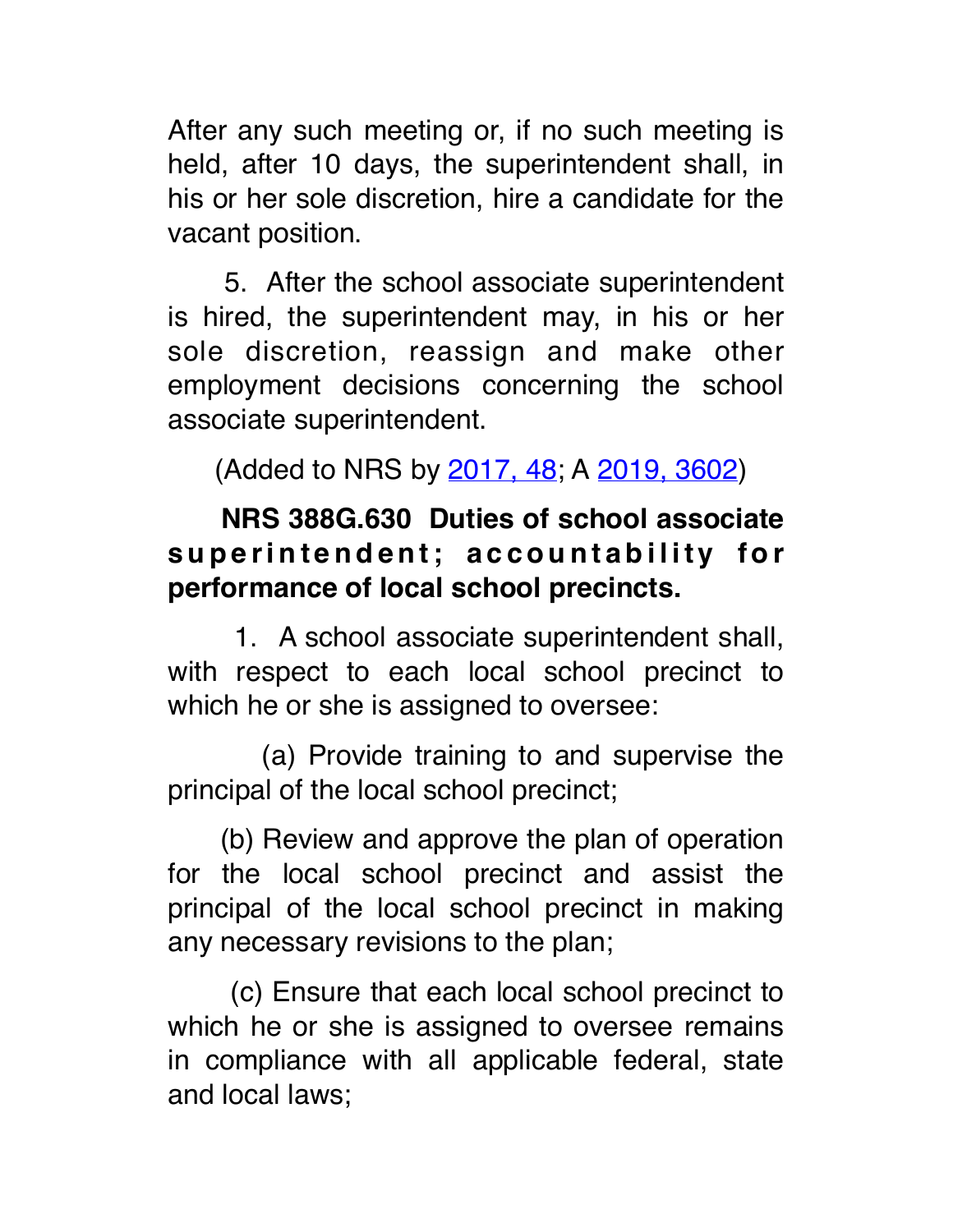After any such meeting or, if no such meeting is held, after 10 days, the superintendent shall, in his or her sole discretion, hire a candidate for the vacant position.

5. After the school associate superintendent is hired, the superintendent may, in his or her sole discretion, reassign and make other employment decisions concerning the school associate superintendent.

(Added to NRS by 2017, 48; A 2019, 3602)

**NRS 388G.630 Duties of school associate superintendent; accountability for performance of local school precincts.**

1. A school associate superintendent shall, with respect to each local school precinct to which he or she is assigned to oversee:

(a) Provide training to and supervise the principal of the local school precinct;

(b) Review and approve the plan of operation for the local school precinct and assist the principal of the local school precinct in making any necessary revisions to the plan;

(c) Ensure that each local school precinct to which he or she is assigned to oversee remains in compliance with all applicable federal, state and local laws;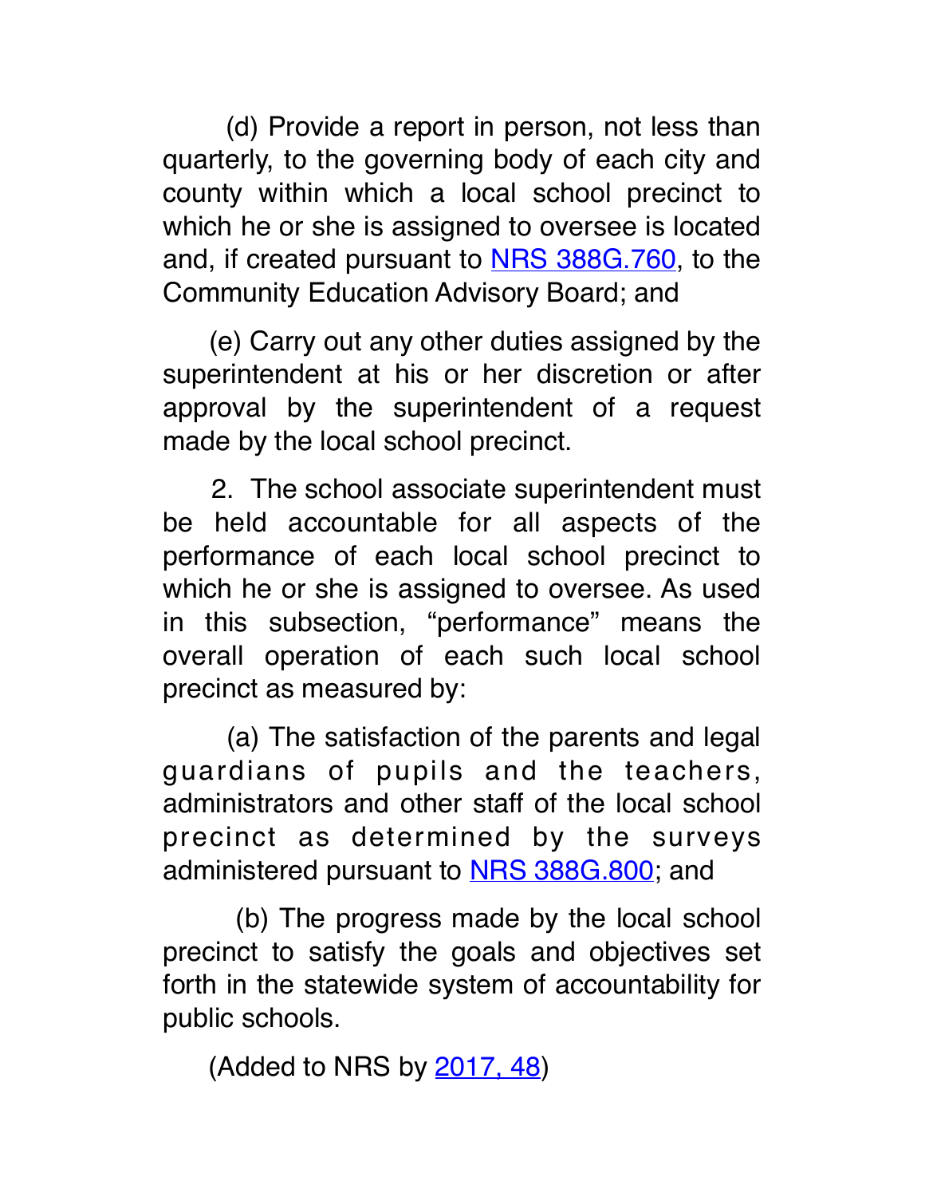(d) Provide a report in person, not less than quarterly, to the governing body of each city and county within which a local school precinct to which he or she is assigned to oversee is located and, if created pursuant to NRS 388G.760, to the Community Education Advisory Board; and

(e) Carry out any other duties assigned by the superintendent at his or her discretion or after approval by the superintendent of a request made by the local school precinct.

2. The school associate superintendent must be held accountable for all aspects of the performance of each local school precinct to which he or she is assigned to oversee. As used in this subsection, "performance" means the overall operation of each such local school precinct as measured by:

(a) The satisfaction of the parents and legal guardians of pupils and the teachers, administrators and other staff of the local school precinct as determined by the surveys administered pursuant to NRS 388G.800; and

(b) The progress made by the local school precinct to satisfy the goals and objectives set forth in the statewide system of accountability for public schools.

(Added to NRS by 2017, 48)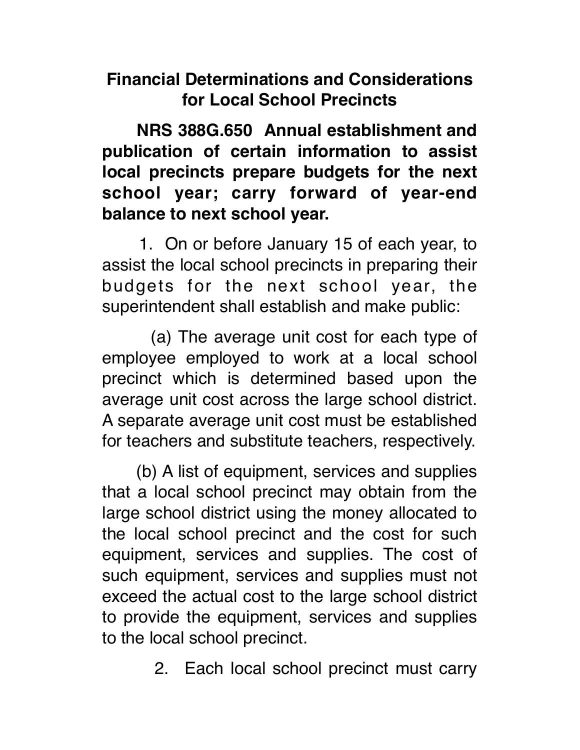## Financial Determinations and Considerations for Local School Precincts

**NRS 388G.650 Annual establishment and publication of certain information to assist local precincts prepare budgets for the next school year; carry forward of year-end balance to next school year.**

1. On or before January 15 of each year, to assist the local school precincts in preparing their budgets for the next school year, the superintendent shall establish and make public:

(a) The average unit cost for each type of employee employed to work at a local school precinct which is determined based upon the average unit cost across the large school district. A separate average unit cost must be established for teachers and substitute teachers, respectively.

(b) A list of equipment, services and supplies that a local school precinct may obtain from the large school district using the money allocated to the local school precinct and the cost for such equipment, services and supplies. The cost of such equipment, services and supplies must not exceed the actual cost to the large school district to provide the equipment, services and supplies to the local school precinct.

2. Each local school precinct must carry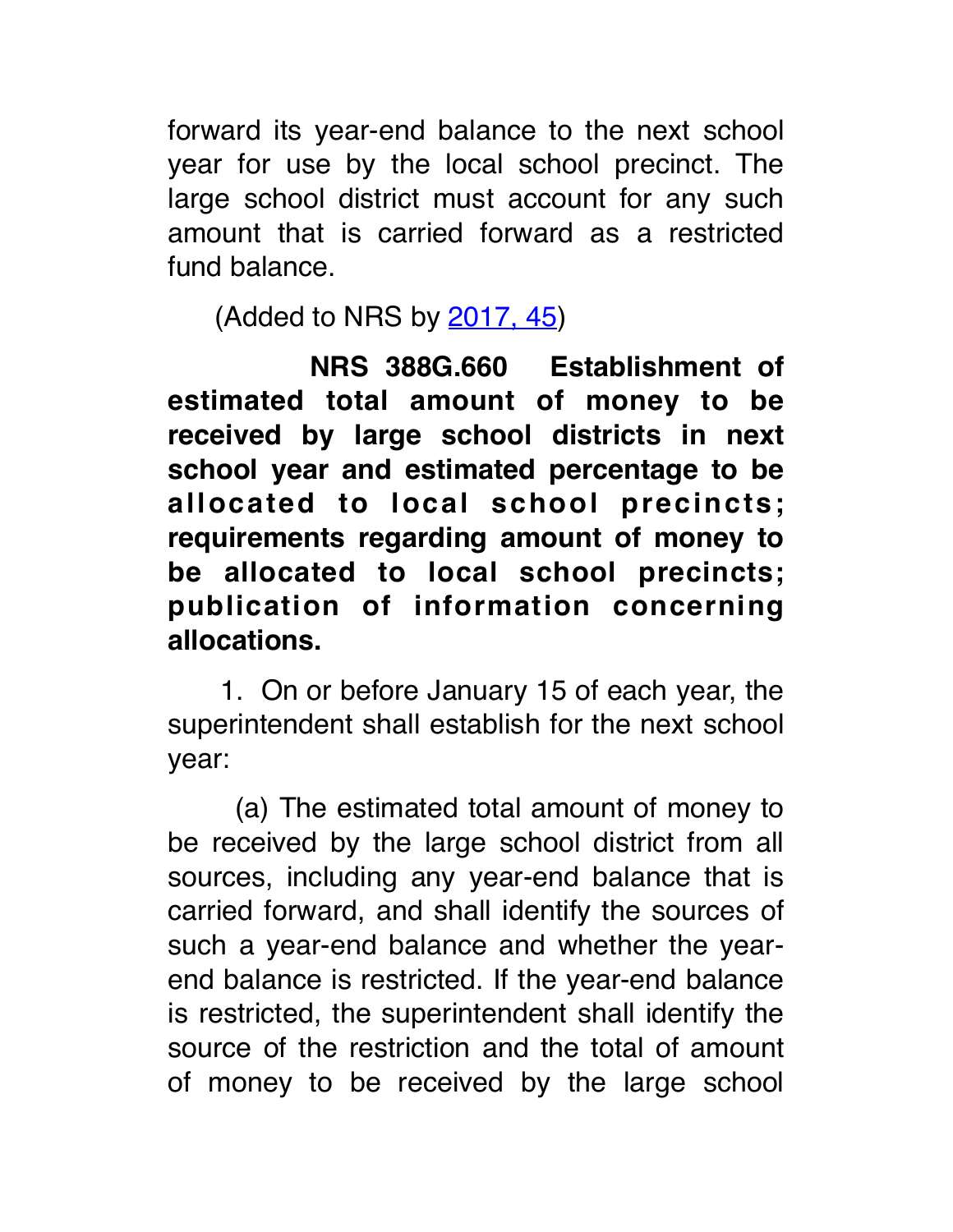forward its year-end balance to the next school year for use by the local school precinct. The large school district must account for any such amount that is carried forward as a restricted fund balance.

(Added to NRS by 2017, 45)

**NRS 388G.660 Establishment of estimated total amount of money to be received by large school districts in next school year and estimated percentage to be allocated to local school precincts; requirements regarding amount of money to be allocated to local school precincts; publication of information concerning allocations.**

1. On or before January 15 of each year, the superintendent shall establish for the next school year:

(a) The estimated total amount of money to be received by the large school district from all sources, including any year-end balance that is carried forward, and shall identify the sources of such a year-end balance and whether the year-end balance is restricted. If the year-end balance is restricted, the superintendent shall identify the source of the restriction and the total of amount of money to be received by the large school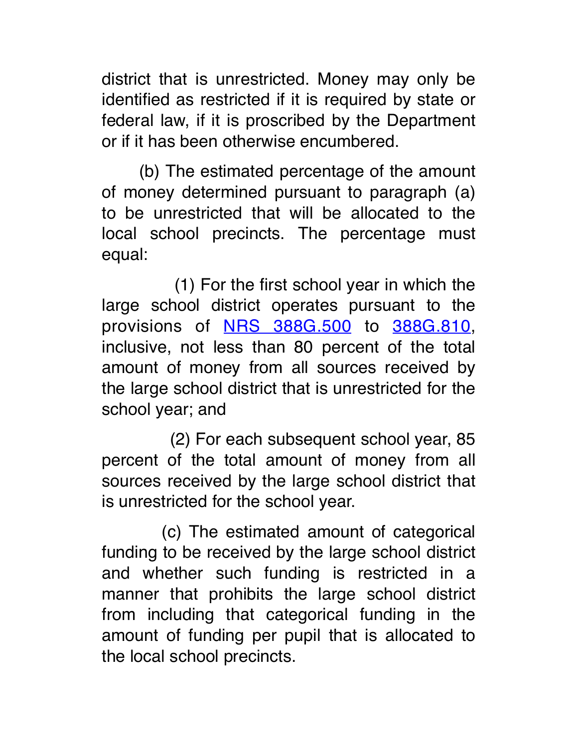district that is unrestricted. Money may only be identified as restricted if it is required by state or federal law, if it is proscribed by the Department or if it has been otherwise encumbered.

(b) The estimated percentage of the amount of money determined pursuant to paragraph (a) to be unrestricted that will be allocated to the local school precincts. The percentage must equal:

(1) For the first school year in which the large school district operates pursuant to the provisions of NRS 388G.500 to 388G.810, inclusive, not less than 80 percent of the total amount of money from all sources received by the large school district that is unrestricted for the school year; and

(2) For each subsequent school year, 85 percent of the total amount of money from all sources received by the large school district that is unrestricted for the school year.

(c) The estimated amount of categorical funding to be received by the large school district and whether such funding is restricted in a manner that prohibits the large school district from including that categorical funding in the amount of funding per pupil that is allocated to the local school precincts.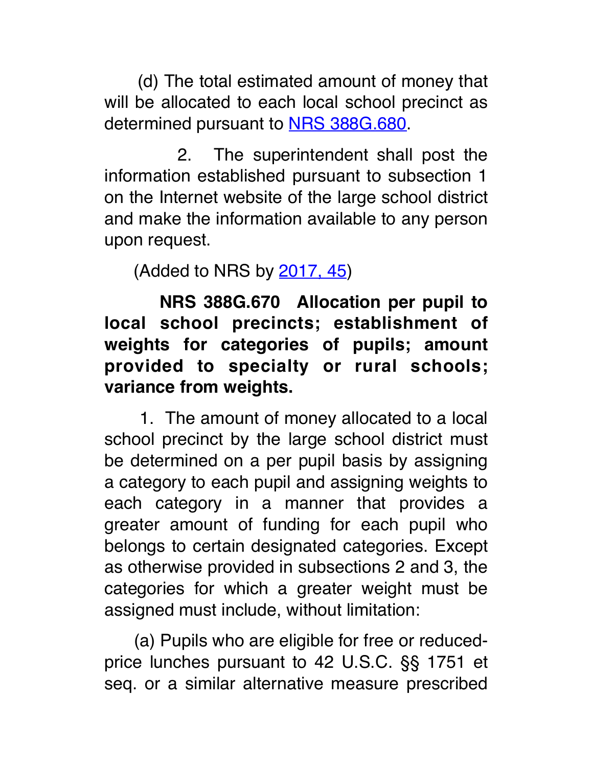(d) The total estimated amount of money that will be allocated to each local school precinct as determined pursuant to NRS 388G.680.

2. The superintendent shall post the information established pursuant to subsection 1 on the Internet website of the large school district and make the information available to any person upon request.

(Added to NRS by 2017, 45)

**NRS 388G.670 Allocation per pupil to local school precincts; establishment of weights for categories of pupils; amount provided to specialty or rural schools; variance from weights.**

1. The amount of money allocated to a local school precinct by the large school district must be determined on a per pupil basis by assigning a category to each pupil and assigning weights to each category in a manner that provides a greater amount of funding for each pupil who belongs to certain designated categories. Except as otherwise provided in subsections 2 and 3, the categories for which a greater weight must be assigned must include, without limitation:

(a) Pupils who are eligible for free or reduced-price lunches pursuant to 42 U.S.C. §§ 1751 et seq. or a similar alternative measure prescribed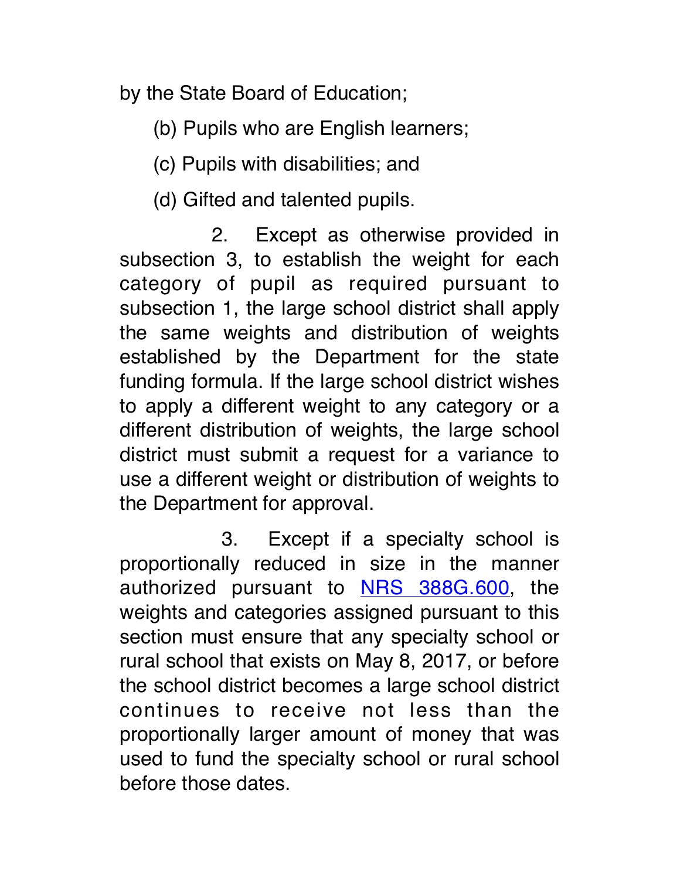by the State Board of Education;

(b) Pupils who are English learners;

(c) Pupils with disabilities; and

(d) Gifted and talented pupils.

2. Except as otherwise provided in subsection 3, to establish the weight for each category of pupil as required pursuant to subsection 1, the large school district shall apply the same weights and distribution of weights established by the Department for the state funding formula. If the large school district wishes to apply a different weight to any category or a different distribution of weights, the large school district must submit a request for a variance to use a different weight or distribution of weights to the Department for approval.

3. Except if a specialty school is proportionally reduced in size in the manner authorized pursuant to NRS 388G.600, the weights and categories assigned pursuant to this section must ensure that any specialty school or rural school that exists on May 8, 2017, or before the school district becomes a large school district continues to receive not less than the proportionally larger amount of money that was used to fund the specialty school or rural school before those dates.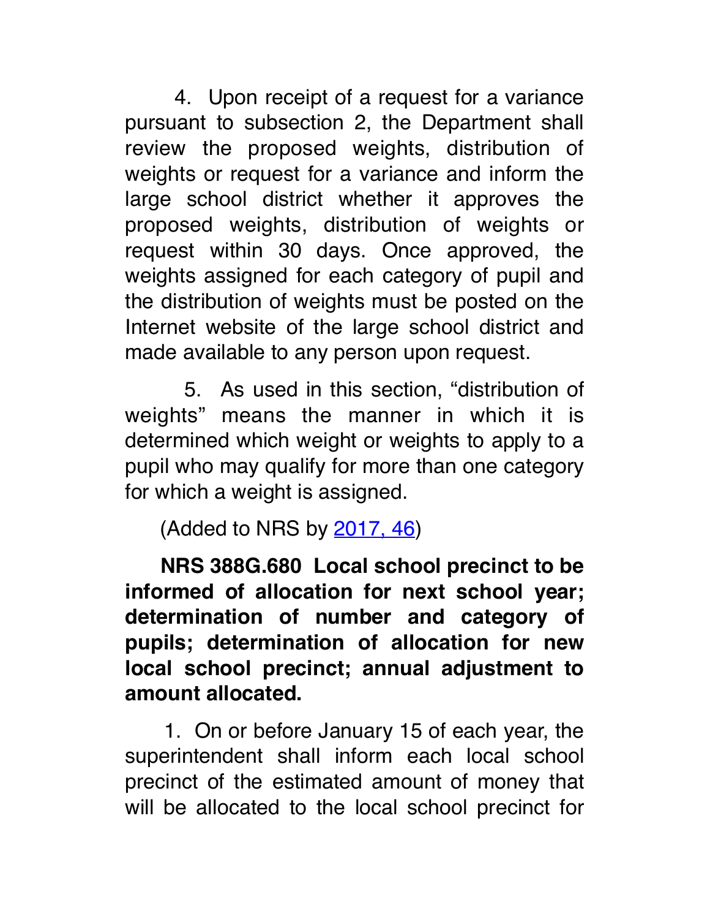4. Upon receipt of a request for a variance pursuant to subsection 2, the Department shall review the proposed weights, distribution of weights or request for a variance and inform the large school district whether it approves the proposed weights, distribution of weights or request within 30 days. Once approved, the weights assigned for each category of pupil and the distribution of weights must be posted on the Internet website of the large school district and made available to any person upon request.

5. As used in this section, "distribution of weights" means the manner in which it is determined which weight or weights to apply to a pupil who may qualify for more than one category for which a weight is assigned.

(Added to NRS by 2017, 46)

**NRS 388G.680 Local school precinct to be informed of allocation for next school year; determination of number and category of pupils; determination of allocation for new local school precinct; annual adjustment to amount allocated.**

1. On or before January 15 of each year, the superintendent shall inform each local school precinct of the estimated amount of money that will be allocated to the local school precinct for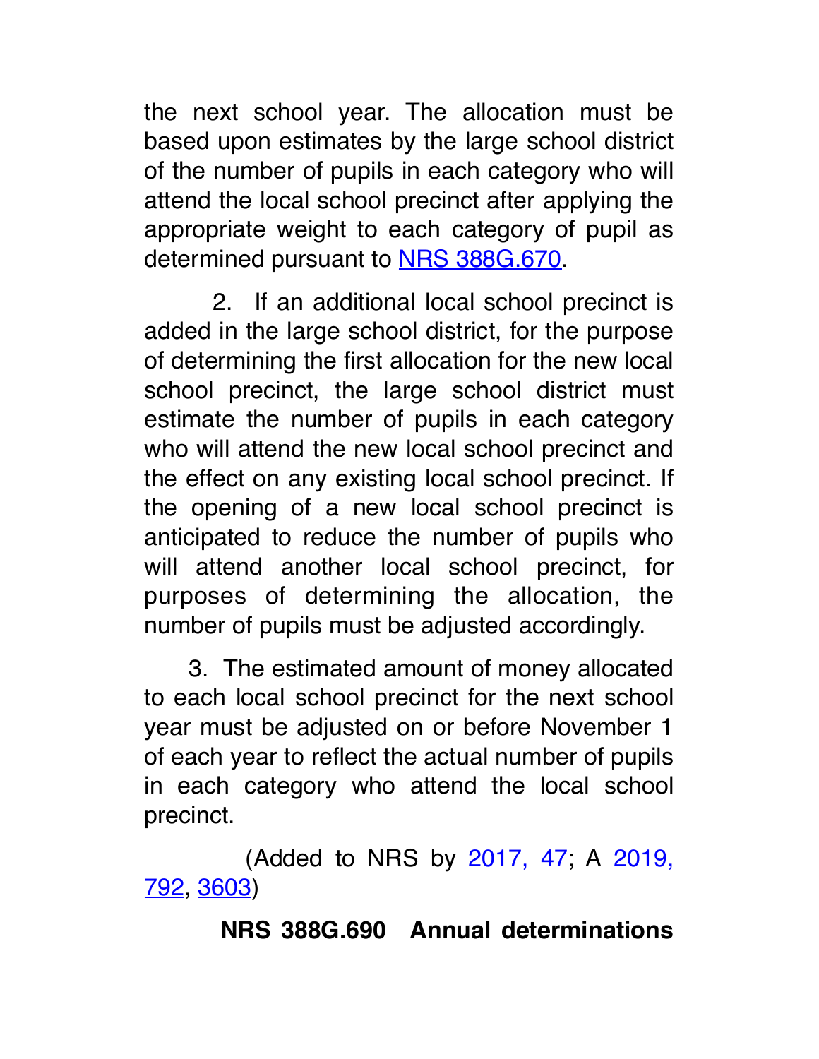the next school year. The allocation must be based upon estimates by the large school district of the number of pupils in each category who will attend the local school precinct after applying the appropriate weight to each category of pupil as determined pursuant to [NRS 388G.670](NRS 388G.670).

2. If an additional local school precinct is added in the large school district, for the purpose of determining the first allocation for the new local school precinct, the large school district must estimate the number of pupils in each category who will attend the new local school precinct and the effect on any existing local school precinct. If the opening of a new local school precinct is anticipated to reduce the number of pupils who will attend another local school precinct, for purposes of determining the allocation, the number of pupils must be adjusted accordingly.

3. The estimated amount of money allocated to each local school precinct for the next school year must be adjusted on or before November 1 of each year to reflect the actual number of pupils in each category who attend the local school precinct.

(Added to NRS by 2017, 47; A 2019, 792, 3603)

**NRS 388G.690 Annual determinations**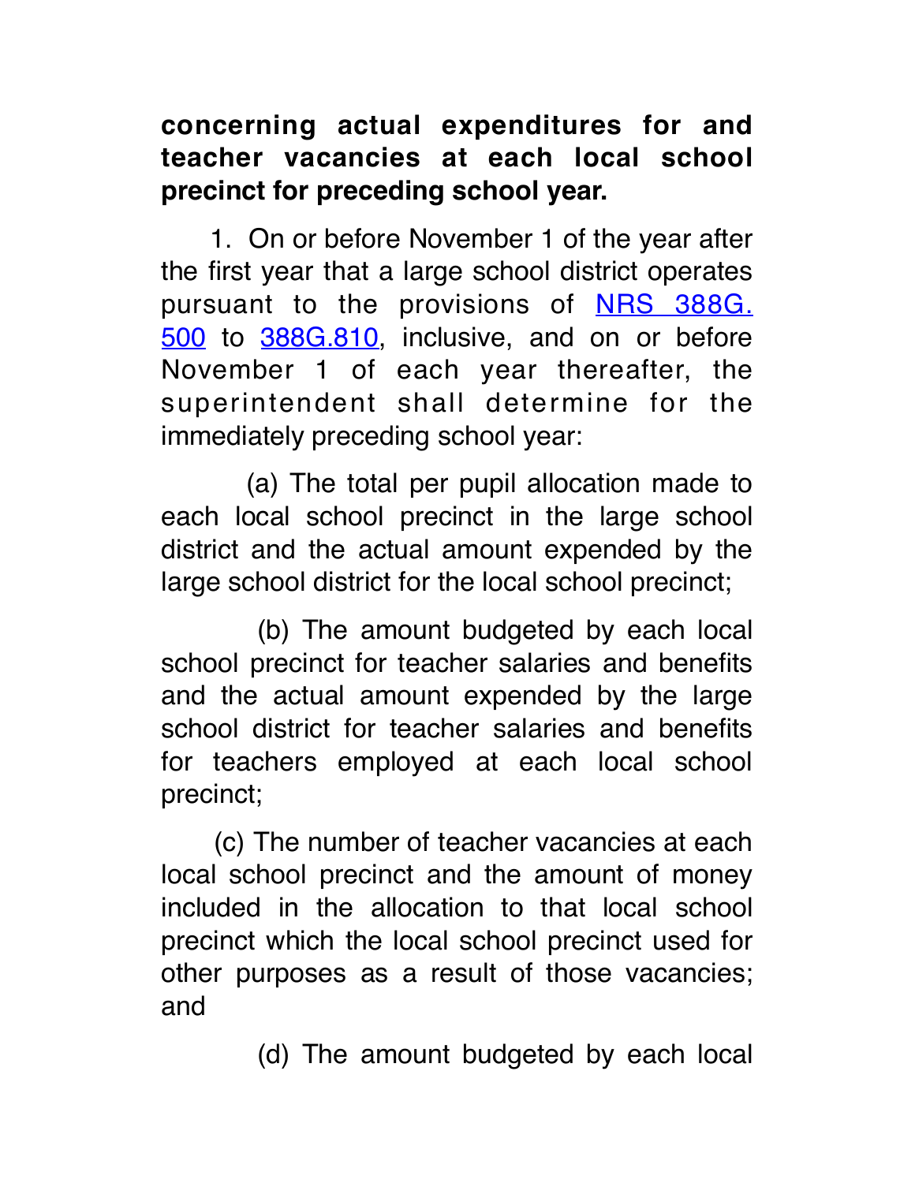**concerning actual expenditures for and teacher vacancies at each local school precinct for preceding school year.**

1. On or before November 1 of the year after the first year that a large school district operates pursuant to the provisions of NRS 388G.500 to 388G.810, inclusive, and on or before November 1 of each year thereafter, the superintendent shall determine for the immediately preceding school year:

(a) The total per pupil allocation made to each local school precinct in the large school district and the actual amount expended by the large school district for the local school precinct;

(b) The amount budgeted by each local school precinct for teacher salaries and benefits and the actual amount expended by the large school district for teacher salaries and benefits for teachers employed at each local school precinct;

(c) The number of teacher vacancies at each local school precinct and the amount of money included in the allocation to that local school precinct which the local school precinct used for other purposes as a result of those vacancies; and

(d) The amount budgeted by each local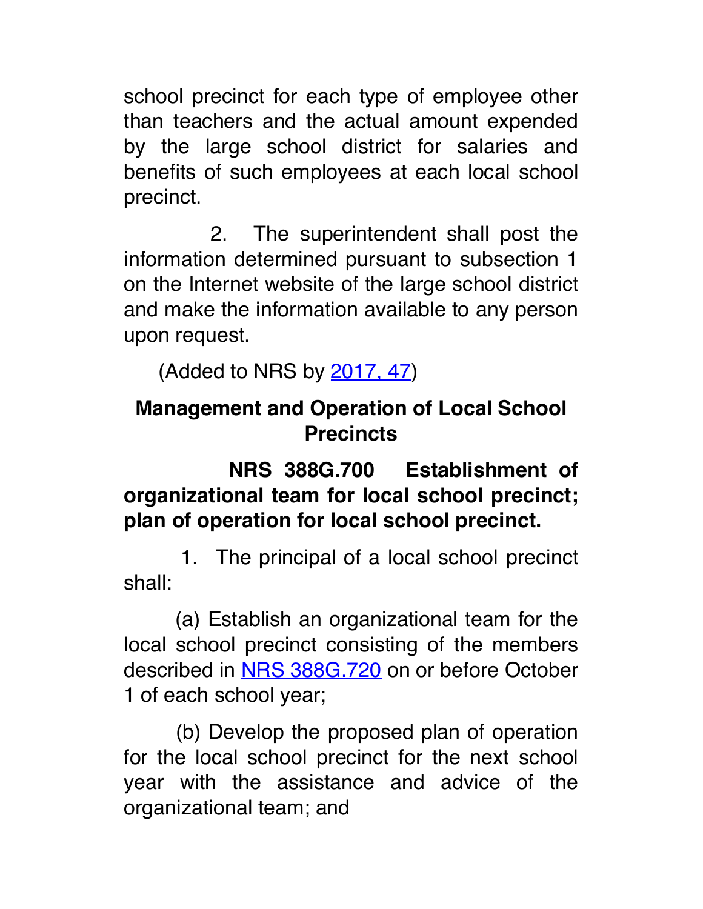school precinct for each type of employee other than teachers and the actual amount expended by the large school district for salaries and benefits of such employees at each local school precinct.

2. The superintendent shall post the information determined pursuant to subsection 1 on the Internet website of the large school district and make the information available to any person upon request.

(Added to NRS by 2017, 47)

## Management and Operation of Local School Precincts

**NRS 388G.700 Establishment of organizational team for local school precinct; plan of operation for local school precinct.**

1. The principal of a local school precinct shall:

(a) Establish an organizational team for the local school precinct consisting of the members described in NRS 388G.720 on or before October 1 of each school year;

(b) Develop the proposed plan of operation for the local school precinct for the next school year with the assistance and advice of the organizational team; and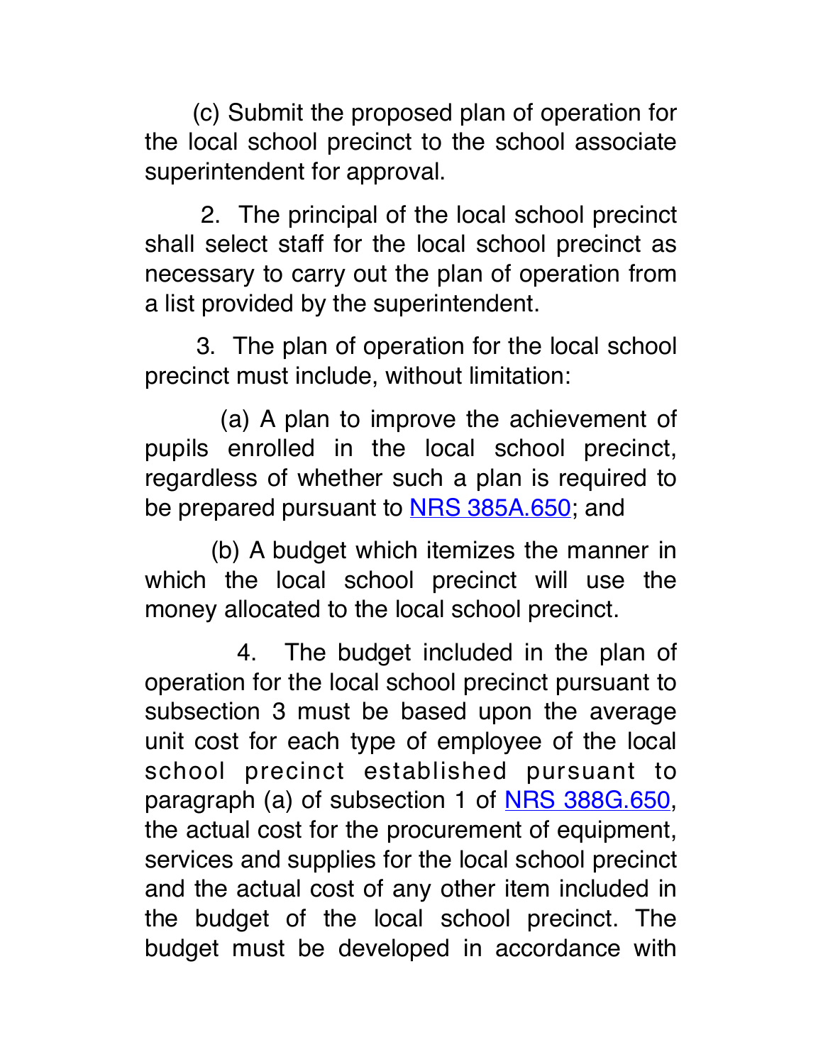(c) Submit the proposed plan of operation for the local school precinct to the school associate superintendent for approval.

2. The principal of the local school precinct shall select staff for the local school precinct as necessary to carry out the plan of operation from a list provided by the superintendent.

3. The plan of operation for the local school precinct must include, without limitation:

(a) A plan to improve the achievement of pupils enrolled in the local school precinct, regardless of whether such a plan is required to be prepared pursuant to NRS 385A.650; and

(b) A budget which itemizes the manner in which the local school precinct will use the money allocated to the local school precinct.

4. The budget included in the plan of operation for the local school precinct pursuant to subsection 3 must be based upon the average unit cost for each type of employee of the local school precinct established pursuant to paragraph (a) of subsection 1 of NRS 388G.650, the actual cost for the procurement of equipment, services and supplies for the local school precinct and the actual cost of any other item included in the budget of the local school precinct. The budget must be developed in accordance with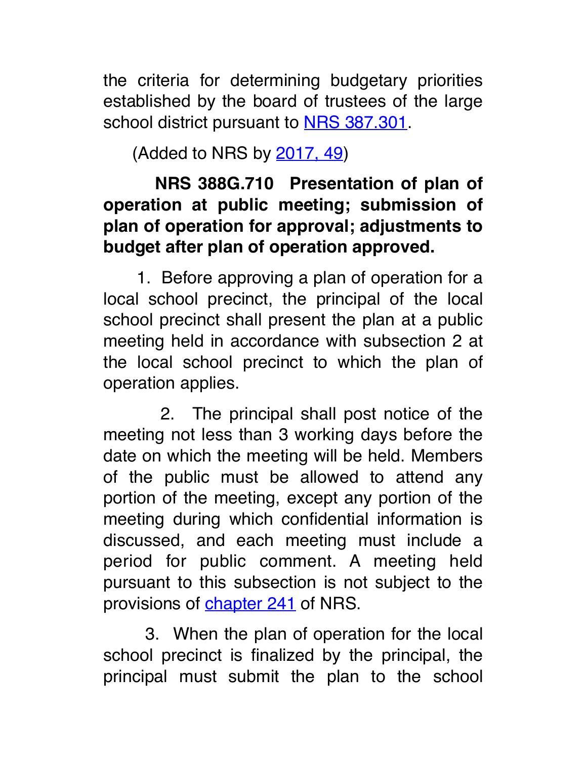the criteria for determining budgetary priorities established by the board of trustees of the large school district pursuant to NRS 387.301.

(Added to NRS by 2017, 49)

**NRS 388G.710 Presentation of plan of operation at public meeting; submission of plan of operation for approval; adjustments to budget after plan of operation approved.**

1. Before approving a plan of operation for a local school precinct, the principal of the local school precinct shall present the plan at a public meeting held in accordance with subsection 2 at the local school precinct to which the plan of operation applies.

2. The principal shall post notice of the meeting not less than 3 working days before the date on which the meeting will be held. Members of the public must be allowed to attend any portion of the meeting, except any portion of the meeting during which confidential information is discussed, and each meeting must include a period for public comment. A meeting held pursuant to this subsection is not subject to the provisions of chapter 241 of NRS.

3. When the plan of operation for the local school precinct is finalized by the principal, the principal must submit the plan to the school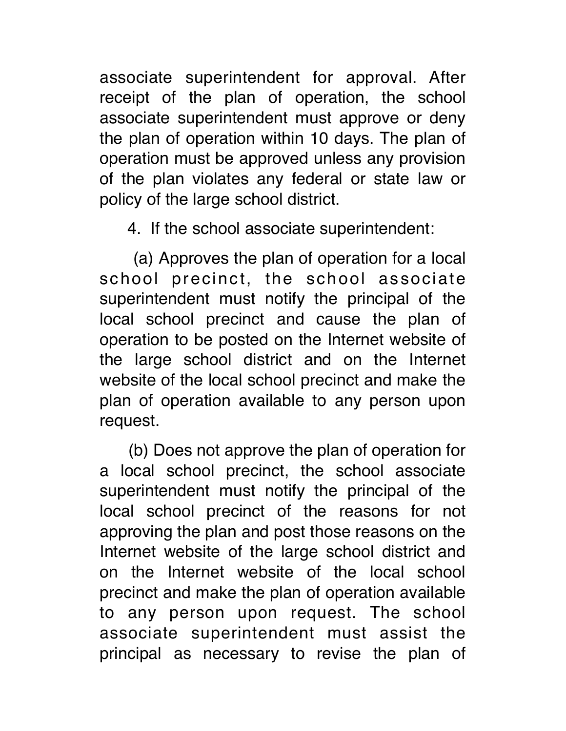associate superintendent for approval. After receipt of the plan of operation, the school associate superintendent must approve or deny the plan of operation within 10 days. The plan of operation must be approved unless any provision of the plan violates any federal or state law or policy of the large school district.

4. If the school associate superintendent:

(a) Approves the plan of operation for a local school precinct, the school associate superintendent must notify the principal of the local school precinct and cause the plan of operation to be posted on the Internet website of the large school district and on the Internet website of the local school precinct and make the plan of operation available to any person upon request.

(b) Does not approve the plan of operation for a local school precinct, the school associate superintendent must notify the principal of the local school precinct of the reasons for not approving the plan and post those reasons on the Internet website of the large school district and on the Internet website of the local school precinct and make the plan of operation available to any person upon request. The school associate superintendent must assist the principal as necessary to revise the plan of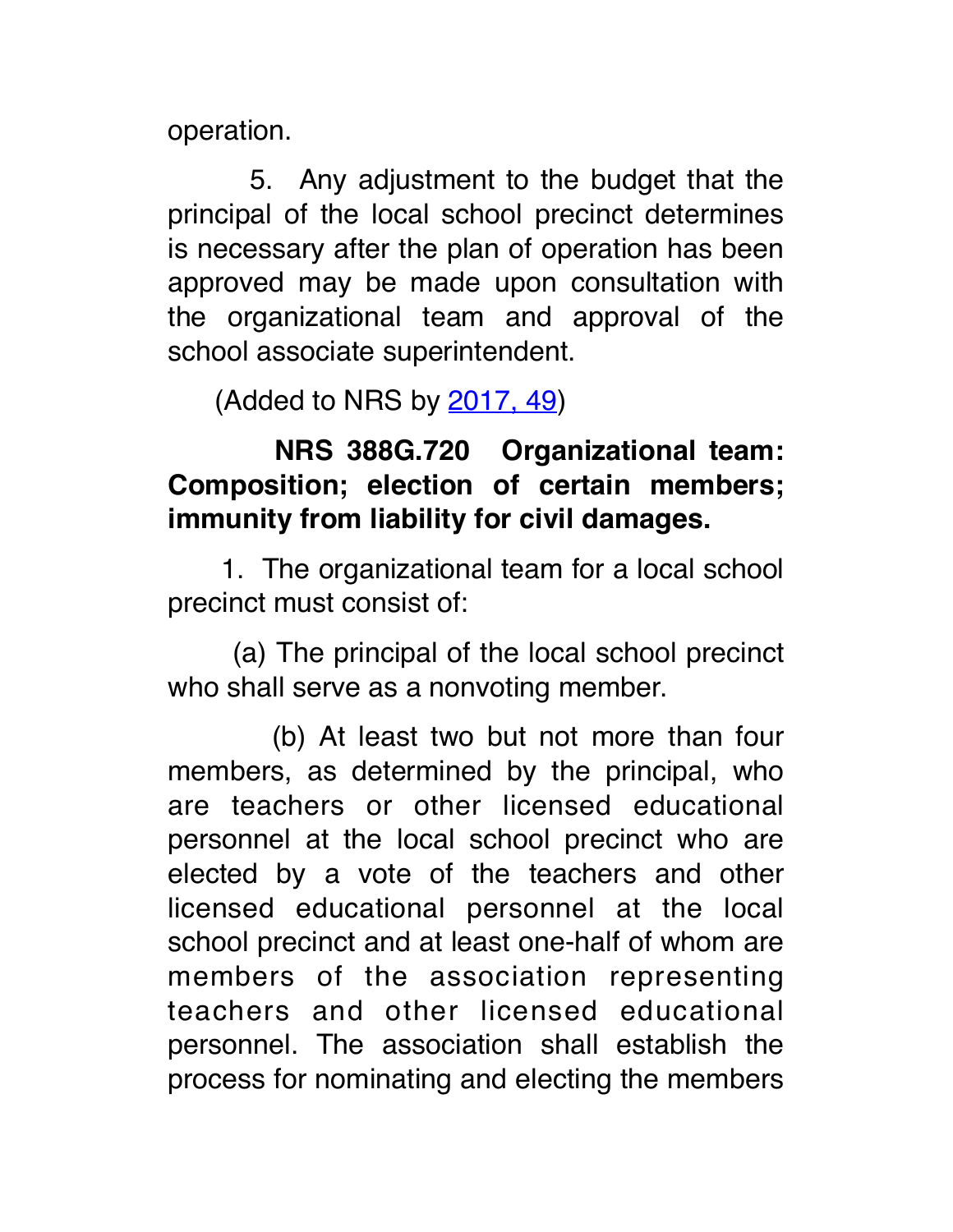operation.

5. Any adjustment to the budget that the principal of the local school precinct determines is necessary after the plan of operation has been approved may be made upon consultation with the organizational team and approval of the school associate superintendent.

(Added to NRS by [2017, 49](#))

**NRS 388G.720 Organizational team: Composition; election of certain members; immunity from liability for civil damages.**

1. The organizational team for a local school precinct must consist of:

(a) The principal of the local school precinct who shall serve as a nonvoting member.

(b) At least two but not more than four members, as determined by the principal, who are teachers or other licensed educational personnel at the local school precinct who are elected by a vote of the teachers and other licensed educational personnel at the local school precinct and at least one-half of whom are members of the association representing teachers and other licensed educational personnel. The association shall establish the process for nominating and electing the members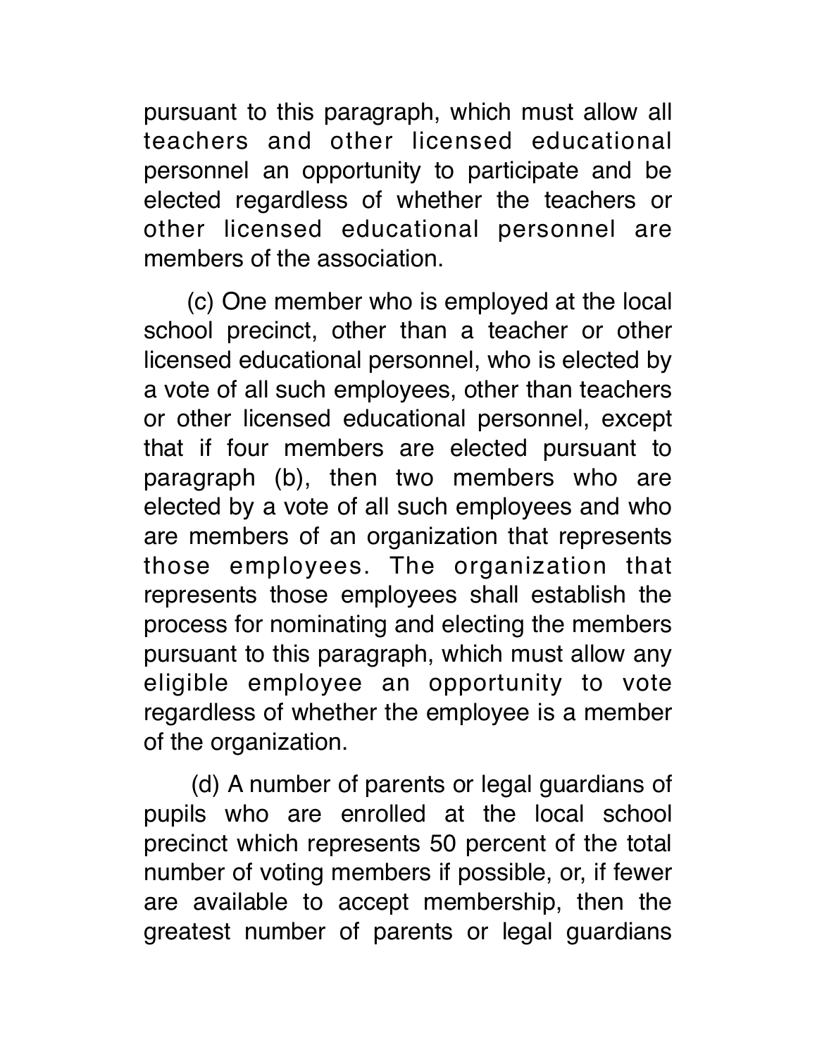pursuant to this paragraph, which must allow all teachers and other licensed educational personnel an opportunity to participate and be elected regardless of whether the teachers or other licensed educational personnel are members of the association.

(c) One member who is employed at the local school precinct, other than a teacher or other licensed educational personnel, who is elected by a vote of all such employees, other than teachers or other licensed educational personnel, except that if four members are elected pursuant to paragraph (b), then two members who are elected by a vote of all such employees and who are members of an organization that represents those employees. The organization that represents those employees shall establish the process for nominating and electing the members pursuant to this paragraph, which must allow any eligible employee an opportunity to vote regardless of whether the employee is a member of the organization.

(d) A number of parents or legal guardians of pupils who are enrolled at the local school precinct which represents 50 percent of the total number of voting members if possible, or, if fewer are available to accept membership, then the greatest number of parents or legal guardians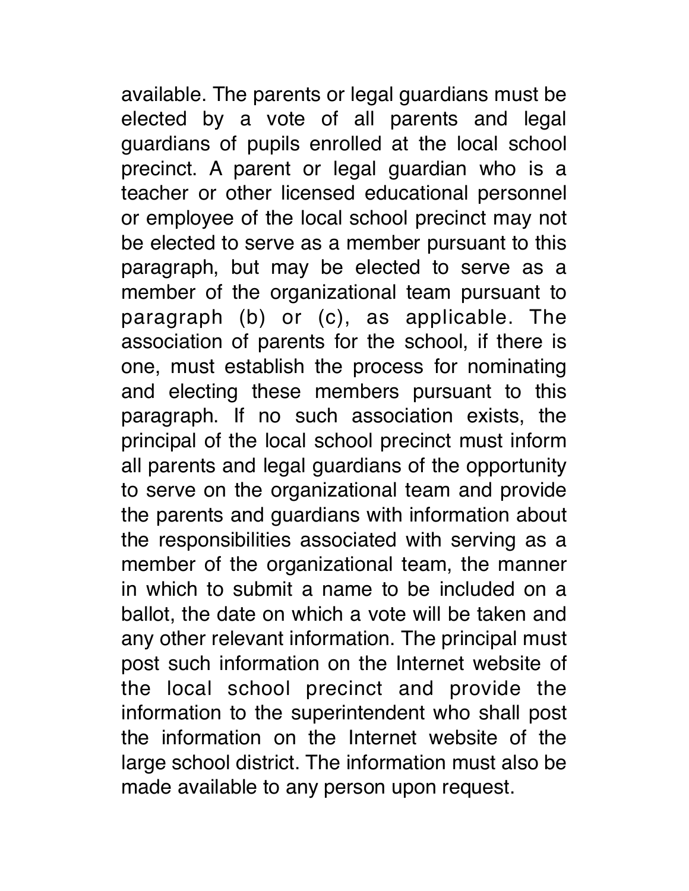available. The parents or legal guardians must be elected by a vote of all parents and legal guardians of pupils enrolled at the local school precinct. A parent or legal guardian who is a teacher or other licensed educational personnel or employee of the local school precinct may not be elected to serve as a member pursuant to this paragraph, but may be elected to serve as a member of the organizational team pursuant to paragraph (b) or (c), as applicable. The association of parents for the school, if there is one, must establish the process for nominating and electing these members pursuant to this paragraph. If no such association exists, the principal of the local school precinct must inform all parents and legal guardians of the opportunity to serve on the organizational team and provide the parents and guardians with information about the responsibilities associated with serving as a member of the organizational team, the manner in which to submit a name to be included on a ballot, the date on which a vote will be taken and any other relevant information. The principal must post such information on the Internet website of the local school precinct and provide the information to the superintendent who shall post the information on the Internet website of the large school district. The information must also be made available to any person upon request.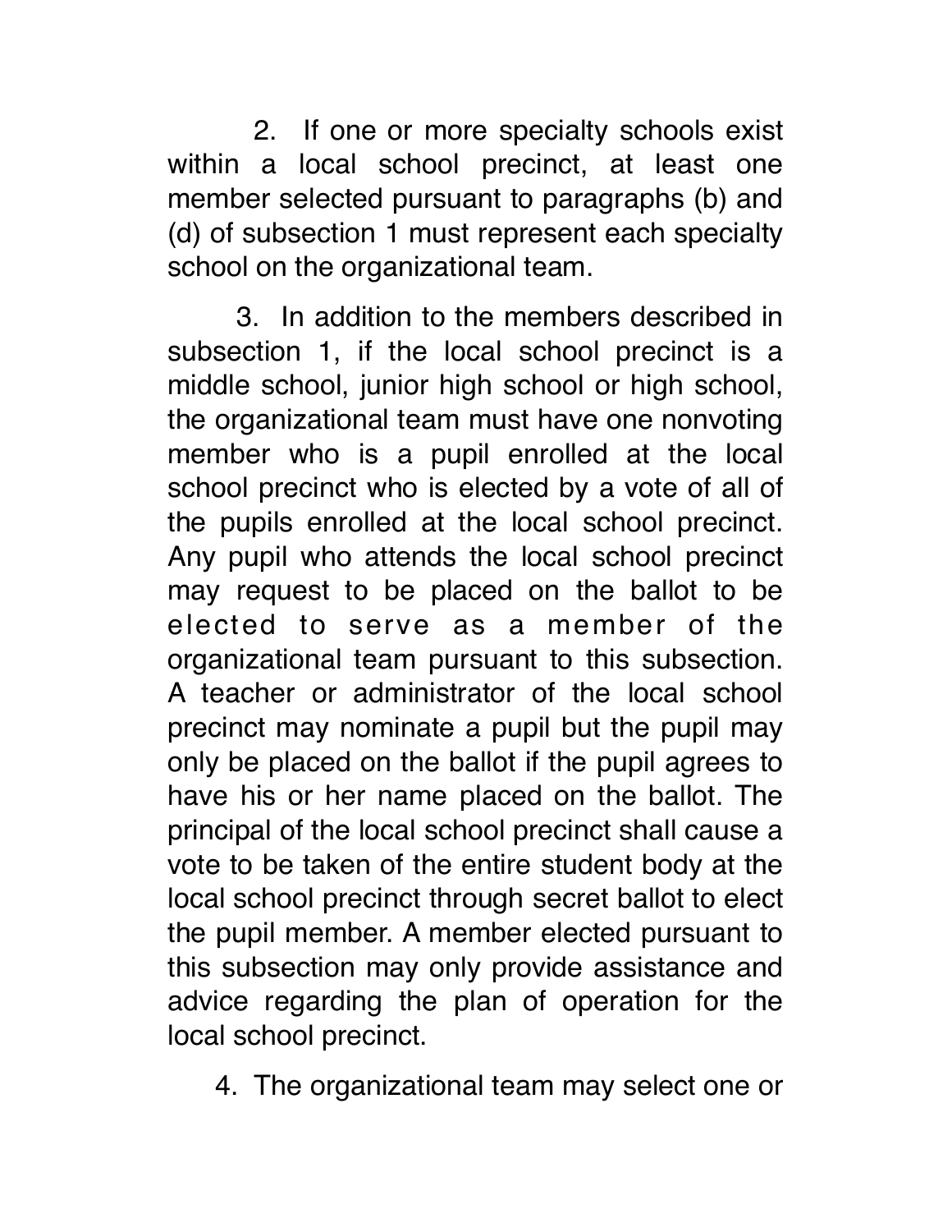2. If one or more specialty schools exist within a local school precinct, at least one member selected pursuant to paragraphs (b) and (d) of subsection 1 must represent each specialty school on the organizational team.

3. In addition to the members described in subsection 1, if the local school precinct is a middle school, junior high school or high school, the organizational team must have one nonvoting member who is a pupil enrolled at the local school precinct who is elected by a vote of all of the pupils enrolled at the local school precinct. Any pupil who attends the local school precinct may request to be placed on the ballot to be elected to serve as a member of the organizational team pursuant to this subsection. A teacher or administrator of the local school precinct may nominate a pupil but the pupil may only be placed on the ballot if the pupil agrees to have his or her name placed on the ballot. The principal of the local school precinct shall cause a vote to be taken of the entire student body at the local school precinct through secret ballot to elect the pupil member. A member elected pursuant to this subsection may only provide assistance and advice regarding the plan of operation for the local school precinct.

4. The organizational team may select one or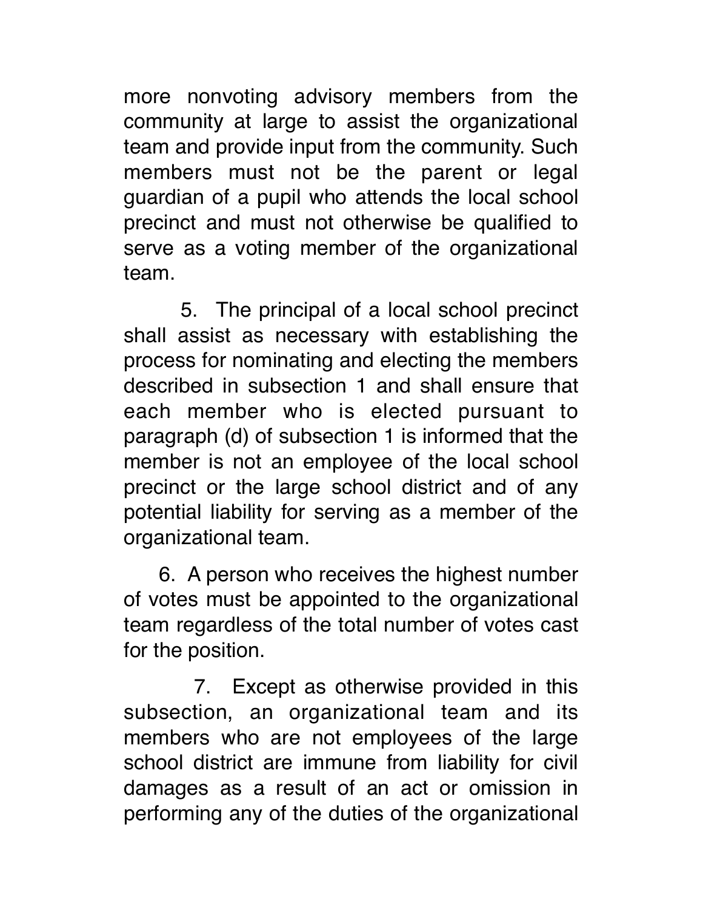more nonvoting advisory members from the community at large to assist the organizational team and provide input from the community. Such members must not be the parent or legal guardian of a pupil who attends the local school precinct and must not otherwise be qualified to serve as a voting member of the organizational team.

5. The principal of a local school precinct shall assist as necessary with establishing the process for nominating and electing the members described in subsection 1 and shall ensure that each member who is elected pursuant to paragraph (d) of subsection 1 is informed that the member is not an employee of the local school precinct or the large school district and of any potential liability for serving as a member of the organizational team.

6. A person who receives the highest number of votes must be appointed to the organizational team regardless of the total number of votes cast for the position.

7. Except as otherwise provided in this subsection, an organizational team and its members who are not employees of the large school district are immune from liability for civil damages as a result of an act or omission in performing any of the duties of the organizational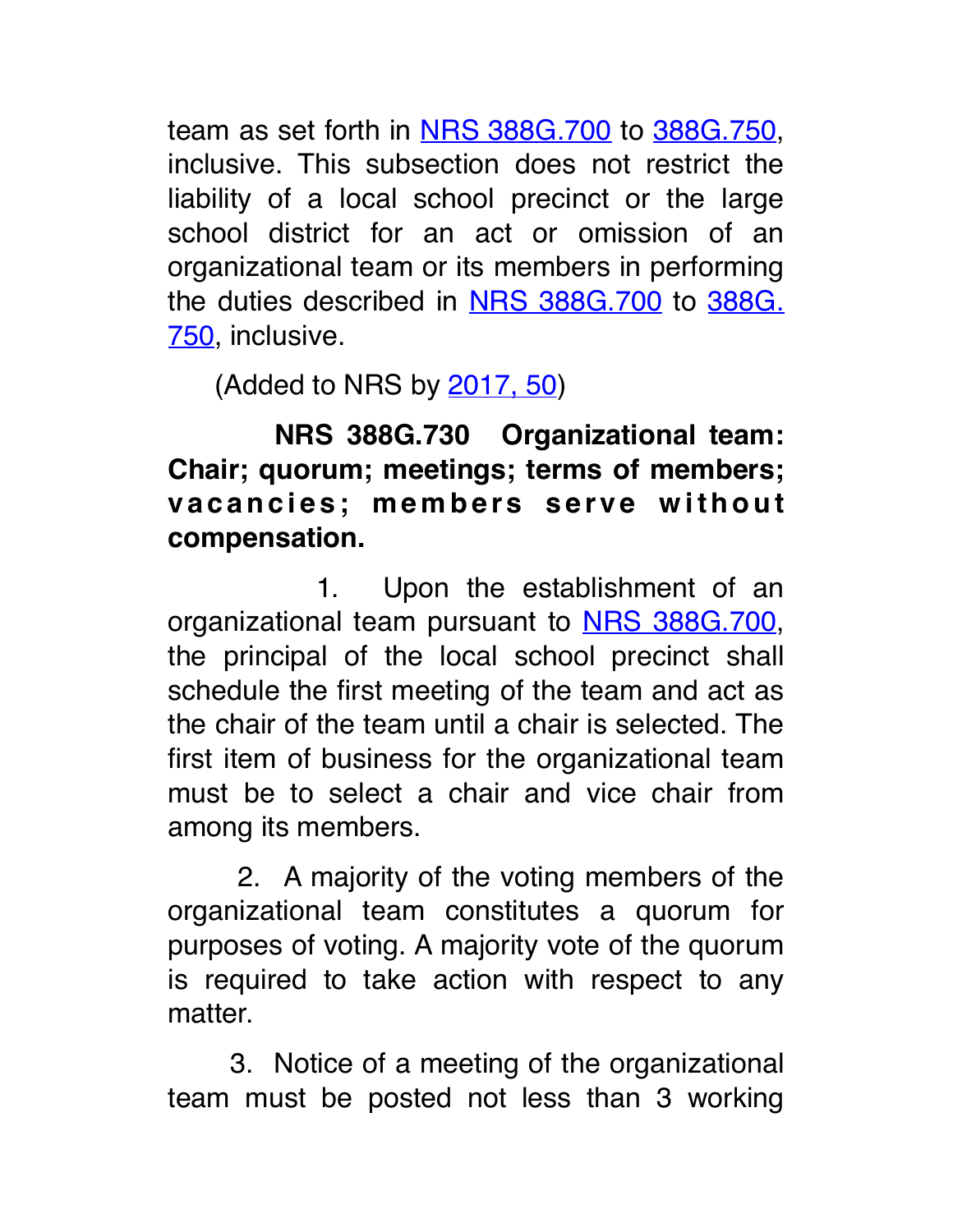team as set forth in NRS 388G.700 to 388G.750, inclusive. This subsection does not restrict the liability of a local school precinct or the large school district for an act or omission of an organizational team or its members in performing the duties described in NRS 388G.700 to 388G.750, inclusive.

(Added to NRS by 2017, 50)

**NRS 388G.730 Organizational team: Chair; quorum; meetings; terms of members; vacancies; members serve without compensation.**

1. Upon the establishment of an organizational team pursuant to NRS 388G.700, the principal of the local school precinct shall schedule the first meeting of the team and act as the chair of the team until a chair is selected. The first item of business for the organizational team must be to select a chair and vice chair from among its members.

2. A majority of the voting members of the organizational team constitutes a quorum for purposes of voting. A majority vote of the quorum is required to take action with respect to any matter.

3. Notice of a meeting of the organizational team must be posted not less than 3 working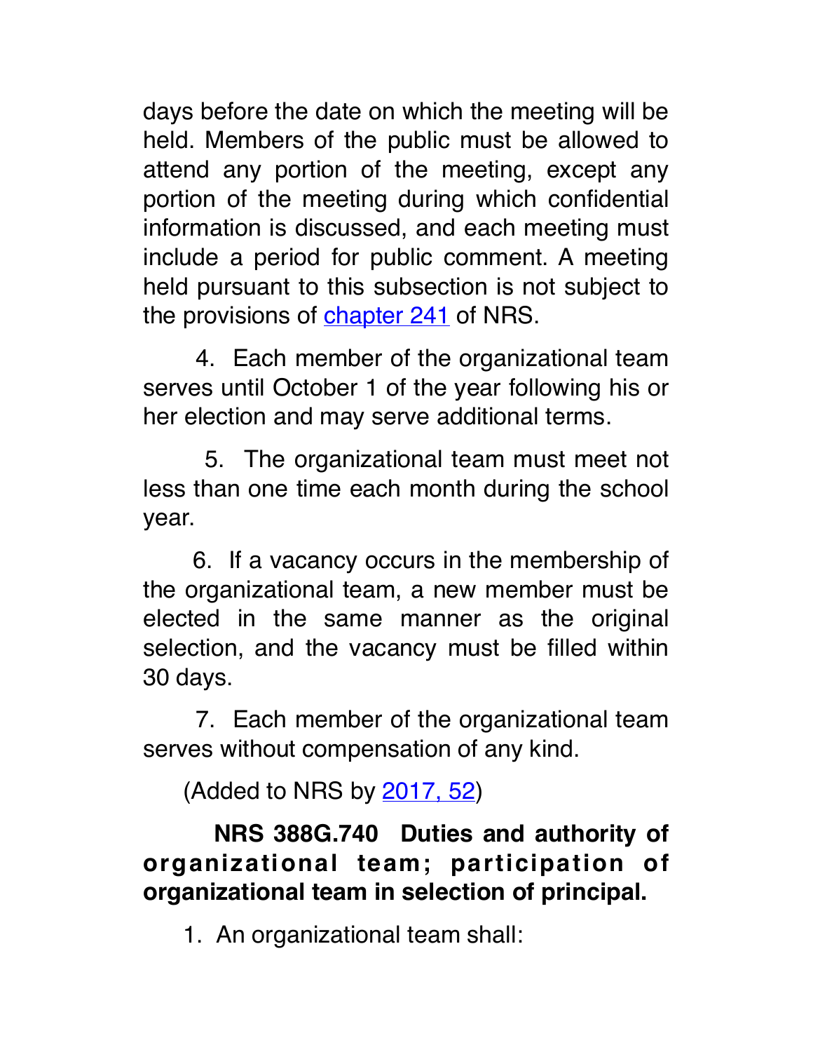days before the date on which the meeting will be held. Members of the public must be allowed to attend any portion of the meeting, except any portion of the meeting during which confidential information is discussed, and each meeting must include a period for public comment. A meeting held pursuant to this subsection is not subject to the provisions of chapter 241 of NRS.

4. Each member of the organizational team serves until October 1 of the year following his or her election and may serve additional terms.

5. The organizational team must meet not less than one time each month during the school year.

6. If a vacancy occurs in the membership of the organizational team, a new member must be elected in the same manner as the original selection, and the vacancy must be filled within 30 days.

7. Each member of the organizational team serves without compensation of any kind.

(Added to NRS by 2017, 52)

**NRS 388G.740 Duties and authority of organizational team; participation of organizational team in selection of principal.**

1. An organizational team shall: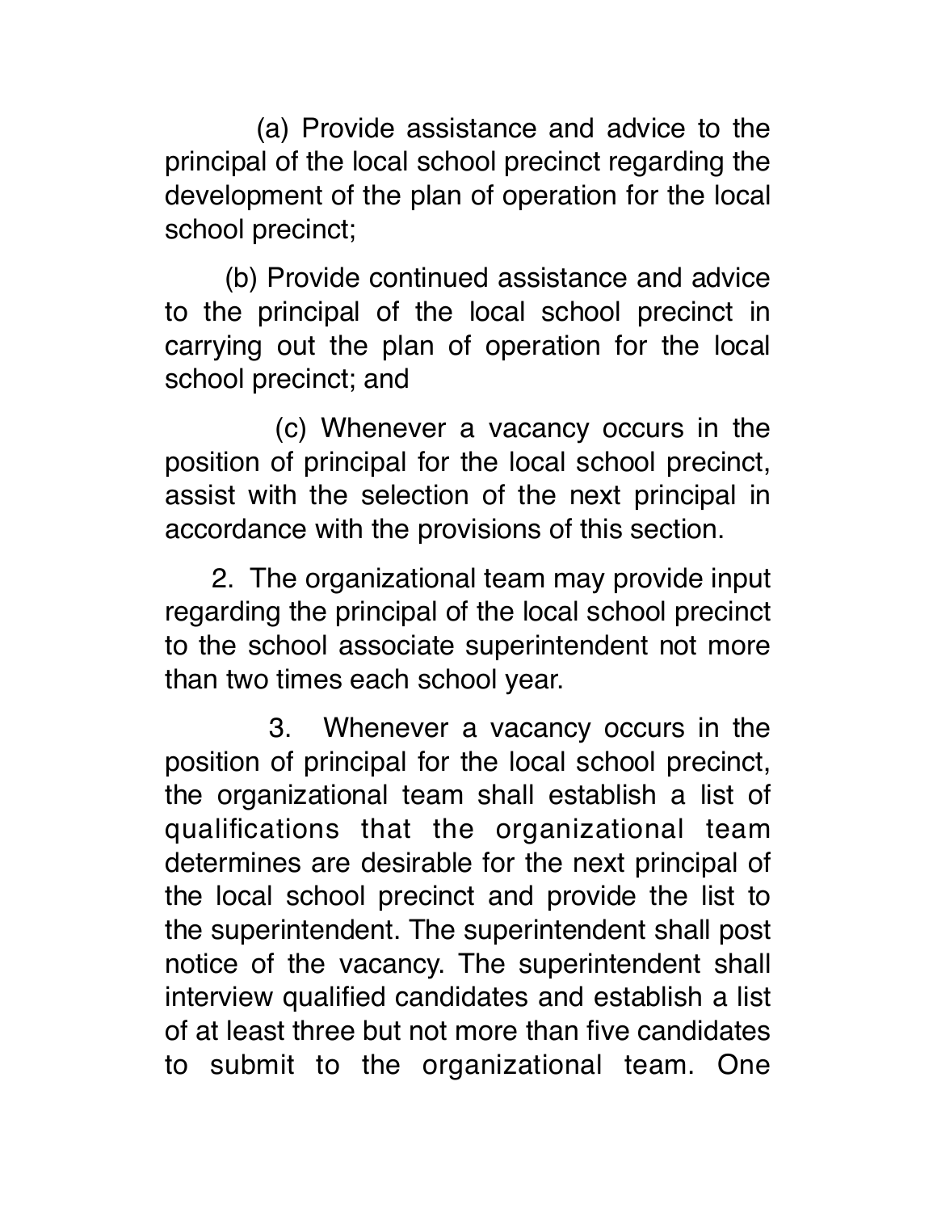(a) Provide assistance and advice to the principal of the local school precinct regarding the development of the plan of operation for the local school precinct;

(b) Provide continued assistance and advice to the principal of the local school precinct in carrying out the plan of operation for the local school precinct; and

(c) Whenever a vacancy occurs in the position of principal for the local school precinct, assist with the selection of the next principal in accordance with the provisions of this section.

2. The organizational team may provide input regarding the principal of the local school precinct to the school associate superintendent not more than two times each school year.

3. Whenever a vacancy occurs in the position of principal for the local school precinct, the organizational team shall establish a list of qualifications that the organizational team determines are desirable for the next principal of the local school precinct and provide the list to the superintendent. The superintendent shall post notice of the vacancy. The superintendent shall interview qualified candidates and establish a list of at least three but not more than five candidates to submit to the organizational team. One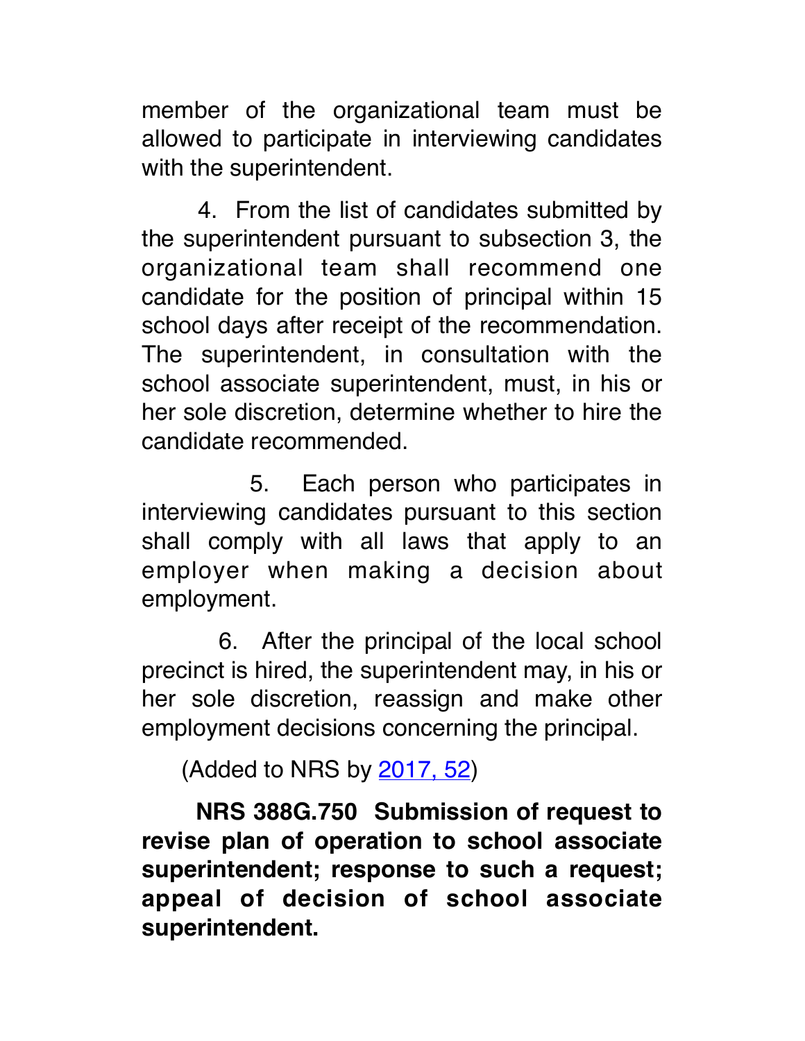member of the organizational team must be allowed to participate in interviewing candidates with the superintendent.

4. From the list of candidates submitted by the superintendent pursuant to subsection 3, the organizational team shall recommend one candidate for the position of principal within 15 school days after receipt of the recommendation. The superintendent, in consultation with the school associate superintendent, must, in his or her sole discretion, determine whether to hire the candidate recommended.

5. Each person who participates in interviewing candidates pursuant to this section shall comply with all laws that apply to an employer when making a decision about employment.

6. After the principal of the local school precinct is hired, the superintendent may, in his or her sole discretion, reassign and make other employment decisions concerning the principal.

(Added to NRS by 2017, 52)

**NRS 388G.750 Submission of request to revise plan of operation to school associate superintendent; response to such a request; appeal of decision of school associate superintendent.**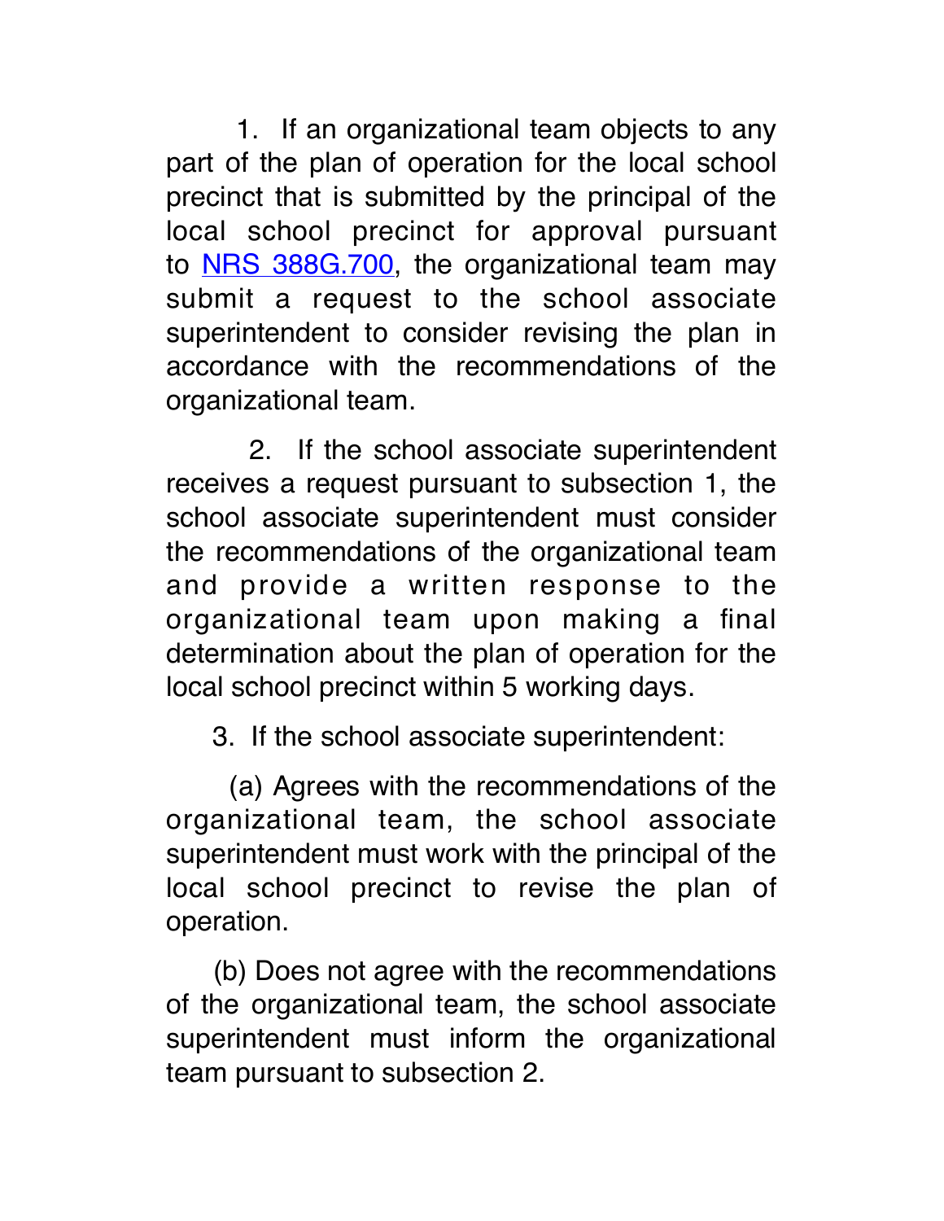1. If an organizational team objects to any part of the plan of operation for the local school precinct that is submitted by the principal of the local school precinct for approval pursuant to NRS 388G.700, the organizational team may submit a request to the school associate superintendent to consider revising the plan in accordance with the recommendations of the organizational team.

2. If the school associate superintendent receives a request pursuant to subsection 1, the school associate superintendent must consider the recommendations of the organizational team and provide a written response to the organizational team upon making a final determination about the plan of operation for the local school precinct within 5 working days.

3. If the school associate superintendent:

(a) Agrees with the recommendations of the organizational team, the school associate superintendent must work with the principal of the local school precinct to revise the plan of operation.

(b) Does not agree with the recommendations of the organizational team, the school associate superintendent must inform the organizational team pursuant to subsection 2.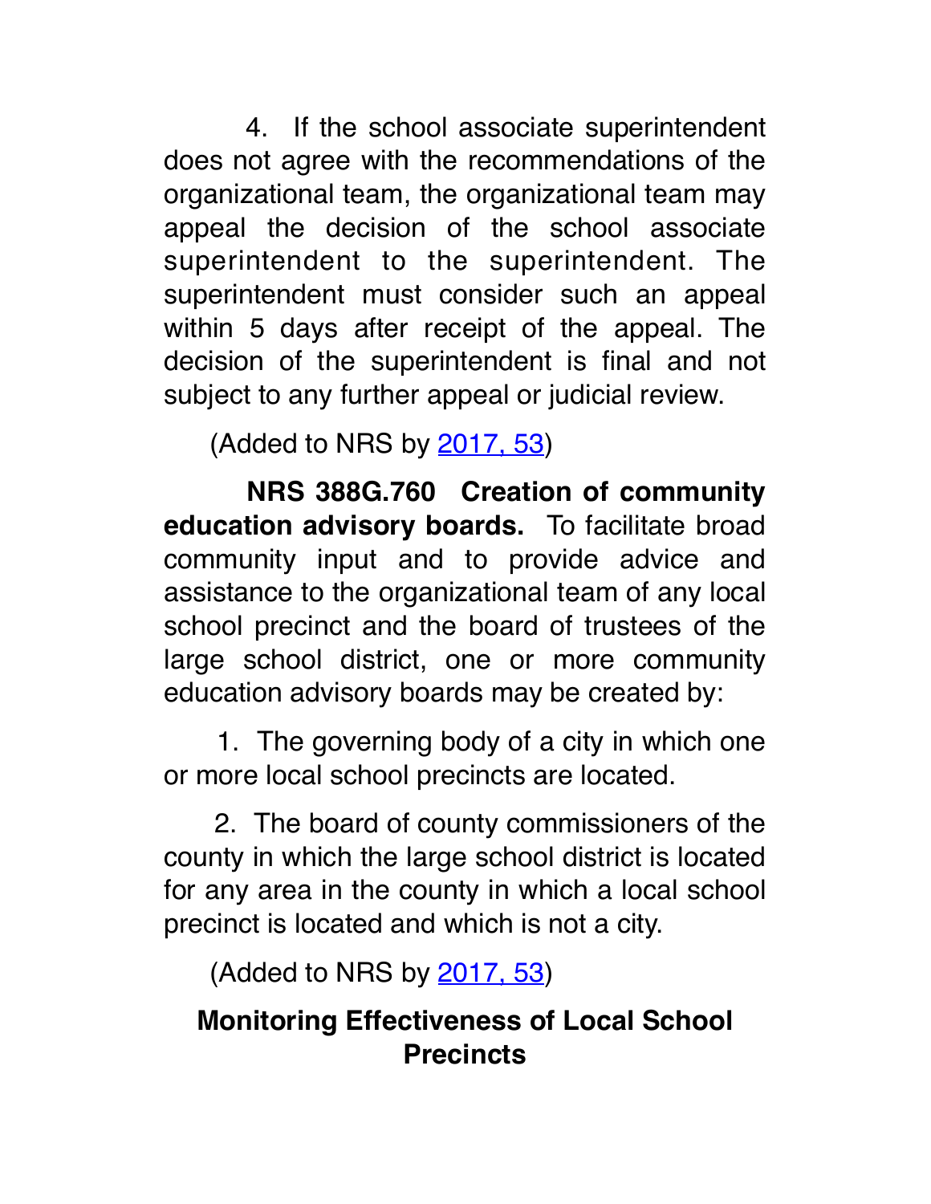4. If the school associate superintendent does not agree with the recommendations of the organizational team, the organizational team may appeal the decision of the school associate superintendent to the superintendent. The superintendent must consider such an appeal within 5 days after receipt of the appeal. The decision of the superintendent is final and not subject to any further appeal or judicial review.

(Added to NRS by [2017, 53](#))

**NRS 388G.760 Creation of community education advisory boards.** To facilitate broad community input and to provide advice and assistance to the organizational team of any local school precinct and the board of trustees of the large school district, one or more community education advisory boards may be created by:

1. The governing body of a city in which one or more local school precincts are located.

2. The board of county commissioners of the county in which the large school district is located for any area in the county in which a local school precinct is located and which is not a city.

(Added to NRS by [2017, 53](#))

## Monitoring Effectiveness of Local School Precincts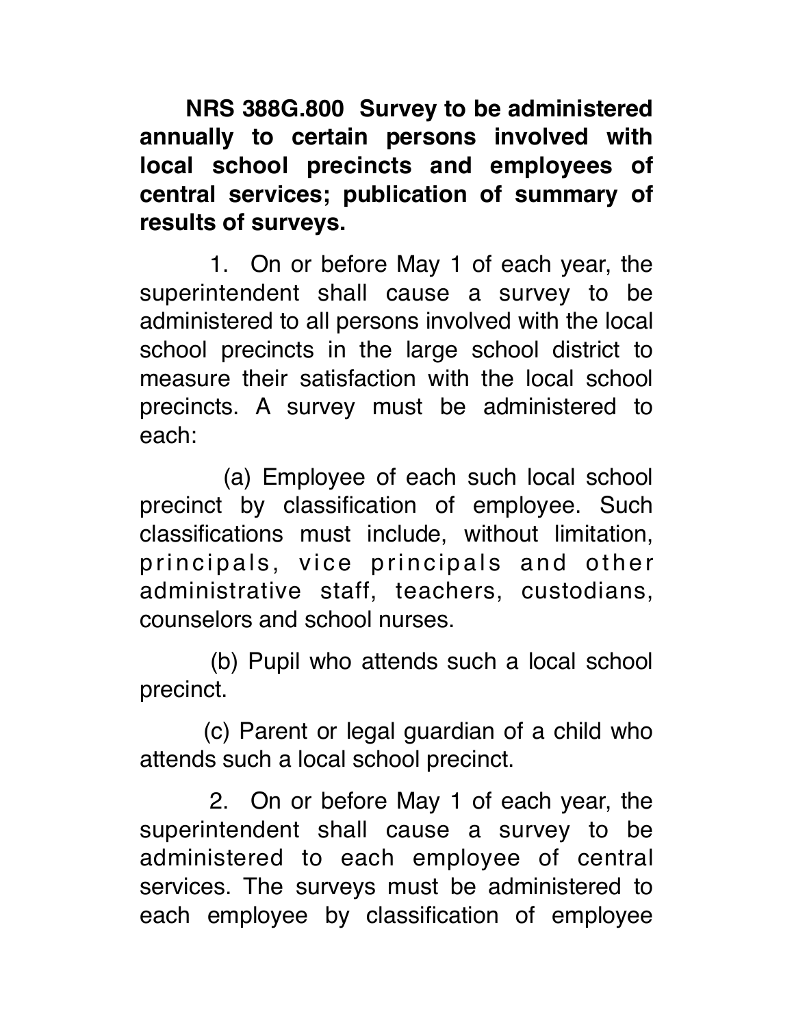**NRS 388G.800 Survey to be administered annually to certain persons involved with local school precincts and employees of central services; publication of summary of results of surveys.**

1. On or before May 1 of each year, the superintendent shall cause a survey to be administered to all persons involved with the local school precincts in the large school district to measure their satisfaction with the local school precincts. A survey must be administered to each:

(a) Employee of each such local school precinct by classification of employee. Such classifications must include, without limitation, principals, vice principals and other administrative staff, teachers, custodians, counselors and school nurses.

(b) Pupil who attends such a local school precinct.

(c) Parent or legal guardian of a child who attends such a local school precinct.

2. On or before May 1 of each year, the superintendent shall cause a survey to be administered to each employee of central services. The surveys must be administered to each employee by classification of employee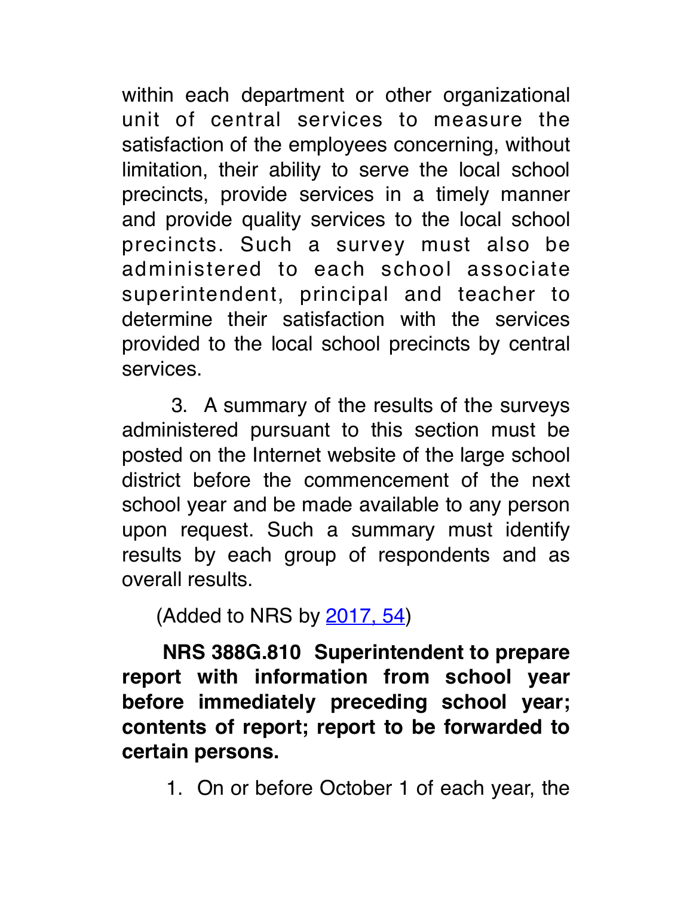within each department or other organizational unit of central services to measure the satisfaction of the employees concerning, without limitation, their ability to serve the local school precincts, provide services in a timely manner and provide quality services to the local school precincts. Such a survey must also be administered to each school associate superintendent, principal and teacher to determine their satisfaction with the services provided to the local school precincts by central services.

3. A summary of the results of the surveys administered pursuant to this section must be posted on the Internet website of the large school district before the commencement of the next school year and be made available to any person upon request. Such a summary must identify results by each group of respondents and as overall results.

(Added to NRS by 2017, 54)

**NRS 388G.810 Superintendent to prepare report with information from school year before immediately preceding school year; contents of report; report to be forwarded to certain persons.**

1. On or before October 1 of each year, the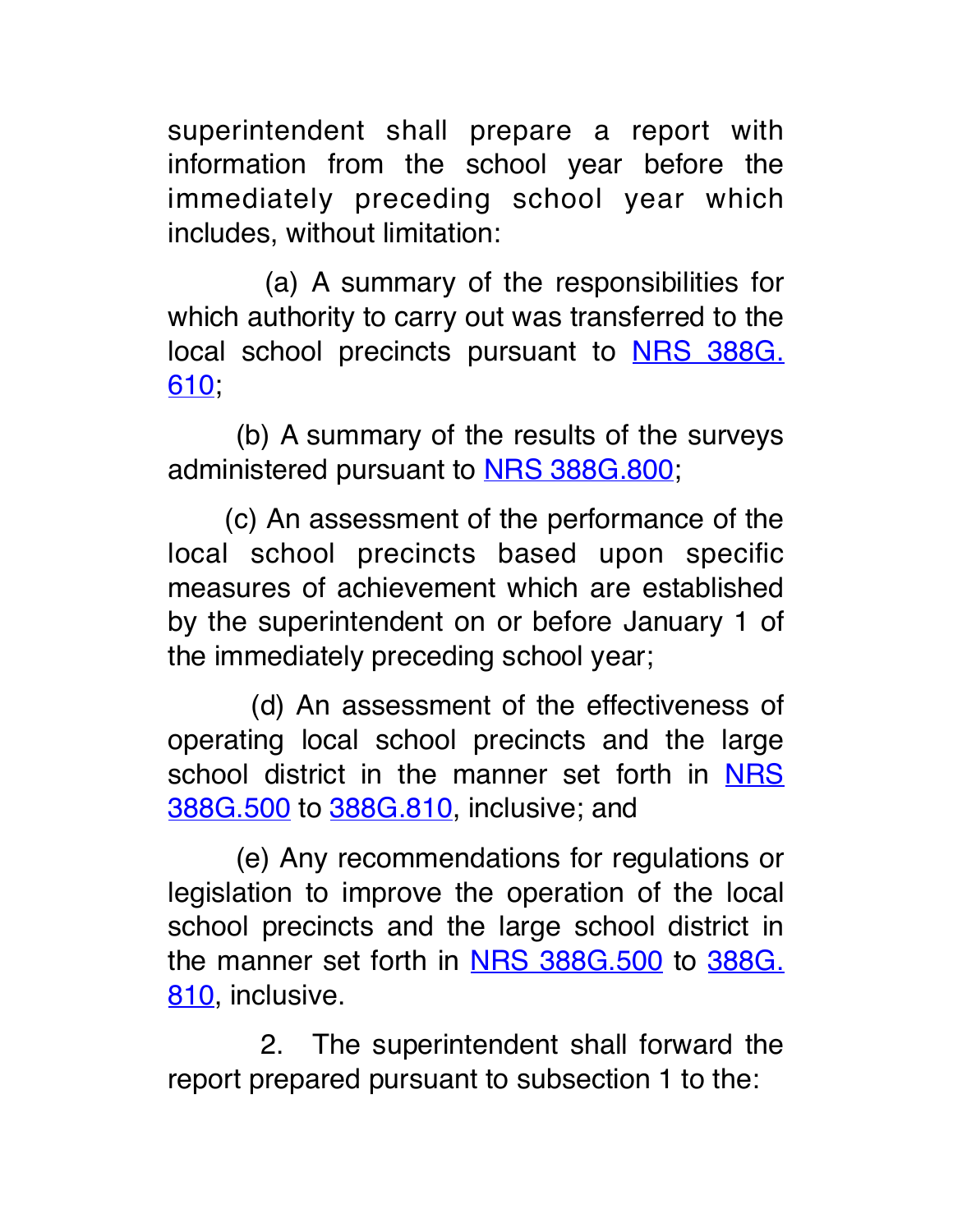superintendent shall prepare a report with information from the school year before the immediately preceding school year which includes, without limitation:

(a) A summary of the responsibilities for which authority to carry out was transferred to the local school precincts pursuant to NRS 388G.610;

(b) A summary of the results of the surveys administered pursuant to NRS 388G.800;

(c) An assessment of the performance of the local school precincts based upon specific measures of achievement which are established by the superintendent on or before January 1 of the immediately preceding school year;

(d) An assessment of the effectiveness of operating local school precincts and the large school district in the manner set forth in NRS 388G.500 to 388G.810, inclusive; and

(e) Any recommendations for regulations or legislation to improve the operation of the local school precincts and the large school district in the manner set forth in NRS 388G.500 to 388G.810, inclusive.

2. The superintendent shall forward the report prepared pursuant to subsection 1 to the: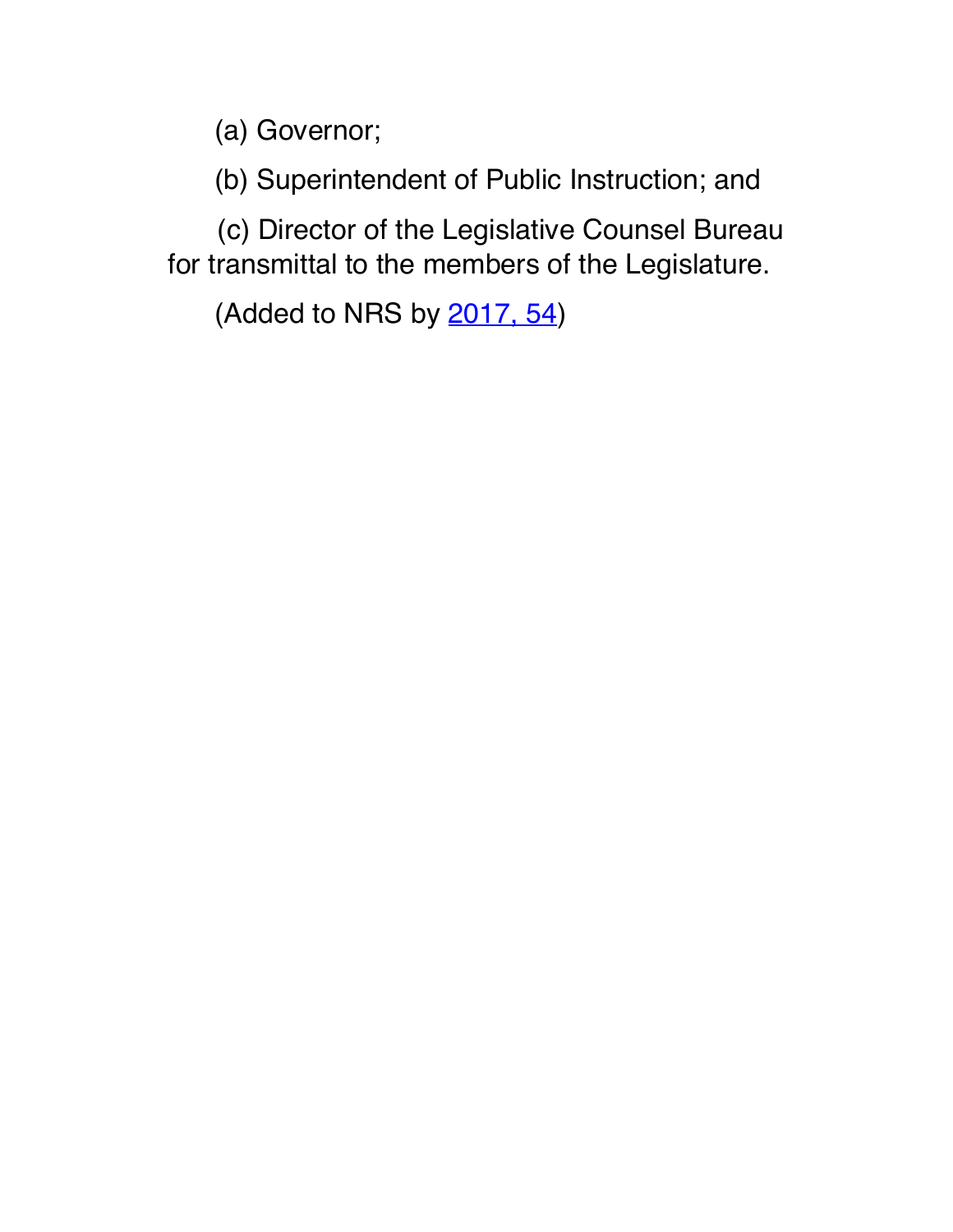(a) Governor;

(b) Superintendent of Public Instruction; and

(c) Director of the Legislative Counsel Bureau for transmittal to the members of the Legislature.

(Added to NRS by 2017, 54)